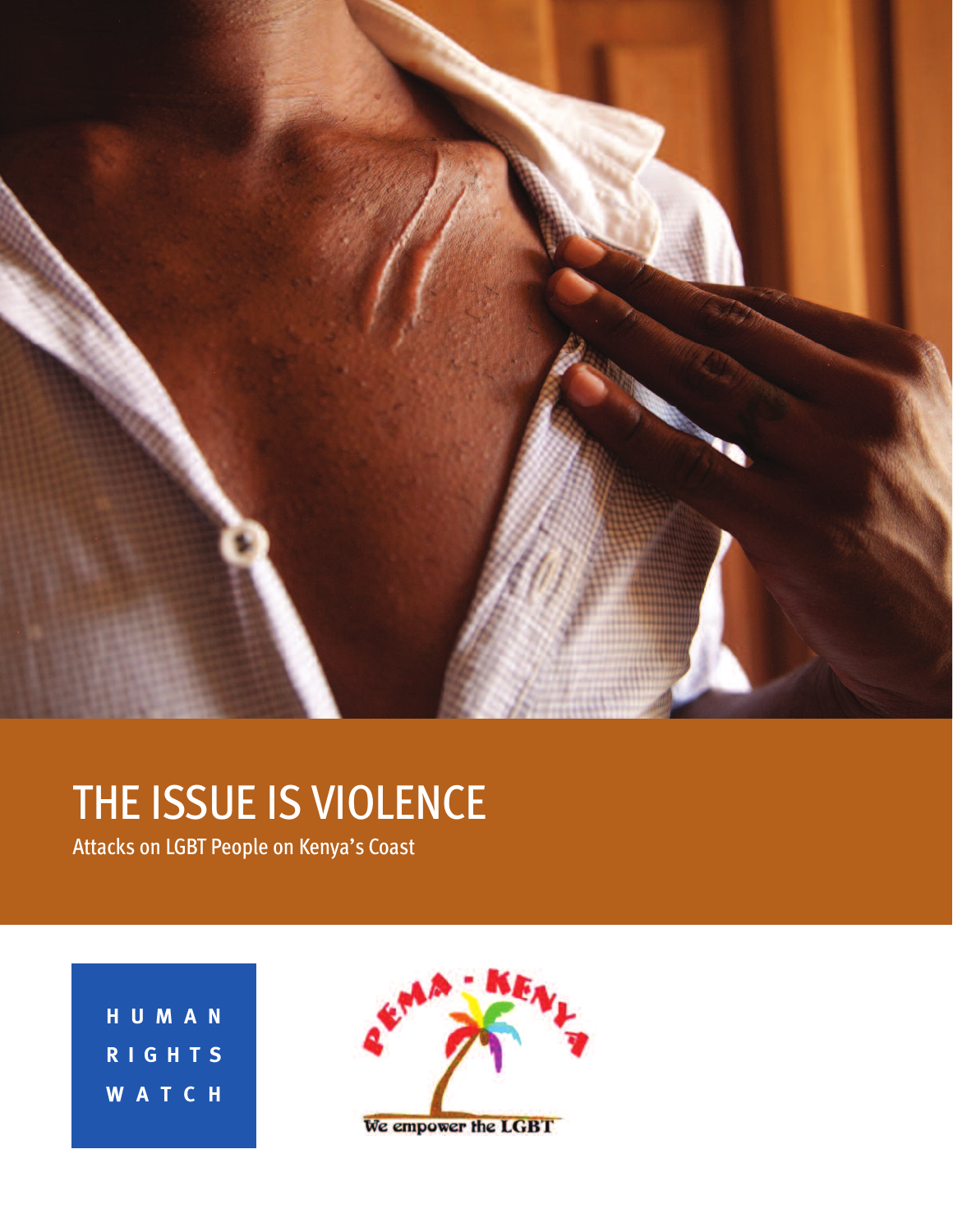# THE ISSUE IS VIOLENCE

Attacks on LGBT People on Kenya's Coast

HUMAN RIGHTS WATCH

PEMA - KENYA

We empower the LGBT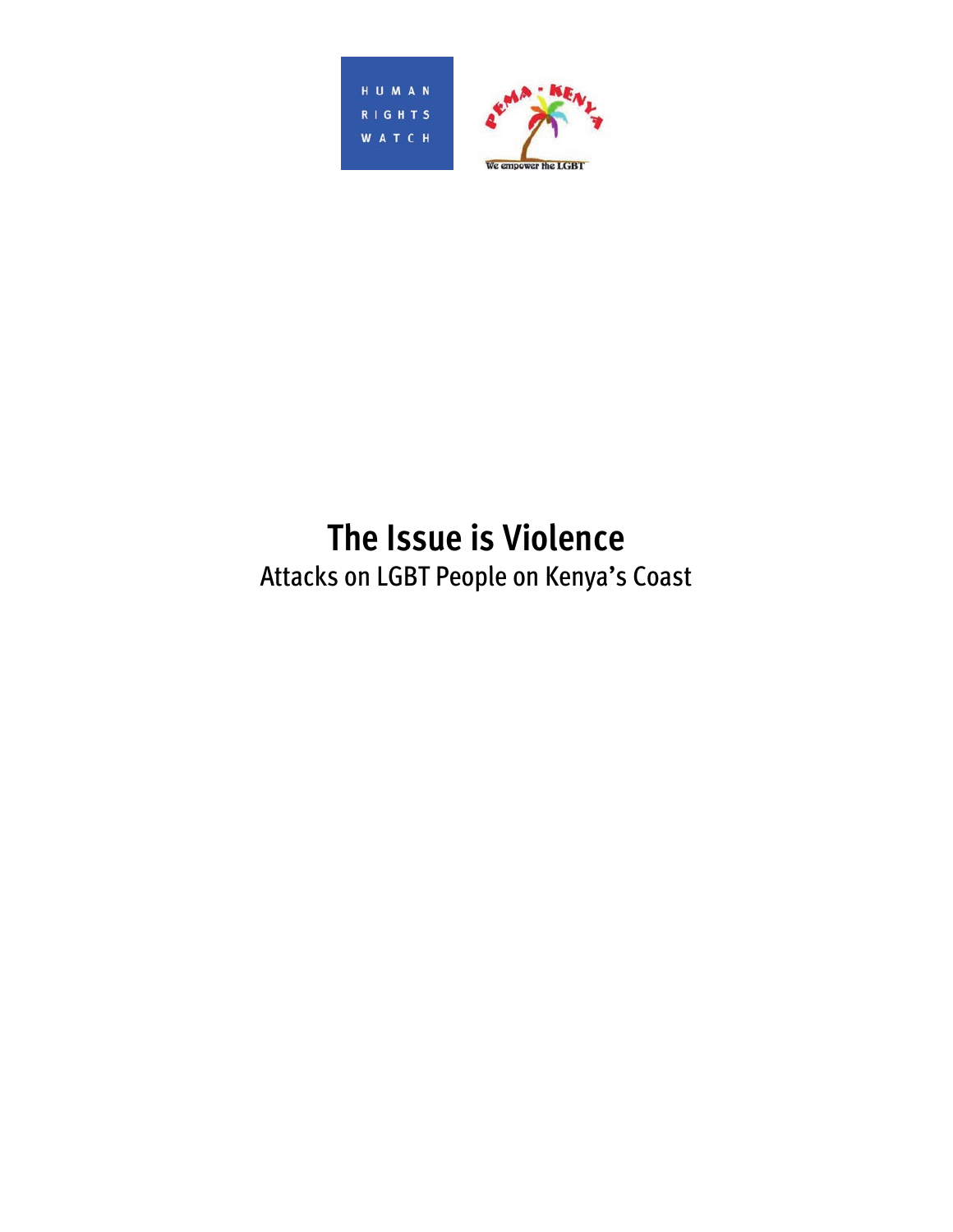HUMAN RIGHTS WATCH

PEMA - KENYA

We empower the LGBT

# The Issue is Violence

## Attacks on LGBT People on Kenya's Coast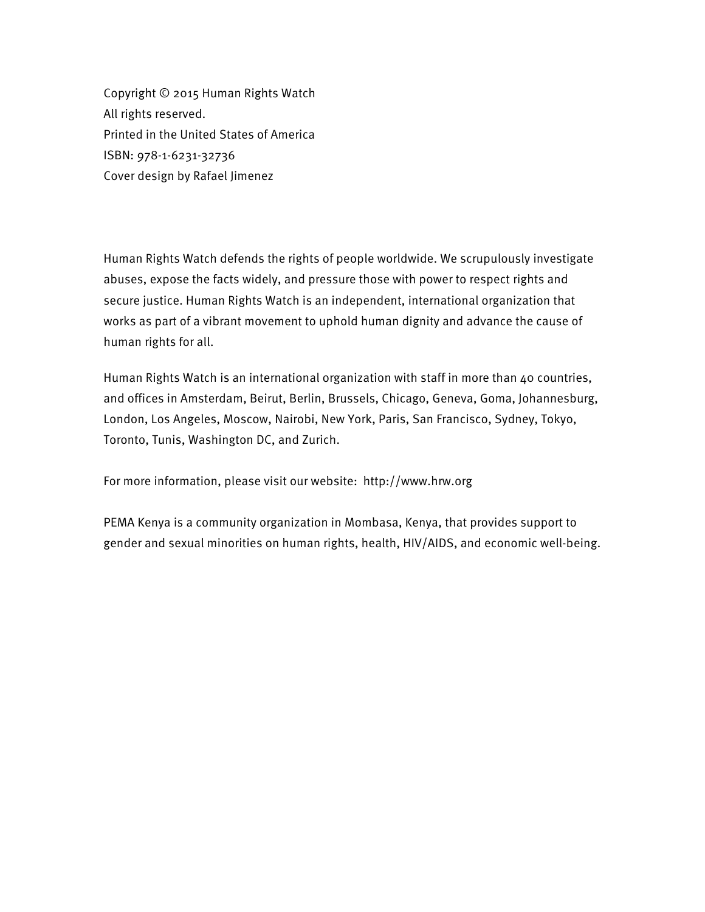Copyright © 2015 Human Rights Watch
All rights reserved.
Printed in the United States of America
ISBN: 978-1-6231-32736
Cover design by Rafael Jimenez

Human Rights Watch defends the rights of people worldwide. We scrupulously investigate abuses, expose the facts widely, and pressure those with power to respect rights and secure justice. Human Rights Watch is an independent, international organization that works as part of a vibrant movement to uphold human dignity and advance the cause of human rights for all.

Human Rights Watch is an international organization with staff in more than 40 countries, and offices in Amsterdam, Beirut, Berlin, Brussels, Chicago, Geneva, Goma, Johannesburg, London, Los Angeles, Moscow, Nairobi, New York, Paris, San Francisco, Sydney, Tokyo, Toronto, Tunis, Washington DC, and Zurich.

For more information, please visit our website: http://www.hrw.org

PEMA Kenya is a community organization in Mombasa, Kenya, that provides support to gender and sexual minorities on human rights, health, HIV/AIDS, and economic well-being.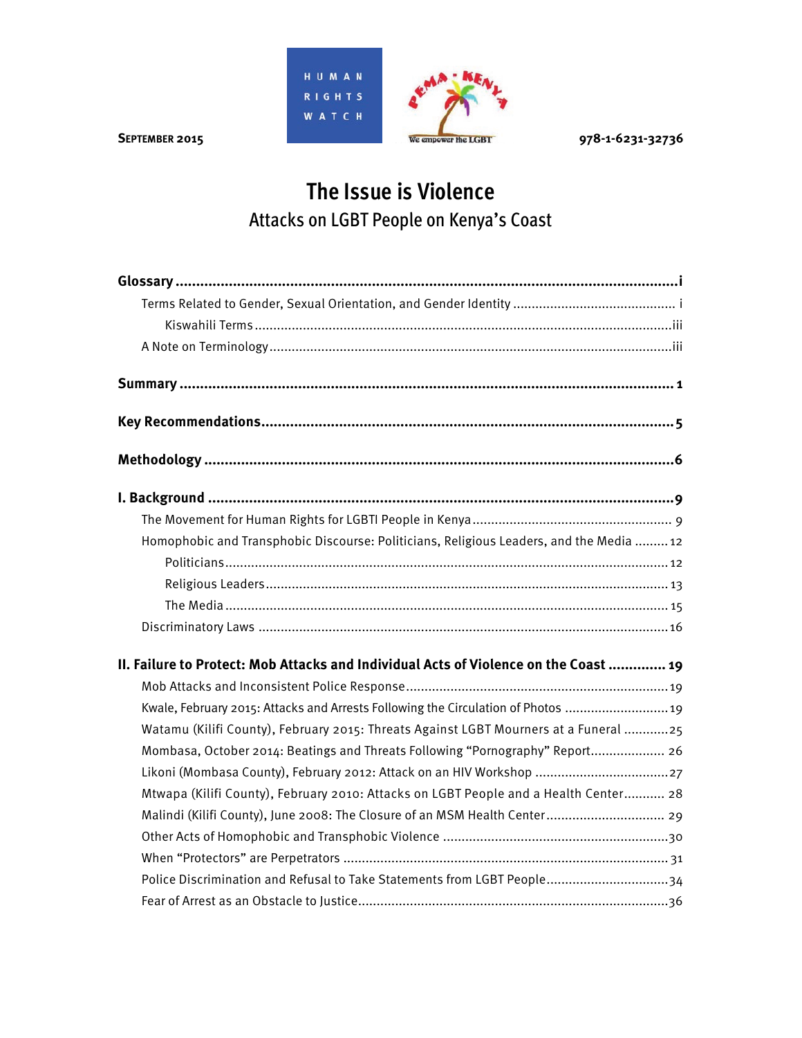SEPTEMBER 2015

978-1-6231-32736

# The Issue is Violence

## Attacks on LGBT People on Kenya's Coast

**Glossary** ..... **i**

- Terms Related to Gender, Sexual Orientation, and Gender Identity ..... i
  - Kiswahili Terms ..... iii
- A Note on Terminology ..... iii

**Summary** ..... **1**

**Key Recommendations** ..... **5**

**Methodology** ..... **6**

**I. Background** ..... **9**

- The Movement for Human Rights for LGBTI People in Kenya ..... 9
- Homophobic and Transphobic Discourse: Politicians, Religious Leaders, and the Media ..... 12
  - Politicians ..... 12
  - Religious Leaders ..... 13
  - The Media ..... 15
- Discriminatory Laws ..... 16

**II. Failure to Protect: Mob Attacks and Individual Acts of Violence on the Coast** ..... **19**

- Mob Attacks and Inconsistent Police Response ..... 19
- Kwale, February 2015: Attacks and Arrests Following the Circulation of Photos ..... 19
- Watamu (Kilifi County), February 2015: Threats Against LGBT Mourners at a Funeral ..... 25
- Mombasa, October 2014: Beatings and Threats Following "Pornography" Report ..... 26
- Likoni (Mombasa County), February 2012: Attack on an HIV Workshop ..... 27
- Mtwapa (Kilifi County), February 2010: Attacks on LGBT People and a Health Center ..... 28
- Malindi (Kilifi County), June 2008: The Closure of an MSM Health Center ..... 29
- Other Acts of Homophobic and Transphobic Violence ..... 30
- When "Protectors" are Perpetrators ..... 31
- Police Discrimination and Refusal to Take Statements from LGBT People ..... 34
- Fear of Arrest as an Obstacle to Justice ..... 36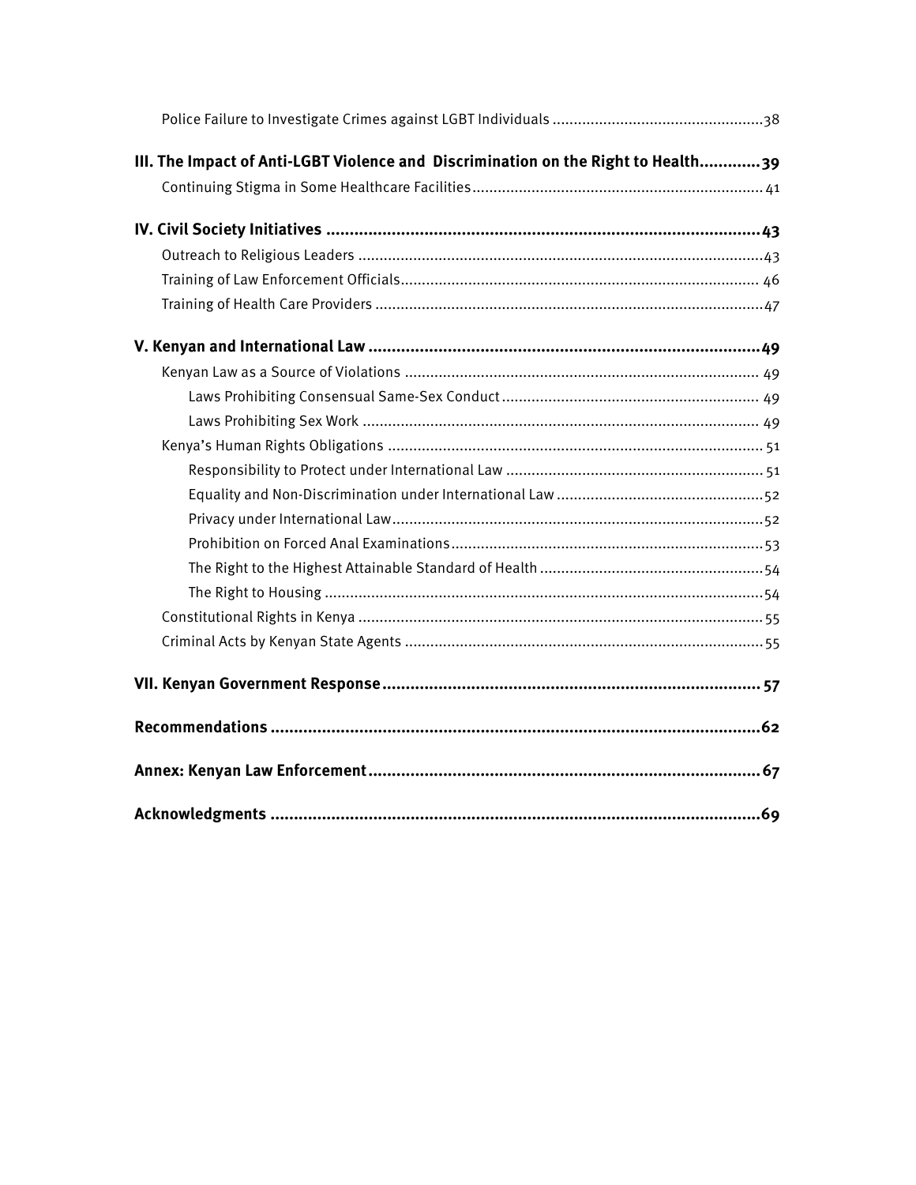Police Failure to Investigate Crimes against LGBT Individuals .................................................38

**III. The Impact of Anti-LGBT Violence and Discrimination on the Right to Health.............39**

Continuing Stigma in Some Healthcare Facilities .................................................................... 41

**IV. Civil Society Initiatives .............................................................................................43**

Outreach to Religious Leaders ...............................................................................................43

Training of Law Enforcement Officials .................................................................................... 46

Training of Health Care Providers ...........................................................................................47

**V. Kenyan and International Law ....................................................................................49**

Kenyan Law as a Source of Violations ................................................................................... 49

Laws Prohibiting Consensual Same-Sex Conduct ............................................................ 49

Laws Prohibiting Sex Work ............................................................................................. 49

Kenya's Human Rights Obligations ........................................................................................ 51

Responsibility to Protect under International Law ............................................................ 51

Equality and Non-Discrimination under International Law .................................................52

Privacy under International Law .......................................................................................52

Prohibition on Forced Anal Examinations .........................................................................53

The Right to the Highest Attainable Standard of Health .....................................................54

The Right to Housing .......................................................................................................54

Constitutional Rights in Kenya ...............................................................................................55

Criminal Acts by Kenyan State Agents ....................................................................................55

**VII. Kenyan Government Response ................................................................................ 57**

**Recommendations ........................................................................................................62**

**Annex: Kenyan Law Enforcement .................................................................................... 67**

**Acknowledgments .........................................................................................................69**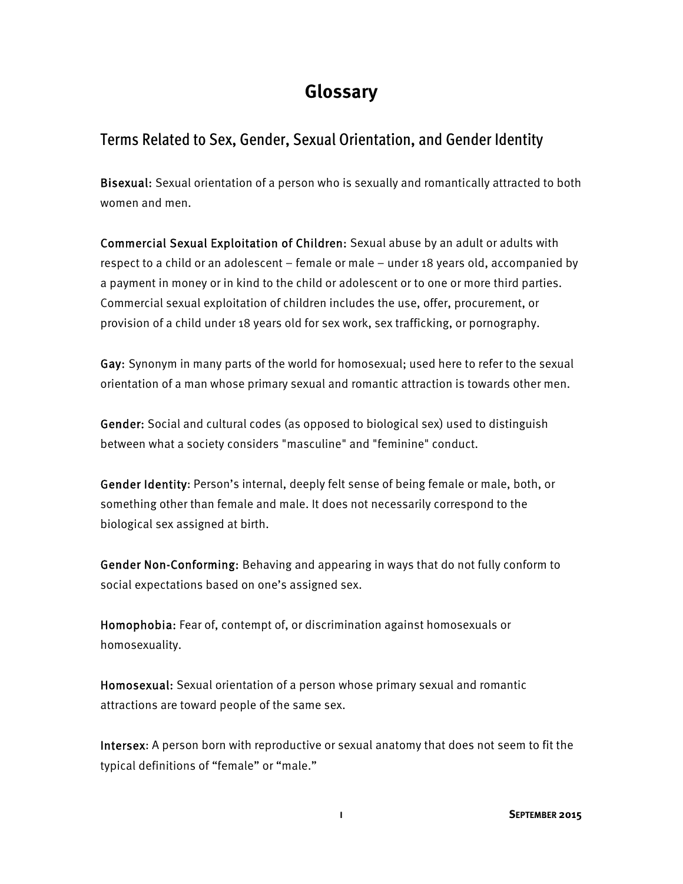# Glossary

## Terms Related to Sex, Gender, Sexual Orientation, and Gender Identity

**Bisexual:** Sexual orientation of a person who is sexually and romantically attracted to both women and men.

**Commercial Sexual Exploitation of Children:** Sexual abuse by an adult or adults with respect to a child or an adolescent – female or male – under 18 years old, accompanied by a payment in money or in kind to the child or adolescent or to one or more third parties. Commercial sexual exploitation of children includes the use, offer, procurement, or provision of a child under 18 years old for sex work, sex trafficking, or pornography.

**Gay:** Synonym in many parts of the world for homosexual; used here to refer to the sexual orientation of a man whose primary sexual and romantic attraction is towards other men.

**Gender:** Social and cultural codes (as opposed to biological sex) used to distinguish between what a society considers "masculine" and "feminine" conduct.

**Gender Identity:** Person's internal, deeply felt sense of being female or male, both, or something other than female and male. It does not necessarily correspond to the biological sex assigned at birth.

**Gender Non-Conforming:** Behaving and appearing in ways that do not fully conform to social expectations based on one's assigned sex.

**Homophobia:** Fear of, contempt of, or discrimination against homosexuals or homosexuality.

**Homosexual:** Sexual orientation of a person whose primary sexual and romantic attractions are toward people of the same sex.

**Intersex:** A person born with reproductive or sexual anatomy that does not seem to fit the typical definitions of "female" or "male."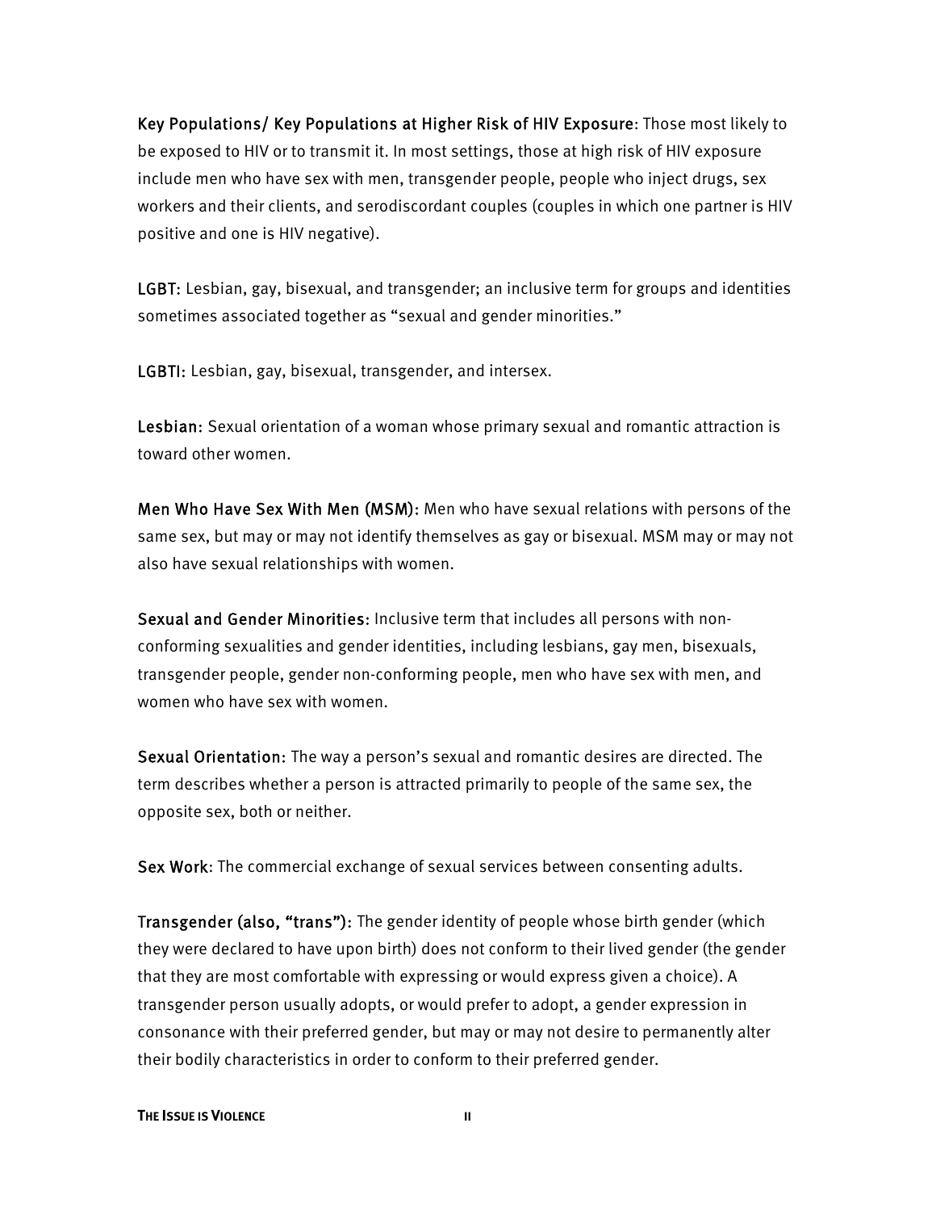**Key Populations/ Key Populations at Higher Risk of HIV Exposure**: Those most likely to be exposed to HIV or to transmit it. In most settings, those at high risk of HIV exposure include men who have sex with men, transgender people, people who inject drugs, sex workers and their clients, and serodiscordant couples (couples in which one partner is HIV positive and one is HIV negative).

**LGBT:** Lesbian, gay, bisexual, and transgender; an inclusive term for groups and identities sometimes associated together as "sexual and gender minorities."

**LGBTI:** Lesbian, gay, bisexual, transgender, and intersex.

**Lesbian:** Sexual orientation of a woman whose primary sexual and romantic attraction is toward other women.

**Men Who Have Sex With Men (MSM):** Men who have sexual relations with persons of the same sex, but may or may not identify themselves as gay or bisexual. MSM may or may not also have sexual relationships with women.

**Sexual and Gender Minorities:** Inclusive term that includes all persons with non-conforming sexualities and gender identities, including lesbians, gay men, bisexuals, transgender people, gender non-conforming people, men who have sex with men, and women who have sex with women.

**Sexual Orientation:** The way a person's sexual and romantic desires are directed. The term describes whether a person is attracted primarily to people of the same sex, the opposite sex, both or neither.

**Sex Work**: The commercial exchange of sexual services between consenting adults.

**Transgender (also, "trans"):** The gender identity of people whose birth gender (which they were declared to have upon birth) does not conform to their lived gender (the gender that they are most comfortable with expressing or would express given a choice). A transgender person usually adopts, or would prefer to adopt, a gender expression in consonance with their preferred gender, but may or may not desire to permanently alter their bodily characteristics in order to conform to their preferred gender.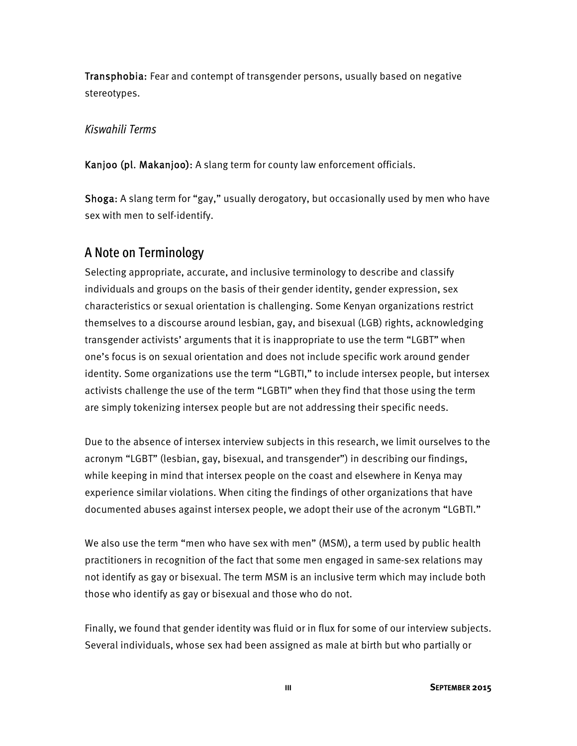**Transphobia:** Fear and contempt of transgender persons, usually based on negative stereotypes.

*Kiswahili Terms*

**Kanjoo (pl. Makanjoo):** A slang term for county law enforcement officials.

**Shoga:** A slang term for "gay," usually derogatory, but occasionally used by men who have sex with men to self-identify.

## A Note on Terminology

Selecting appropriate, accurate, and inclusive terminology to describe and classify individuals and groups on the basis of their gender identity, gender expression, sex characteristics or sexual orientation is challenging. Some Kenyan organizations restrict themselves to a discourse around lesbian, gay, and bisexual (LGB) rights, acknowledging transgender activists' arguments that it is inappropriate to use the term "LGBT" when one's focus is on sexual orientation and does not include specific work around gender identity. Some organizations use the term "LGBTI," to include intersex people, but intersex activists challenge the use of the term "LGBTI" when they find that those using the term are simply tokenizing intersex people but are not addressing their specific needs.

Due to the absence of intersex interview subjects in this research, we limit ourselves to the acronym "LGBT" (lesbian, gay, bisexual, and transgender") in describing our findings, while keeping in mind that intersex people on the coast and elsewhere in Kenya may experience similar violations. When citing the findings of other organizations that have documented abuses against intersex people, we adopt their use of the acronym "LGBTI."

We also use the term "men who have sex with men" (MSM), a term used by public health practitioners in recognition of the fact that some men engaged in same-sex relations may not identify as gay or bisexual. The term MSM is an inclusive term which may include both those who identify as gay or bisexual and those who do not.

Finally, we found that gender identity was fluid or in flux for some of our interview subjects. Several individuals, whose sex had been assigned as male at birth but who partially or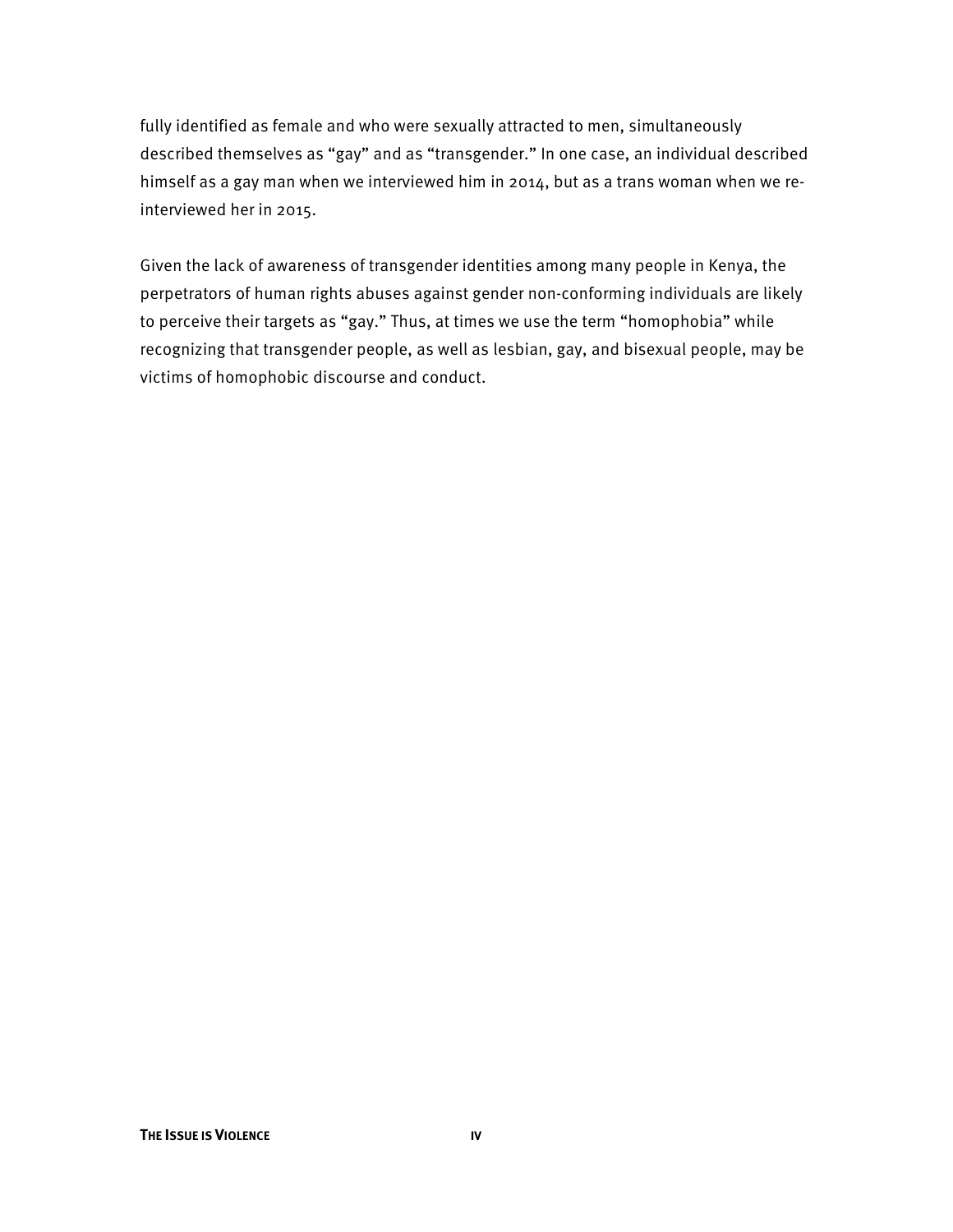fully identified as female and who were sexually attracted to men, simultaneously described themselves as "gay" and as "transgender." In one case, an individual described himself as a gay man when we interviewed him in 2014, but as a trans woman when we re-interviewed her in 2015.

Given the lack of awareness of transgender identities among many people in Kenya, the perpetrators of human rights abuses against gender non-conforming individuals are likely to perceive their targets as "gay." Thus, at times we use the term "homophobia" while recognizing that transgender people, as well as lesbian, gay, and bisexual people, may be victims of homophobic discourse and conduct.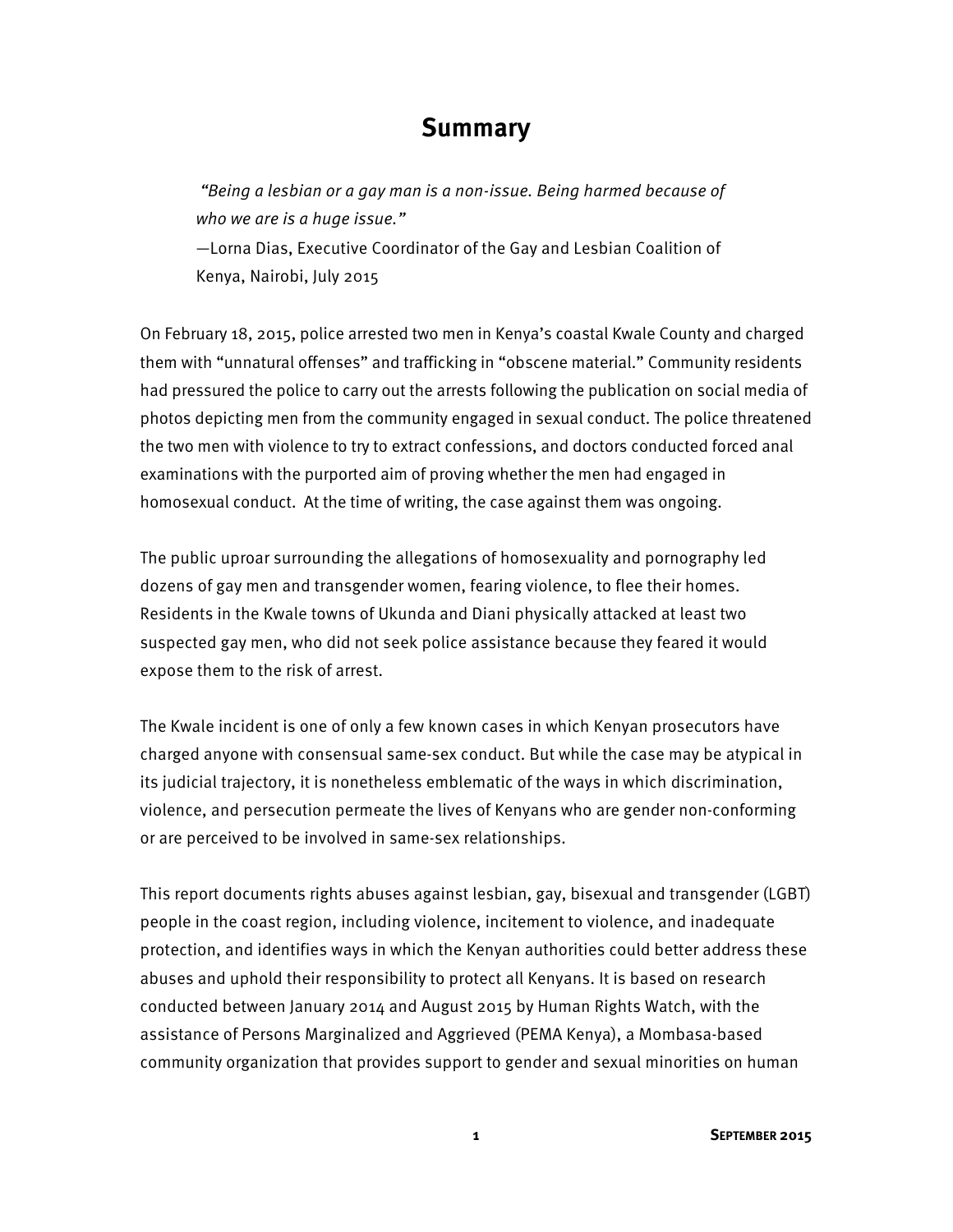# Summary

> *"Being a lesbian or a gay man is a non-issue. Being harmed because of who we are is a huge issue."*
> —Lorna Dias, Executive Coordinator of the Gay and Lesbian Coalition of Kenya, Nairobi, July 2015

On February 18, 2015, police arrested two men in Kenya's coastal Kwale County and charged them with "unnatural offenses" and trafficking in "obscene material." Community residents had pressured the police to carry out the arrests following the publication on social media of photos depicting men from the community engaged in sexual conduct. The police threatened the two men with violence to try to extract confessions, and doctors conducted forced anal examinations with the purported aim of proving whether the men had engaged in homosexual conduct. At the time of writing, the case against them was ongoing.

The public uproar surrounding the allegations of homosexuality and pornography led dozens of gay men and transgender women, fearing violence, to flee their homes. Residents in the Kwale towns of Ukunda and Diani physically attacked at least two suspected gay men, who did not seek police assistance because they feared it would expose them to the risk of arrest.

The Kwale incident is one of only a few known cases in which Kenyan prosecutors have charged anyone with consensual same-sex conduct. But while the case may be atypical in its judicial trajectory, it is nonetheless emblematic of the ways in which discrimination, violence, and persecution permeate the lives of Kenyans who are gender non-conforming or are perceived to be involved in same-sex relationships.

This report documents rights abuses against lesbian, gay, bisexual and transgender (LGBT) people in the coast region, including violence, incitement to violence, and inadequate protection, and identifies ways in which the Kenyan authorities could better address these abuses and uphold their responsibility to protect all Kenyans. It is based on research conducted between January 2014 and August 2015 by Human Rights Watch, with the assistance of Persons Marginalized and Aggrieved (PEMA Kenya), a Mombasa-based community organization that provides support to gender and sexual minorities on human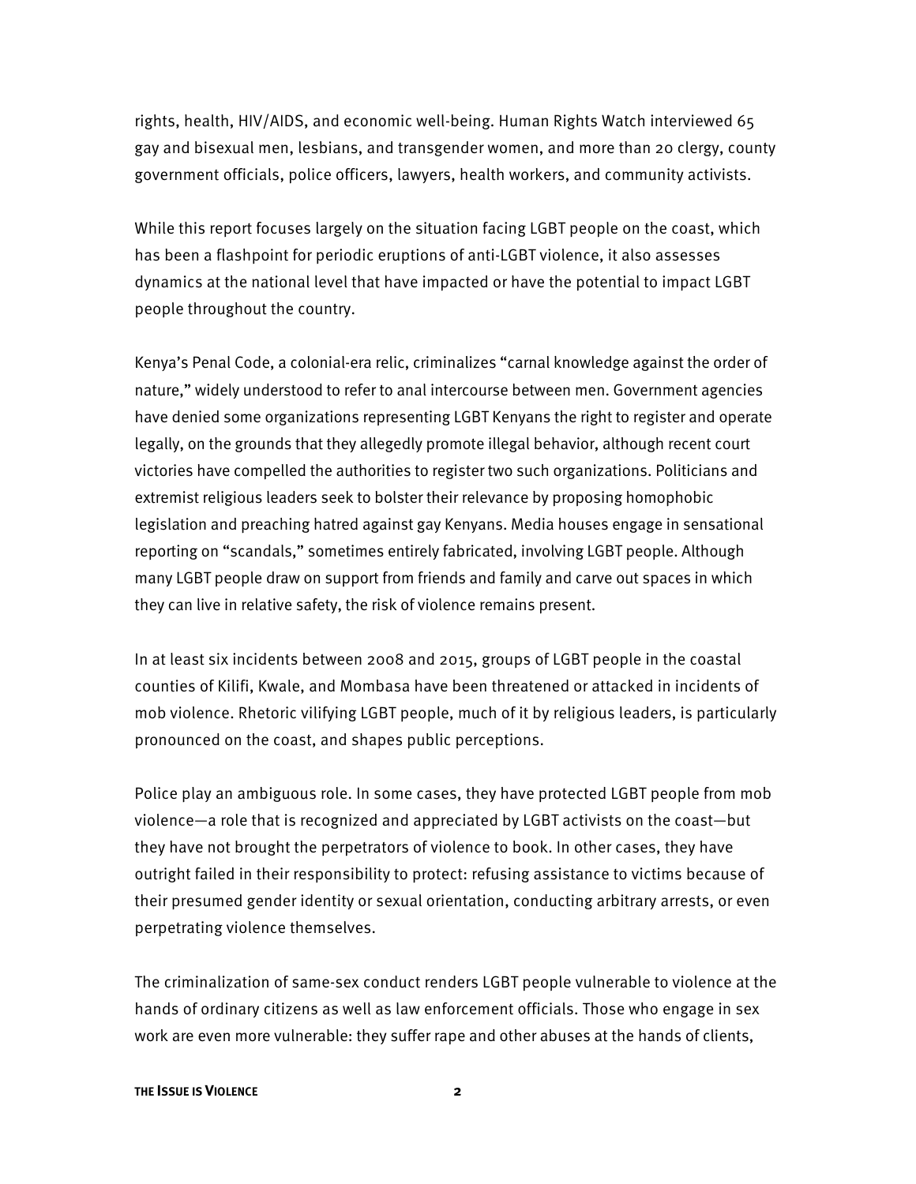rights, health, HIV/AIDS, and economic well-being. Human Rights Watch interviewed 65 gay and bisexual men, lesbians, and transgender women, and more than 20 clergy, county government officials, police officers, lawyers, health workers, and community activists.

While this report focuses largely on the situation facing LGBT people on the coast, which has been a flashpoint for periodic eruptions of anti-LGBT violence, it also assesses dynamics at the national level that have impacted or have the potential to impact LGBT people throughout the country.

Kenya's Penal Code, a colonial-era relic, criminalizes "carnal knowledge against the order of nature," widely understood to refer to anal intercourse between men. Government agencies have denied some organizations representing LGBT Kenyans the right to register and operate legally, on the grounds that they allegedly promote illegal behavior, although recent court victories have compelled the authorities to register two such organizations. Politicians and extremist religious leaders seek to bolster their relevance by proposing homophobic legislation and preaching hatred against gay Kenyans. Media houses engage in sensational reporting on "scandals," sometimes entirely fabricated, involving LGBT people. Although many LGBT people draw on support from friends and family and carve out spaces in which they can live in relative safety, the risk of violence remains present.

In at least six incidents between 2008 and 2015, groups of LGBT people in the coastal counties of Kilifi, Kwale, and Mombasa have been threatened or attacked in incidents of mob violence. Rhetoric vilifying LGBT people, much of it by religious leaders, is particularly pronounced on the coast, and shapes public perceptions.

Police play an ambiguous role. In some cases, they have protected LGBT people from mob violence—a role that is recognized and appreciated by LGBT activists on the coast—but they have not brought the perpetrators of violence to book. In other cases, they have outright failed in their responsibility to protect: refusing assistance to victims because of their presumed gender identity or sexual orientation, conducting arbitrary arrests, or even perpetrating violence themselves.

The criminalization of same-sex conduct renders LGBT people vulnerable to violence at the hands of ordinary citizens as well as law enforcement officials. Those who engage in sex work are even more vulnerable: they suffer rape and other abuses at the hands of clients,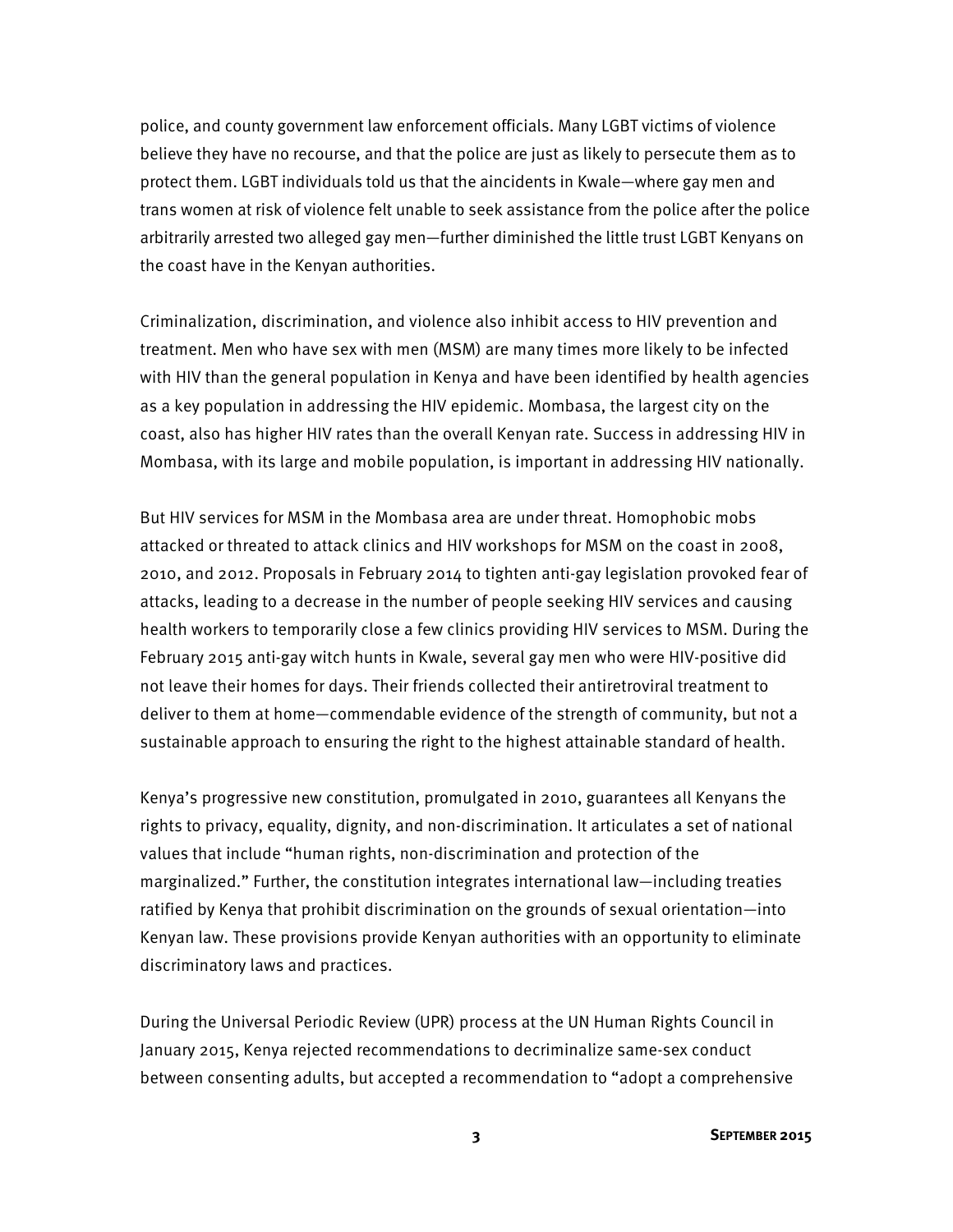police, and county government law enforcement officials. Many LGBT victims of violence believe they have no recourse, and that the police are just as likely to persecute them as to protect them. LGBT individuals told us that the aincidents in Kwale—where gay men and trans women at risk of violence felt unable to seek assistance from the police after the police arbitrarily arrested two alleged gay men—further diminished the little trust LGBT Kenyans on the coast have in the Kenyan authorities.

Criminalization, discrimination, and violence also inhibit access to HIV prevention and treatment. Men who have sex with men (MSM) are many times more likely to be infected with HIV than the general population in Kenya and have been identified by health agencies as a key population in addressing the HIV epidemic. Mombasa, the largest city on the coast, also has higher HIV rates than the overall Kenyan rate. Success in addressing HIV in Mombasa, with its large and mobile population, is important in addressing HIV nationally.

But HIV services for MSM in the Mombasa area are under threat. Homophobic mobs attacked or threated to attack clinics and HIV workshops for MSM on the coast in 2008, 2010, and 2012. Proposals in February 2014 to tighten anti-gay legislation provoked fear of attacks, leading to a decrease in the number of people seeking HIV services and causing health workers to temporarily close a few clinics providing HIV services to MSM. During the February 2015 anti-gay witch hunts in Kwale, several gay men who were HIV-positive did not leave their homes for days. Their friends collected their antiretroviral treatment to deliver to them at home—commendable evidence of the strength of community, but not a sustainable approach to ensuring the right to the highest attainable standard of health.

Kenya's progressive new constitution, promulgated in 2010, guarantees all Kenyans the rights to privacy, equality, dignity, and non-discrimination. It articulates a set of national values that include "human rights, non-discrimination and protection of the marginalized." Further, the constitution integrates international law—including treaties ratified by Kenya that prohibit discrimination on the grounds of sexual orientation—into Kenyan law. These provisions provide Kenyan authorities with an opportunity to eliminate discriminatory laws and practices.

During the Universal Periodic Review (UPR) process at the UN Human Rights Council in January 2015, Kenya rejected recommendations to decriminalize same-sex conduct between consenting adults, but accepted a recommendation to "adopt a comprehensive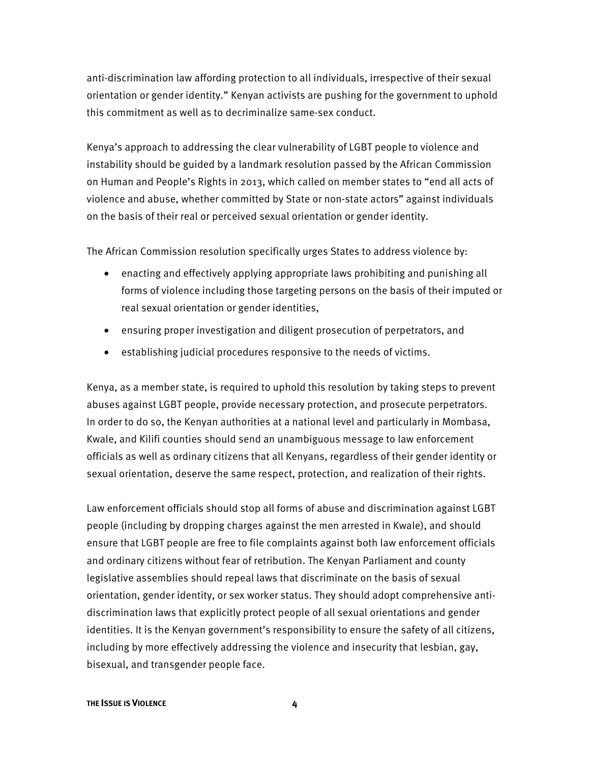anti-discrimination law affording protection to all individuals, irrespective of their sexual orientation or gender identity." Kenyan activists are pushing for the government to uphold this commitment as well as to decriminalize same-sex conduct.

Kenya's approach to addressing the clear vulnerability of LGBT people to violence and instability should be guided by a landmark resolution passed by the African Commission on Human and People's Rights in 2013, which called on member states to "end all acts of violence and abuse, whether committed by State or non-state actors" against individuals on the basis of their real or perceived sexual orientation or gender identity.

The African Commission resolution specifically urges States to address violence by:

- enacting and effectively applying appropriate laws prohibiting and punishing all forms of violence including those targeting persons on the basis of their imputed or real sexual orientation or gender identities,
- ensuring proper investigation and diligent prosecution of perpetrators, and
- establishing judicial procedures responsive to the needs of victims.

Kenya, as a member state, is required to uphold this resolution by taking steps to prevent abuses against LGBT people, provide necessary protection, and prosecute perpetrators. In order to do so, the Kenyan authorities at a national level and particularly in Mombasa, Kwale, and Kilifi counties should send an unambiguous message to law enforcement officials as well as ordinary citizens that all Kenyans, regardless of their gender identity or sexual orientation, deserve the same respect, protection, and realization of their rights.

Law enforcement officials should stop all forms of abuse and discrimination against LGBT people (including by dropping charges against the men arrested in Kwale), and should ensure that LGBT people are free to file complaints against both law enforcement officials and ordinary citizens without fear of retribution. The Kenyan Parliament and county legislative assemblies should repeal laws that discriminate on the basis of sexual orientation, gender identity, or sex worker status. They should adopt comprehensive anti-discrimination laws that explicitly protect people of all sexual orientations and gender identities. It is the Kenyan government's responsibility to ensure the safety of all citizens, including by more effectively addressing the violence and insecurity that lesbian, gay, bisexual, and transgender people face.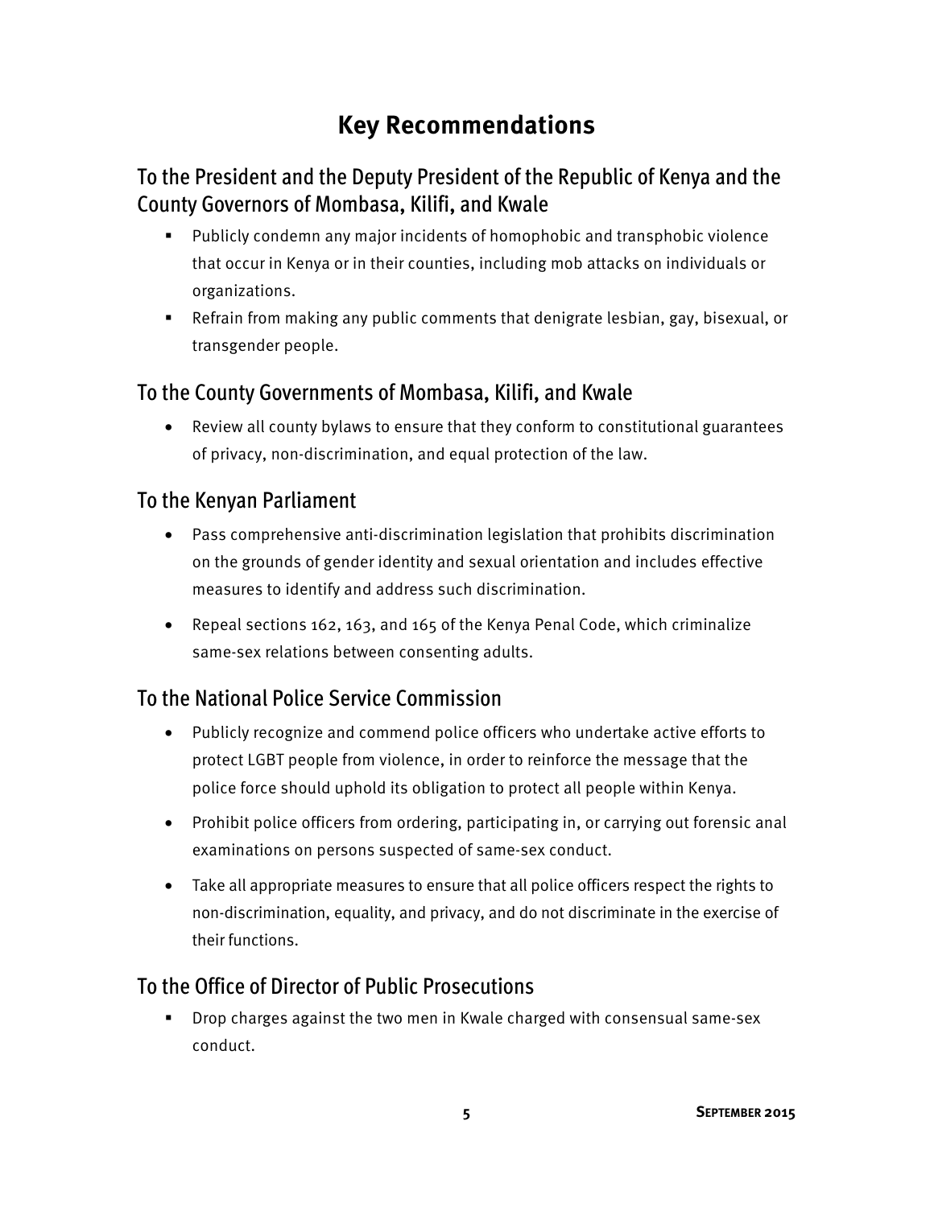# Key Recommendations

## To the President and the Deputy President of the Republic of Kenya and the County Governors of Mombasa, Kilifi, and Kwale

- Publicly condemn any major incidents of homophobic and transphobic violence that occur in Kenya or in their counties, including mob attacks on individuals or organizations.
- Refrain from making any public comments that denigrate lesbian, gay, bisexual, or transgender people.

## To the County Governments of Mombasa, Kilifi, and Kwale

- Review all county bylaws to ensure that they conform to constitutional guarantees of privacy, non-discrimination, and equal protection of the law.

## To the Kenyan Parliament

- Pass comprehensive anti-discrimination legislation that prohibits discrimination on the grounds of gender identity and sexual orientation and includes effective measures to identify and address such discrimination.
- Repeal sections 162, 163, and 165 of the Kenya Penal Code, which criminalize same-sex relations between consenting adults.

## To the National Police Service Commission

- Publicly recognize and commend police officers who undertake active efforts to protect LGBT people from violence, in order to reinforce the message that the police force should uphold its obligation to protect all people within Kenya.
- Prohibit police officers from ordering, participating in, or carrying out forensic anal examinations on persons suspected of same-sex conduct.
- Take all appropriate measures to ensure that all police officers respect the rights to non-discrimination, equality, and privacy, and do not discriminate in the exercise of their functions.

## To the Office of Director of Public Prosecutions

- Drop charges against the two men in Kwale charged with consensual same-sex conduct.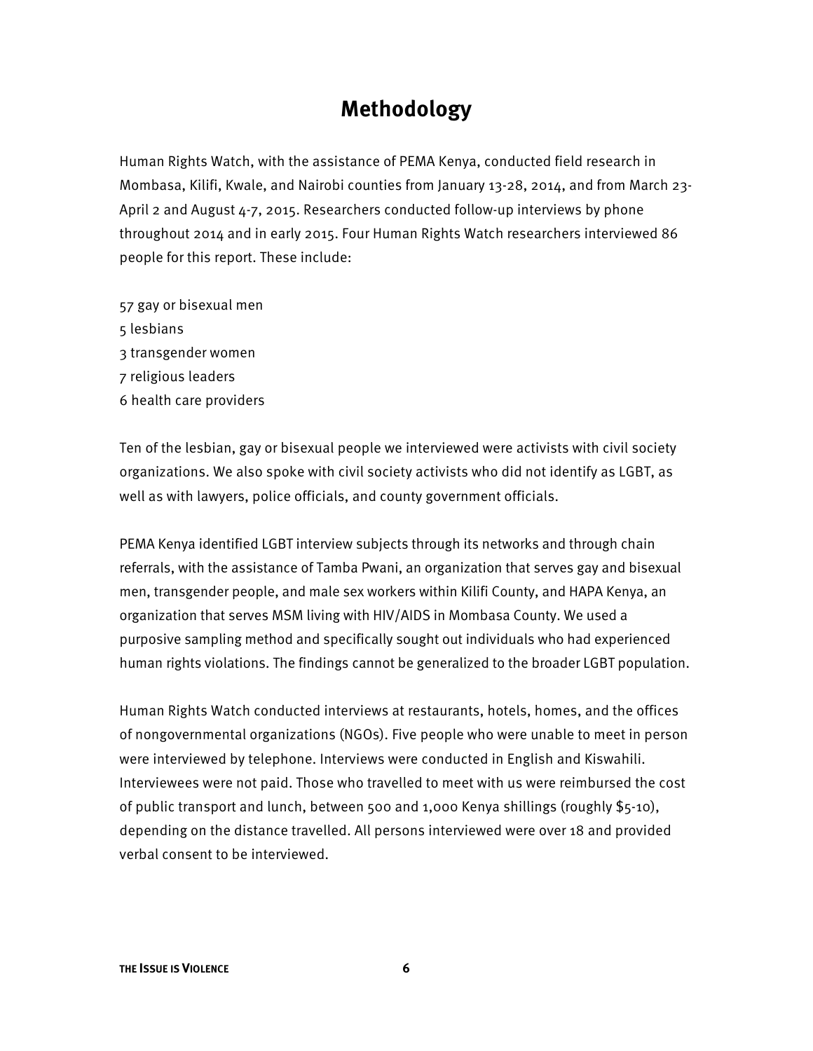# Methodology

Human Rights Watch, with the assistance of PEMA Kenya, conducted field research in Mombasa, Kilifi, Kwale, and Nairobi counties from January 13-28, 2014, and from March 23-April 2 and August 4-7, 2015. Researchers conducted follow-up interviews by phone throughout 2014 and in early 2015. Four Human Rights Watch researchers interviewed 86 people for this report. These include:

57 gay or bisexual men
5 lesbians
3 transgender women
7 religious leaders
6 health care providers

Ten of the lesbian, gay or bisexual people we interviewed were activists with civil society organizations. We also spoke with civil society activists who did not identify as LGBT, as well as with lawyers, police officials, and county government officials.

PEMA Kenya identified LGBT interview subjects through its networks and through chain referrals, with the assistance of Tamba Pwani, an organization that serves gay and bisexual men, transgender people, and male sex workers within Kilifi County, and HAPA Kenya, an organization that serves MSM living with HIV/AIDS in Mombasa County. We used a purposive sampling method and specifically sought out individuals who had experienced human rights violations. The findings cannot be generalized to the broader LGBT population.

Human Rights Watch conducted interviews at restaurants, hotels, homes, and the offices of nongovernmental organizations (NGOs). Five people who were unable to meet in person were interviewed by telephone. Interviews were conducted in English and Kiswahili. Interviewees were not paid. Those who travelled to meet with us were reimbursed the cost of public transport and lunch, between 500 and 1,000 Kenya shillings (roughly $5-10), depending on the distance travelled. All persons interviewed were over 18 and provided verbal consent to be interviewed.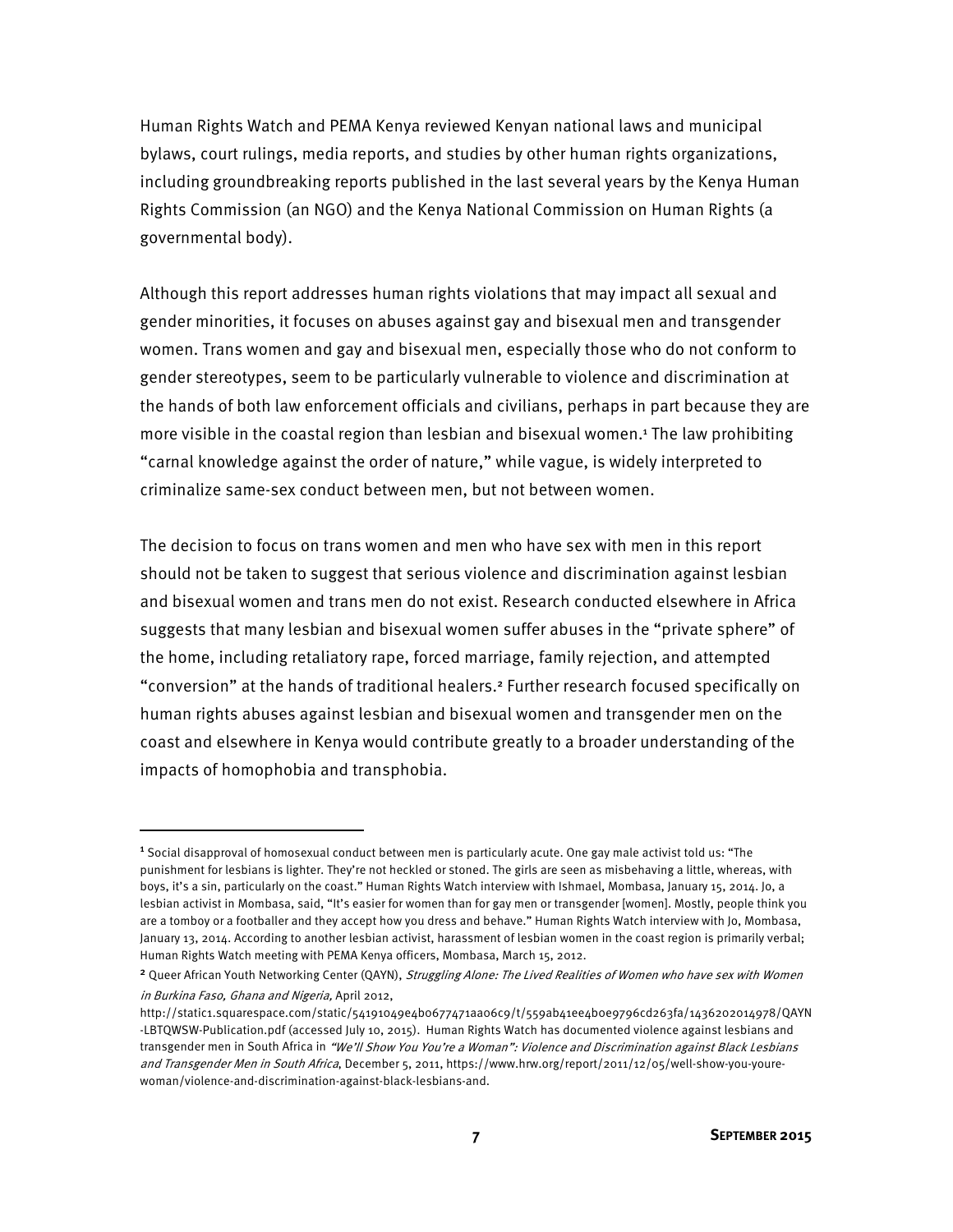Human Rights Watch and PEMA Kenya reviewed Kenyan national laws and municipal bylaws, court rulings, media reports, and studies by other human rights organizations, including groundbreaking reports published in the last several years by the Kenya Human Rights Commission (an NGO) and the Kenya National Commission on Human Rights (a governmental body).

Although this report addresses human rights violations that may impact all sexual and gender minorities, it focuses on abuses against gay and bisexual men and transgender women. Trans women and gay and bisexual men, especially those who do not conform to gender stereotypes, seem to be particularly vulnerable to violence and discrimination at the hands of both law enforcement officials and civilians, perhaps in part because they are more visible in the coastal region than lesbian and bisexual women.[1] The law prohibiting "carnal knowledge against the order of nature," while vague, is widely interpreted to criminalize same-sex conduct between men, but not between women.

The decision to focus on trans women and men who have sex with men in this report should not be taken to suggest that serious violence and discrimination against lesbian and bisexual women and trans men do not exist. Research conducted elsewhere in Africa suggests that many lesbian and bisexual women suffer abuses in the "private sphere" of the home, including retaliatory rape, forced marriage, family rejection, and attempted "conversion" at the hands of traditional healers.[2] Further research focused specifically on human rights abuses against lesbian and bisexual women and transgender men on the coast and elsewhere in Kenya would contribute greatly to a broader understanding of the impacts of homophobia and transphobia.

---

[1] Social disapproval of homosexual conduct between men is particularly acute. One gay male activist told us: "The punishment for lesbians is lighter. They're not heckled or stoned. The girls are seen as misbehaving a little, whereas, with boys, it's a sin, particularly on the coast." Human Rights Watch interview with Ishmael, Mombasa, January 15, 2014. Jo, a lesbian activist in Mombasa, said, "It's easier for women than for gay men or transgender [women]. Mostly, people think you are a tomboy or a footballer and they accept how you dress and behave." Human Rights Watch interview with Jo, Mombasa, January 13, 2014. According to another lesbian activist, harassment of lesbian women in the coast region is primarily verbal; Human Rights Watch meeting with PEMA Kenya officers, Mombasa, March 15, 2012.

[2] Queer African Youth Networking Center (QAYN), *Struggling Alone: The Lived Realities of Women who have sex with Women in Burkina Faso, Ghana and Nigeria,* April 2012, http://static1.squarespace.com/static/54191049e4b0677471aa06c9/t/559ab41ee4b0e9796cd263fa/1436202014978/QAYN-LBTQWSW-Publication.pdf (accessed July 10, 2015). Human Rights Watch has documented violence against lesbians and transgender men in South Africa in *"We'll Show You You're a Woman": Violence and Discrimination against Black Lesbians and Transgender Men in South Africa*, December 5, 2011, https://www.hrw.org/report/2011/12/05/well-show-you-youre-woman/violence-and-discrimination-against-black-lesbians-and.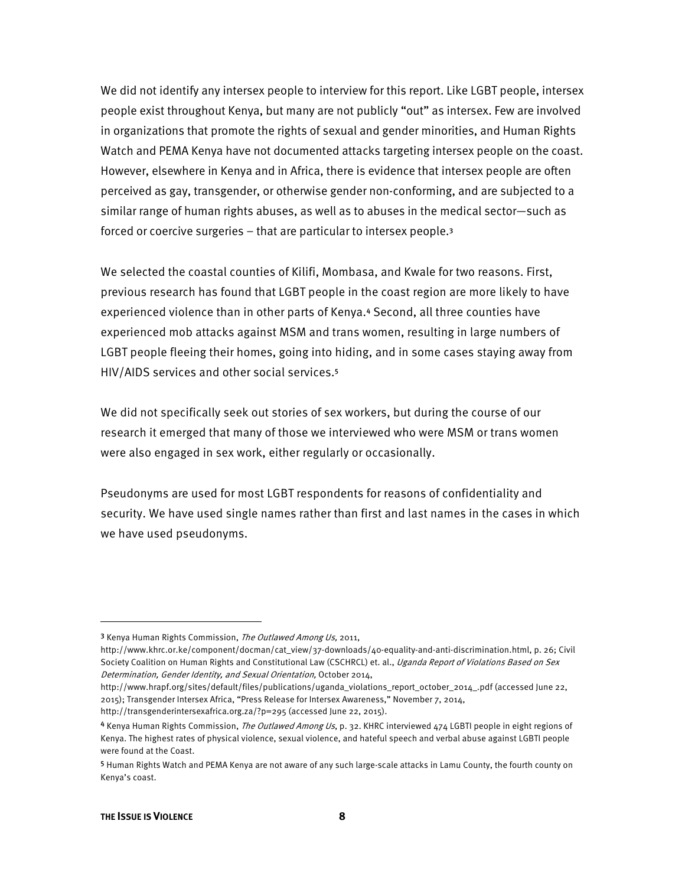We did not identify any intersex people to interview for this report. Like LGBT people, intersex people exist throughout Kenya, but many are not publicly "out" as intersex. Few are involved in organizations that promote the rights of sexual and gender minorities, and Human Rights Watch and PEMA Kenya have not documented attacks targeting intersex people on the coast. However, elsewhere in Kenya and in Africa, there is evidence that intersex people are often perceived as gay, transgender, or otherwise gender non-conforming, and are subjected to a similar range of human rights abuses, as well as to abuses in the medical sector—such as forced or coercive surgeries – that are particular to intersex people.[3]

We selected the coastal counties of Kilifi, Mombasa, and Kwale for two reasons. First, previous research has found that LGBT people in the coast region are more likely to have experienced violence than in other parts of Kenya.[4] Second, all three counties have experienced mob attacks against MSM and trans women, resulting in large numbers of LGBT people fleeing their homes, going into hiding, and in some cases staying away from HIV/AIDS services and other social services.[5]

We did not specifically seek out stories of sex workers, but during the course of our research it emerged that many of those we interviewed who were MSM or trans women were also engaged in sex work, either regularly or occasionally.

Pseudonyms are used for most LGBT respondents for reasons of confidentiality and security. We have used single names rather than first and last names in the cases in which we have used pseudonyms.

---

[3] Kenya Human Rights Commission, *The Outlawed Among Us,* 2011, http://www.khrc.or.ke/component/docman/cat_view/37-downloads/40-equality-and-anti-discrimination.html, p. 26; Civil Society Coalition on Human Rights and Constitutional Law (CSCHRCL) et. al., *Uganda Report of Violations Based on Sex Determination, Gender Identity, and Sexual Orientation,* October 2014, http://www.hrapf.org/sites/default/files/publications/uganda_violations_report_october_2014_.pdf (accessed June 22, 2015); Transgender Intersex Africa, "Press Release for Intersex Awareness," November 7, 2014, http://transgenderintersexafrica.org.za/?p=295 (accessed June 22, 2015).

[4] Kenya Human Rights Commission, *The Outlawed Among Us*, p. 32. KHRC interviewed 474 LGBTI people in eight regions of Kenya. The highest rates of physical violence, sexual violence, and hateful speech and verbal abuse against LGBTI people were found at the Coast.

[5] Human Rights Watch and PEMA Kenya are not aware of any such large-scale attacks in Lamu County, the fourth county on Kenya's coast.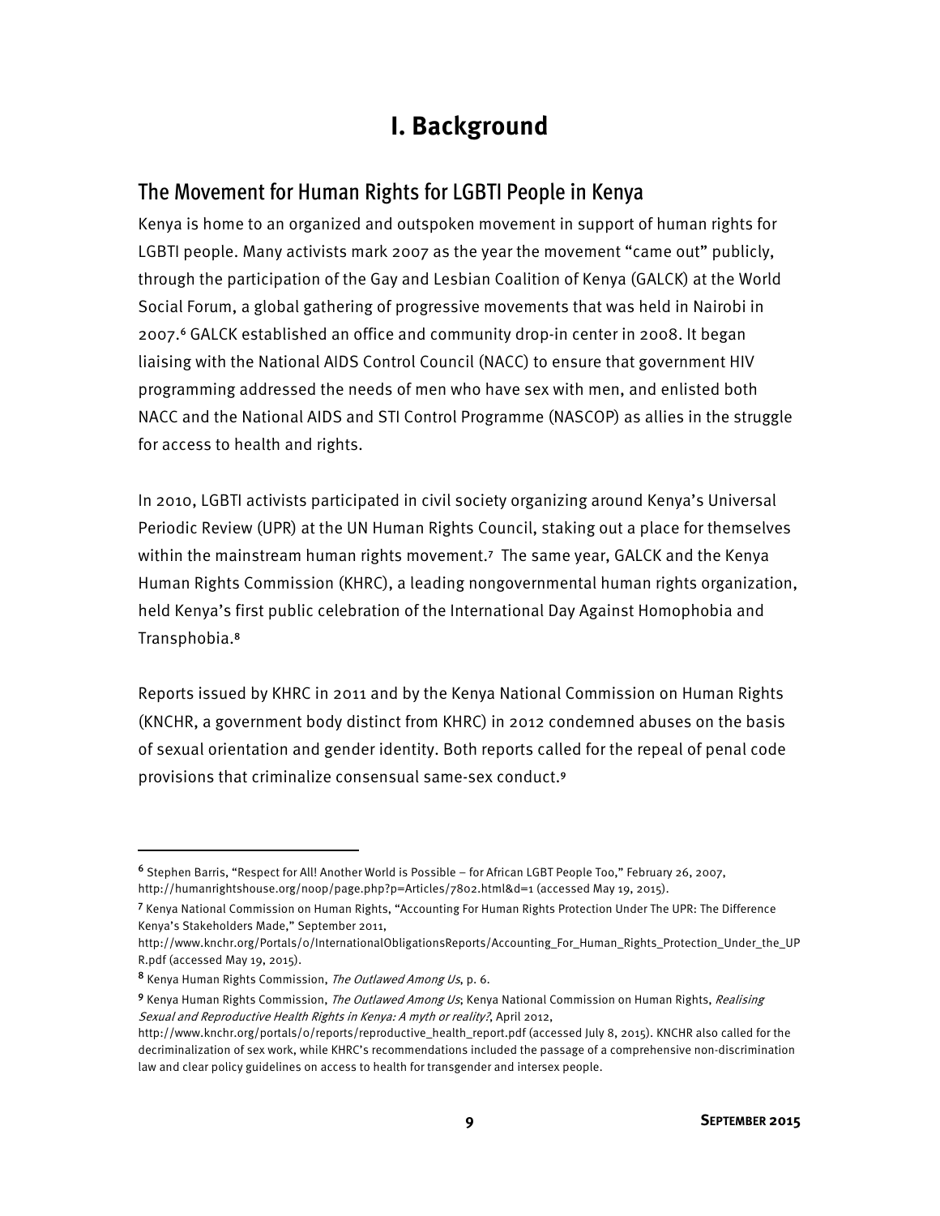# I. Background

## The Movement for Human Rights for LGBTI People in Kenya

Kenya is home to an organized and outspoken movement in support of human rights for LGBTI people. Many activists mark 2007 as the year the movement "came out" publicly, through the participation of the Gay and Lesbian Coalition of Kenya (GALCK) at the World Social Forum, a global gathering of progressive movements that was held in Nairobi in 2007.[6] GALCK established an office and community drop-in center in 2008. It began liaising with the National AIDS Control Council (NACC) to ensure that government HIV programming addressed the needs of men who have sex with men, and enlisted both NACC and the National AIDS and STI Control Programme (NASCOP) as allies in the struggle for access to health and rights.

In 2010, LGBTI activists participated in civil society organizing around Kenya's Universal Periodic Review (UPR) at the UN Human Rights Council, staking out a place for themselves within the mainstream human rights movement.[7] The same year, GALCK and the Kenya Human Rights Commission (KHRC), a leading nongovernmental human rights organization, held Kenya's first public celebration of the International Day Against Homophobia and Transphobia.[8]

Reports issued by KHRC in 2011 and by the Kenya National Commission on Human Rights (KNCHR, a government body distinct from KHRC) in 2012 condemned abuses on the basis of sexual orientation and gender identity. Both reports called for the repeal of penal code provisions that criminalize consensual same-sex conduct.[9]

---

[6] Stephen Barris, "Respect for All! Another World is Possible – for African LGBT People Too," February 26, 2007, http://humanrightshouse.org/noop/page.php?p=Articles/7802.html&d=1 (accessed May 19, 2015).

[7] Kenya National Commission on Human Rights, "Accounting For Human Rights Protection Under The UPR: The Difference Kenya's Stakeholders Made," September 2011, http://www.knchr.org/Portals/0/InternationalObligationsReports/Accounting_For_Human_Rights_Protection_Under_the_UPR.pdf (accessed May 19, 2015).

[8] Kenya Human Rights Commission, *The Outlawed Among Us*, p. 6.

[9] Kenya Human Rights Commission, *The Outlawed Among Us*; Kenya National Commission on Human Rights, *Realising Sexual and Reproductive Health Rights in Kenya: A myth or reality?*, April 2012, http://www.knchr.org/portals/0/reports/reproductive_health_report.pdf (accessed July 8, 2015). KNCHR also called for the decriminalization of sex work, while KHRC's recommendations included the passage of a comprehensive non-discrimination law and clear policy guidelines on access to health for transgender and intersex people.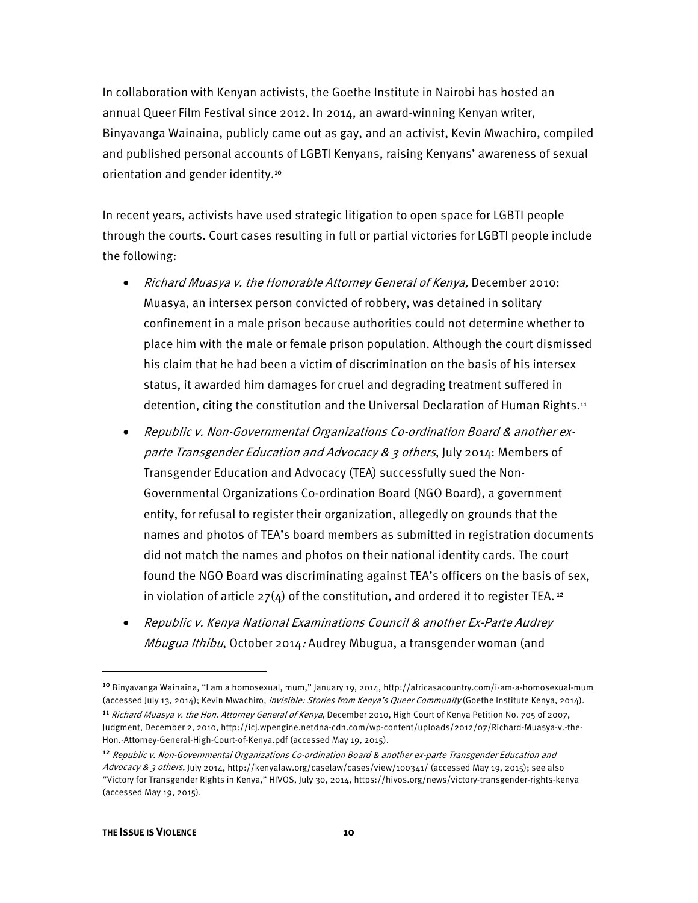In collaboration with Kenyan activists, the Goethe Institute in Nairobi has hosted an annual Queer Film Festival since 2012. In 2014, an award-winning Kenyan writer, Binyavanga Wainaina, publicly came out as gay, and an activist, Kevin Mwachiro, compiled and published personal accounts of LGBTI Kenyans, raising Kenyans' awareness of sexual orientation and gender identity.[10]

In recent years, activists have used strategic litigation to open space for LGBTI people through the courts. Court cases resulting in full or partial victories for LGBTI people include the following:

- *Richard Muasya v. the Honorable Attorney General of Kenya,* December 2010: Muasya, an intersex person convicted of robbery, was detained in solitary confinement in a male prison because authorities could not determine whether to place him with the male or female prison population. Although the court dismissed his claim that he had been a victim of discrimination on the basis of his intersex status, it awarded him damages for cruel and degrading treatment suffered in detention, citing the constitution and the Universal Declaration of Human Rights.[11]
- *Republic v. Non-Governmental Organizations Co-ordination Board & another ex-parte Transgender Education and Advocacy & 3 others*, July 2014: Members of Transgender Education and Advocacy (TEA) successfully sued the Non-Governmental Organizations Co-ordination Board (NGO Board), a government entity, for refusal to register their organization, allegedly on grounds that the names and photos of TEA's board members as submitted in registration documents did not match the names and photos on their national identity cards. The court found the NGO Board was discriminating against TEA's officers on the basis of sex, in violation of article 27(4) of the constitution, and ordered it to register TEA.[12]
- *Republic v. Kenya National Examinations Council & another Ex-Parte Audrey Mbugua Ithibu*, October 2014*:* Audrey Mbugua, a transgender woman (and

---

[10] Binyavanga Wainaina, "I am a homosexual, mum," January 19, 2014, http://africasacountry.com/i-am-a-homosexual-mum (accessed July 13, 2014); Kevin Mwachiro, *Invisible: Stories from Kenya's Queer Community* (Goethe Institute Kenya, 2014).

[11] *Richard Muasya v. the Hon. Attorney General of Kenya*, December 2010, High Court of Kenya Petition No. 705 of 2007, Judgment, December 2, 2010, http://icj.wpengine.netdna-cdn.com/wp-content/uploads/2012/07/Richard-Muasya-v.-the-Hon.-Attorney-General-High-Court-of-Kenya.pdf (accessed May 19, 2015).

[12] *Republic v. Non-Governmental Organizations Co-ordination Board & another ex-parte Transgender Education and Advocacy & 3 others,* July 2014, http://kenyalaw.org/caselaw/cases/view/100341/ (accessed May 19, 2015); see also "Victory for Transgender Rights in Kenya," HIVOS, July 30, 2014, https://hivos.org/news/victory-transgender-rights-kenya (accessed May 19, 2015).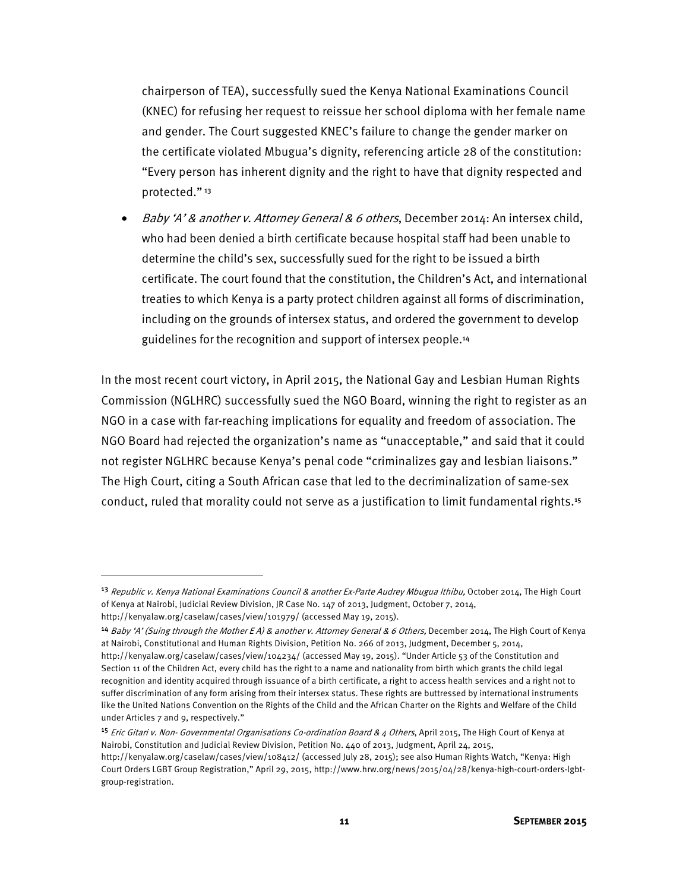chairperson of TEA), successfully sued the Kenya National Examinations Council (KNEC) for refusing her request to reissue her school diploma with her female name and gender. The Court suggested KNEC's failure to change the gender marker on the certificate violated Mbugua's dignity, referencing article 28 of the constitution: "Every person has inherent dignity and the right to have that dignity respected and protected." [13]

- *Baby 'A' & another v. Attorney General & 6 others*, December 2014: An intersex child, who had been denied a birth certificate because hospital staff had been unable to determine the child's sex, successfully sued for the right to be issued a birth certificate. The court found that the constitution, the Children's Act, and international treaties to which Kenya is a party protect children against all forms of discrimination, including on the grounds of intersex status, and ordered the government to develop guidelines for the recognition and support of intersex people.[14]

In the most recent court victory, in April 2015, the National Gay and Lesbian Human Rights Commission (NGLHRC) successfully sued the NGO Board, winning the right to register as an NGO in a case with far-reaching implications for equality and freedom of association. The NGO Board had rejected the organization's name as "unacceptable," and said that it could not register NGLHRC because Kenya's penal code "criminalizes gay and lesbian liaisons." The High Court, citing a South African case that led to the decriminalization of same-sex conduct, ruled that morality could not serve as a justification to limit fundamental rights.[15]

---

[13] *Republic v. Kenya National Examinations Council & another Ex-Parte Audrey Mbugua Ithibu,* October 2014, The High Court of Kenya at Nairobi, Judicial Review Division, JR Case No. 147 of 2013, Judgment, October 7, 2014, http://kenyalaw.org/caselaw/cases/view/101979/ (accessed May 19, 2015).

[14] *Baby 'A' (Suing through the Mother E A) & another v. Attorney General & 6 Others,* December 2014, The High Court of Kenya at Nairobi, Constitutional and Human Rights Division, Petition No. 266 of 2013, Judgment, December 5, 2014, http://kenyalaw.org/caselaw/cases/view/104234/ (accessed May 19, 2015). "Under Article 53 of the Constitution and Section 11 of the Children Act, every child has the right to a name and nationality from birth which grants the child legal recognition and identity acquired through issuance of a birth certificate, a right to access health services and a right not to suffer discrimination of any form arising from their intersex status. These rights are buttressed by international instruments like the United Nations Convention on the Rights of the Child and the African Charter on the Rights and Welfare of the Child under Articles 7 and 9, respectively."

[15] *Eric Gitari v. Non- Governmental Organisations Co-ordination Board & 4 Others*, April 2015, The High Court of Kenya at Nairobi, Constitution and Judicial Review Division, Petition No. 440 of 2013, Judgment, April 24, 2015, http://kenyalaw.org/caselaw/cases/view/108412/ (accessed July 28, 2015); see also Human Rights Watch, "Kenya: High Court Orders LGBT Group Registration," April 29, 2015, http://www.hrw.org/news/2015/04/28/kenya-high-court-orders-lgbt-group-registration.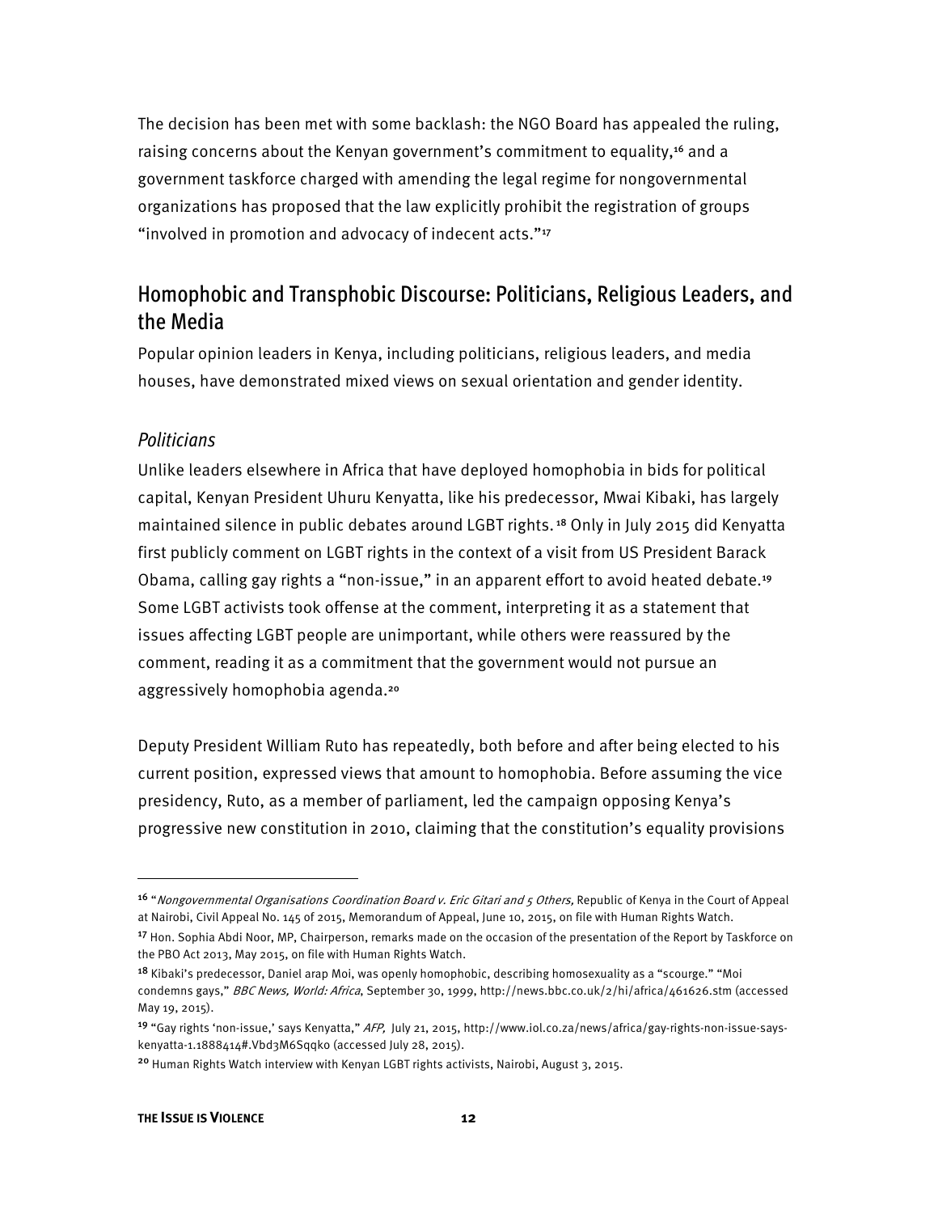The decision has been met with some backlash: the NGO Board has appealed the ruling, raising concerns about the Kenyan government's commitment to equality,[16] and a government taskforce charged with amending the legal regime for nongovernmental organizations has proposed that the law explicitly prohibit the registration of groups "involved in promotion and advocacy of indecent acts."[17]

## Homophobic and Transphobic Discourse: Politicians, Religious Leaders, and the Media

Popular opinion leaders in Kenya, including politicians, religious leaders, and media houses, have demonstrated mixed views on sexual orientation and gender identity.

### *Politicians*

Unlike leaders elsewhere in Africa that have deployed homophobia in bids for political capital, Kenyan President Uhuru Kenyatta, like his predecessor, Mwai Kibaki, has largely maintained silence in public debates around LGBT rights.[18] Only in July 2015 did Kenyatta first publicly comment on LGBT rights in the context of a visit from US President Barack Obama, calling gay rights a "non-issue," in an apparent effort to avoid heated debate.[19] Some LGBT activists took offense at the comment, interpreting it as a statement that issues affecting LGBT people are unimportant, while others were reassured by the comment, reading it as a commitment that the government would not pursue an aggressively homophobia agenda.[20]

Deputy President William Ruto has repeatedly, both before and after being elected to his current position, expressed views that amount to homophobia. Before assuming the vice presidency, Ruto, as a member of parliament, led the campaign opposing Kenya's progressive new constitution in 2010, claiming that the constitution's equality provisions

---

[16] "*Nongovernmental Organisations Coordination Board v. Eric Gitari and 5 Others,* Republic of Kenya in the Court of Appeal at Nairobi, Civil Appeal No. 145 of 2015, Memorandum of Appeal, June 10, 2015, on file with Human Rights Watch.

[17] Hon. Sophia Abdi Noor, MP, Chairperson, remarks made on the occasion of the presentation of the Report by Taskforce on the PBO Act 2013, May 2015, on file with Human Rights Watch.

[18] Kibaki's predecessor, Daniel arap Moi, was openly homophobic, describing homosexuality as a "scourge." "Moi condemns gays," *BBC News, World: Africa*, September 30, 1999, http://news.bbc.co.uk/2/hi/africa/461626.stm (accessed May 19, 2015).

[19] "Gay rights 'non-issue,' says Kenyatta," *AFP,* July 21, 2015, http://www.iol.co.za/news/africa/gay-rights-non-issue-says-kenyatta-1.1888414#.Vbd3M6Sqqko (accessed July 28, 2015).

[20] Human Rights Watch interview with Kenyan LGBT rights activists, Nairobi, August 3, 2015.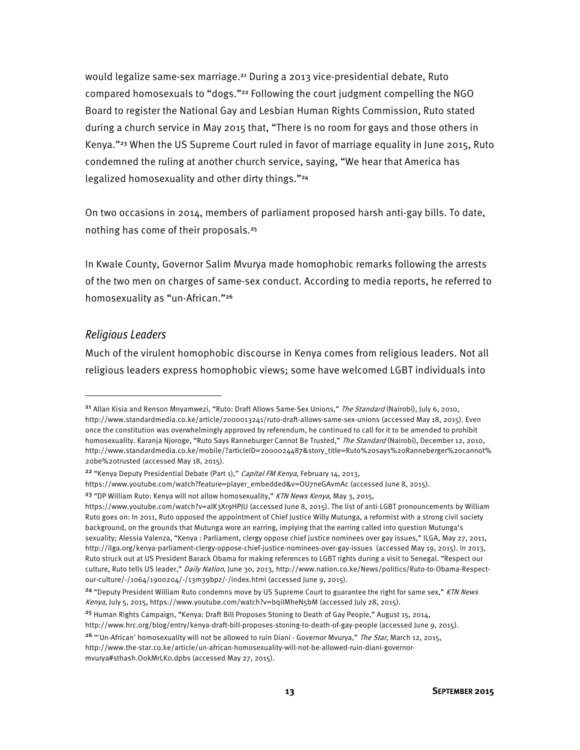would legalize same-sex marriage.[21] During a 2013 vice-presidential debate, Ruto compared homosexuals to "dogs."[22] Following the court judgment compelling the NGO Board to register the National Gay and Lesbian Human Rights Commission, Ruto stated during a church service in May 2015 that, "There is no room for gays and those others in Kenya."[23] When the US Supreme Court ruled in favor of marriage equality in June 2015, Ruto condemned the ruling at another church service, saying, "We hear that America has legalized homosexuality and other dirty things."[24]

On two occasions in 2014, members of parliament proposed harsh anti-gay bills. To date, nothing has come of their proposals.[25]

In Kwale County, Governor Salim Mvurya made homophobic remarks following the arrests of the two men on charges of same-sex conduct. According to media reports, he referred to homosexuality as "un-African."[26]

### *Religious Leaders*

Much of the virulent homophobic discourse in Kenya comes from religious leaders. Not all religious leaders express homophobic views; some have welcomed LGBT individuals into

---

[21] Allan Kisia and Renson Mnyamwezi, "Ruto: Draft Allows Same-Sex Unions," *The Standard* (Nairobi), July 6, 2010, http://www.standardmedia.co.ke/article/2000013241/ruto-draft-allows-same-sex-unions (accessed May 18, 2015). Even once the constitution was overwhelmingly approved by referendum, he continued to call for it to be amended to prohibit homosexuality. Karanja Njoroge, "Ruto Says Ranneburger Cannot Be Trusted," *The Standard* (Nairobi), December 12, 2010, http://www.standardmedia.co.ke/mobile/?articleID=2000024487&story_title=Ruto%20says%20Ranneberger%20cannot%20be%20trusted (accessed May 18, 2015).

[22] "Kenya Deputy Presidential Debate (Part 1)," *Capital FM Kenya*, February 14, 2013, https://www.youtube.com/watch?feature=player_embedded&v=OU7neGAvmAc (accessed June 8, 2015).

[23] "DP William Ruto: Kenya will not allow homosexuality," *KTN News Kenya*, May 3, 2015, https://www.youtube.com/watch?v=alK3Xr9HPJU (accessed June 8, 2015). The list of anti-LGBT pronouncements by William Ruto goes on: In 2011, Ruto opposed the appointment of Chief Justice Willy Mutunga, a reformist with a strong civil society background, on the grounds that Mutunga wore an earring, implying that the earring called into question Mutunga's sexuality; Alessia Valenza, "Kenya : Parliament, clergy oppose chief justice nominees over gay issues," ILGA, May 27, 2011, http://ilga.org/kenya-parliament-clergy-oppose-chief-justice-nominees-over-gay-issues (accessed May 19, 2015). In 2013, Ruto struck out at US President Barack Obama for making references to LGBT rights during a visit to Senegal. "Respect our culture, Ruto tells US leader," *Daily Nation*, June 30, 2013, http://www.nation.co.ke/News/politics/Ruto-to-Obama-Respect-our-culture/-/1064/1900204/-/13m39bpz/-/index.html (accessed June 9, 2015).

[24] "Deputy President William Ruto condemns move by US Supreme Court to guarantee the right for same sex," *KTN News Kenya*, July 5, 2015, https://www.youtube.com/watch?v=bqilMheN5bM (accessed July 28, 2015).

[25] Human Rights Campaign, "Kenya: Draft Bill Proposes Stoning to Death of Gay People," August 15, 2014, http://www.hrc.org/blog/entry/kenya-draft-bill-proposes-stoning-to-death-of-gay-people (accessed June 9, 2015).

[26] "'Un-African' homosexuality will not be allowed to ruin Diani - Governor Mvurya," *The Star*, March 12, 2015, http://www.the-star.co.ke/article/un-african-homosexuality-will-not-be-allowed-ruin-diani-governor-mvurya#sthash.OokMrLKo.dpbs (accessed May 27, 2015).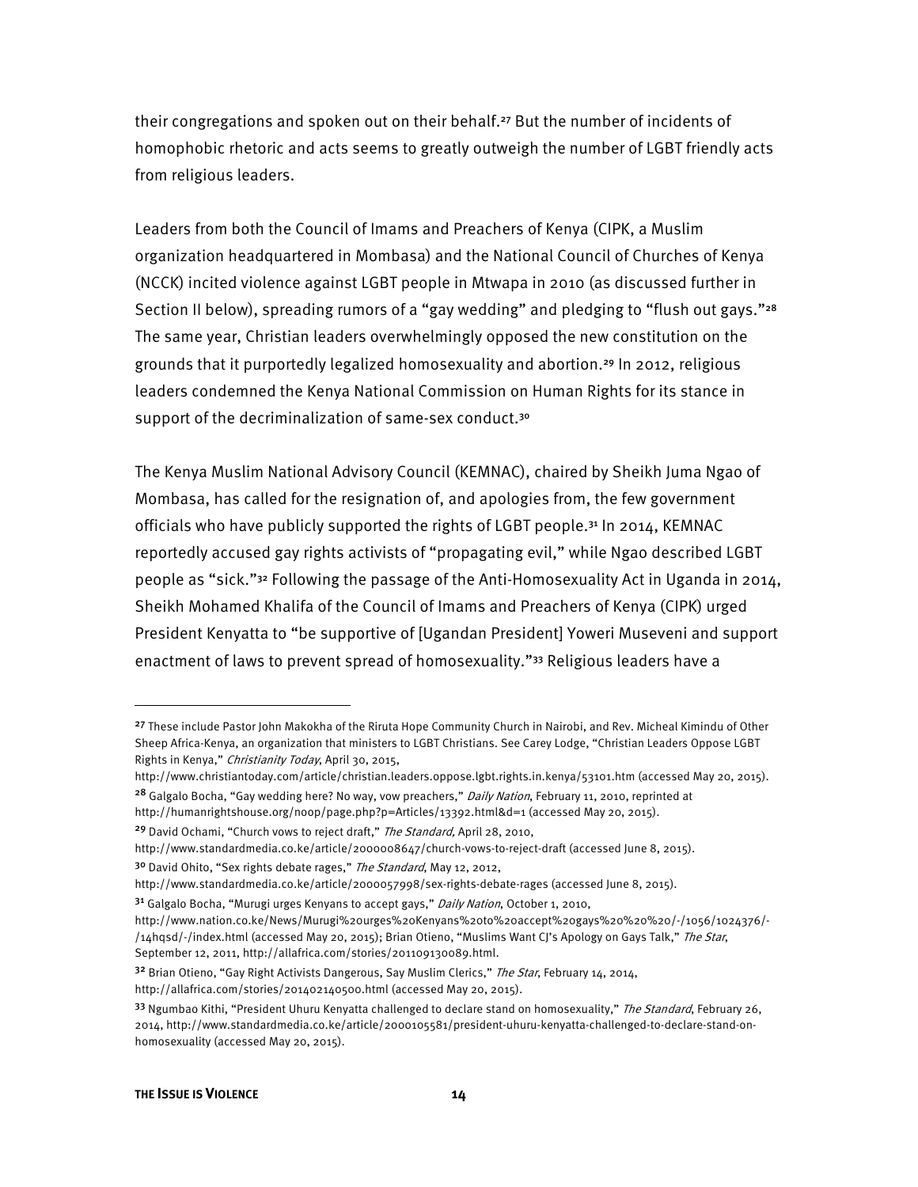their congregations and spoken out on their behalf.[27] But the number of incidents of homophobic rhetoric and acts seems to greatly outweigh the number of LGBT friendly acts from religious leaders.

Leaders from both the Council of Imams and Preachers of Kenya (CIPK, a Muslim organization headquartered in Mombasa) and the National Council of Churches of Kenya (NCCK) incited violence against LGBT people in Mtwapa in 2010 (as discussed further in Section II below), spreading rumors of a "gay wedding" and pledging to "flush out gays."[28] The same year, Christian leaders overwhelmingly opposed the new constitution on the grounds that it purportedly legalized homosexuality and abortion.[29] In 2012, religious leaders condemned the Kenya National Commission on Human Rights for its stance in support of the decriminalization of same-sex conduct.[30]

The Kenya Muslim National Advisory Council (KEMNAC), chaired by Sheikh Juma Ngao of Mombasa, has called for the resignation of, and apologies from, the few government officials who have publicly supported the rights of LGBT people.[31] In 2014, KEMNAC reportedly accused gay rights activists of "propagating evil," while Ngao described LGBT people as "sick."[32] Following the passage of the Anti-Homosexuality Act in Uganda in 2014, Sheikh Mohamed Khalifa of the Council of Imams and Preachers of Kenya (CIPK) urged President Kenyatta to "be supportive of [Ugandan President] Yoweri Museveni and support enactment of laws to prevent spread of homosexuality."[33] Religious leaders have a

---

[27] These include Pastor John Makokha of the Riruta Hope Community Church in Nairobi, and Rev. Micheal Kimindu of Other Sheep Africa-Kenya, an organization that ministers to LGBT Christians. See Carey Lodge, "Christian Leaders Oppose LGBT Rights in Kenya," *Christianity Today*, April 30, 2015, http://www.christiantoday.com/article/christian.leaders.oppose.lgbt.rights.in.kenya/53101.htm (accessed May 20, 2015).

[28] Galgalo Bocha, "Gay wedding here? No way, vow preachers," *Daily Nation*, February 11, 2010, reprinted at http://humanrightshouse.org/noop/page.php?p=Articles/13392.html&d=1 (accessed May 20, 2015).

[29] David Ochami, "Church vows to reject draft," *The Standard*, April 28, 2010, http://www.standardmedia.co.ke/article/2000008647/church-vows-to-reject-draft (accessed June 8, 2015).

[30] David Ohito, "Sex rights debate rages," *The Standard*, May 12, 2012, http://www.standardmedia.co.ke/article/2000057998/sex-rights-debate-rages (accessed June 8, 2015).

[31] Galgalo Bocha, "Murugi urges Kenyans to accept gays," *Daily Nation*, October 1, 2010, http://www.nation.co.ke/News/Murugi%20urges%20Kenyans%20to%20accept%20gays%20%20%20/-/1056/1024376/-/14hqsd/-/index.html (accessed May 20, 2015); Brian Otieno, "Muslims Want CJ's Apology on Gays Talk," *The Star*, September 12, 2011, http://allafrica.com/stories/201109130089.html.

[32] Brian Otieno, "Gay Right Activists Dangerous, Say Muslim Clerics," *The Star*, February 14, 2014, http://allafrica.com/stories/201402140500.html (accessed May 20, 2015).

[33] Ngumbao Kithi, "President Uhuru Kenyatta challenged to declare stand on homosexuality," *The Standard*, February 26, 2014, http://www.standardmedia.co.ke/article/2000105581/president-uhuru-kenyatta-challenged-to-declare-stand-on-homosexuality (accessed May 20, 2015).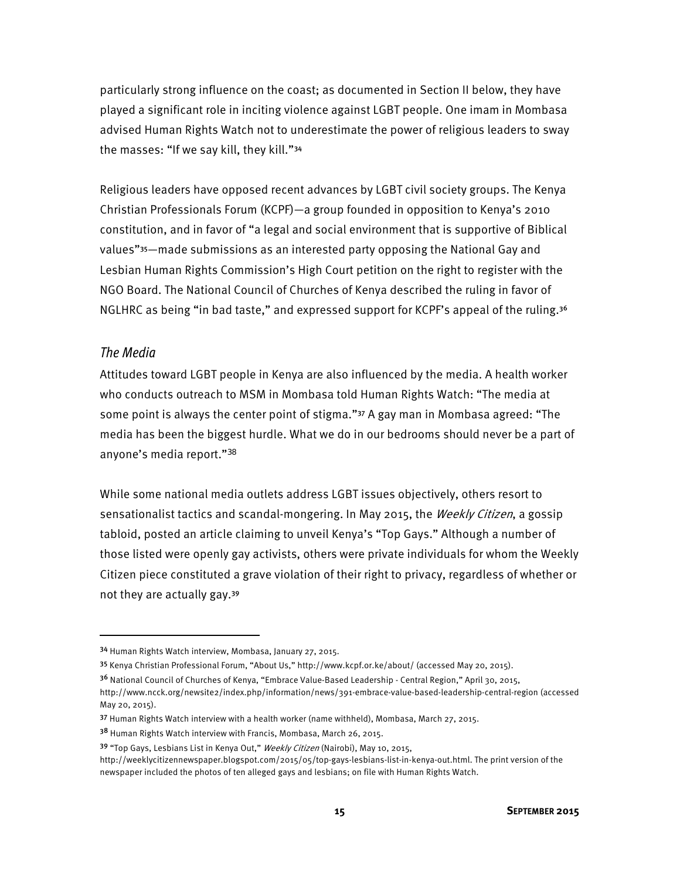particularly strong influence on the coast; as documented in Section II below, they have played a significant role in inciting violence against LGBT people. One imam in Mombasa advised Human Rights Watch not to underestimate the power of religious leaders to sway the masses: "If we say kill, they kill."[34]

Religious leaders have opposed recent advances by LGBT civil society groups. The Kenya Christian Professionals Forum (KCPF)—a group founded in opposition to Kenya's 2010 constitution, and in favor of "a legal and social environment that is supportive of Biblical values"[35]—made submissions as an interested party opposing the National Gay and Lesbian Human Rights Commission's High Court petition on the right to register with the NGO Board. The National Council of Churches of Kenya described the ruling in favor of NGLHRC as being "in bad taste," and expressed support for KCPF's appeal of the ruling.[36]

### *The Media*

Attitudes toward LGBT people in Kenya are also influenced by the media. A health worker who conducts outreach to MSM in Mombasa told Human Rights Watch: "The media at some point is always the center point of stigma."[37] A gay man in Mombasa agreed: "The media has been the biggest hurdle. What we do in our bedrooms should never be a part of anyone's media report."[38]

While some national media outlets address LGBT issues objectively, others resort to sensationalist tactics and scandal-mongering. In May 2015, the *Weekly Citizen*, a gossip tabloid, posted an article claiming to unveil Kenya's "Top Gays." Although a number of those listed were openly gay activists, others were private individuals for whom the Weekly Citizen piece constituted a grave violation of their right to privacy, regardless of whether or not they are actually gay.[39]

---

[34] Human Rights Watch interview, Mombasa, January 27, 2015.

[35] Kenya Christian Professional Forum, "About Us," http://www.kcpf.or.ke/about/ (accessed May 20, 2015).

[36] National Council of Churches of Kenya, "Embrace Value-Based Leadership - Central Region," April 30, 2015, http://www.ncck.org/newsite2/index.php/information/news/391-embrace-value-based-leadership-central-region (accessed May 20, 2015).

[37] Human Rights Watch interview with a health worker (name withheld), Mombasa, March 27, 2015.

[38] Human Rights Watch interview with Francis, Mombasa, March 26, 2015.

[39] "Top Gays, Lesbians List in Kenya Out," *Weekly Citizen* (Nairobi), May 10, 2015, http://weeklycitizennewspaper.blogspot.com/2015/05/top-gays-lesbians-list-in-kenya-out.html. The print version of the newspaper included the photos of ten alleged gays and lesbians; on file with Human Rights Watch.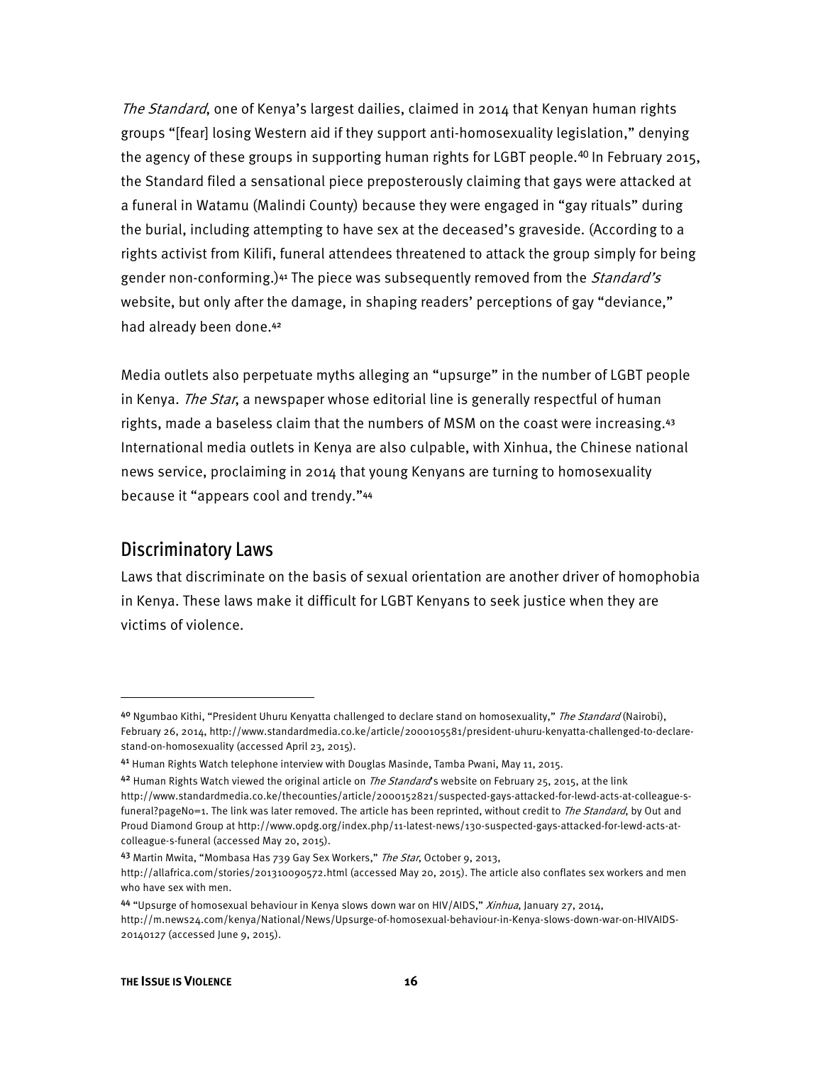*The Standard*, one of Kenya's largest dailies, claimed in 2014 that Kenyan human rights groups "[fear] losing Western aid if they support anti-homosexuality legislation," denying the agency of these groups in supporting human rights for LGBT people.[40] In February 2015, the Standard filed a sensational piece preposterously claiming that gays were attacked at a funeral in Watamu (Malindi County) because they were engaged in "gay rituals" during the burial, including attempting to have sex at the deceased's graveside. (According to a rights activist from Kilifi, funeral attendees threatened to attack the group simply for being gender non-conforming.)[41] The piece was subsequently removed from the *Standard's* website, but only after the damage, in shaping readers' perceptions of gay "deviance," had already been done.[42]

Media outlets also perpetuate myths alleging an "upsurge" in the number of LGBT people in Kenya. *The Star*, a newspaper whose editorial line is generally respectful of human rights, made a baseless claim that the numbers of MSM on the coast were increasing.[43] International media outlets in Kenya are also culpable, with Xinhua, the Chinese national news service, proclaiming in 2014 that young Kenyans are turning to homosexuality because it "appears cool and trendy."[44]

## Discriminatory Laws

Laws that discriminate on the basis of sexual orientation are another driver of homophobia in Kenya. These laws make it difficult for LGBT Kenyans to seek justice when they are victims of violence.

---

[40] Ngumbao Kithi, "President Uhuru Kenyatta challenged to declare stand on homosexuality," *The Standard* (Nairobi), February 26, 2014, http://www.standardmedia.co.ke/article/2000105581/president-uhuru-kenyatta-challenged-to-declare-stand-on-homosexuality (accessed April 23, 2015).

[41] Human Rights Watch telephone interview with Douglas Masinde, Tamba Pwani, May 11, 2015.

[42] Human Rights Watch viewed the original article on *The Standard*'s website on February 25, 2015, at the link http://www.standardmedia.co.ke/thecounties/article/2000152821/suspected-gays-attacked-for-lewd-acts-at-colleague-s-funeral?pageNo=1. The link was later removed. The article has been reprinted, without credit to *The Standard*, by Out and Proud Diamond Group at http://www.opdg.org/index.php/11-latest-news/130-suspected-gays-attacked-for-lewd-acts-at-colleague-s-funeral (accessed May 20, 2015).

[43] Martin Mwita, "Mombasa Has 739 Gay Sex Workers," *The Star*, October 9, 2013, http://allafrica.com/stories/201310090572.html (accessed May 20, 2015). The article also conflates sex workers and men who have sex with men.

[44] "Upsurge of homosexual behaviour in Kenya slows down war on HIV/AIDS," *Xinhua*, January 27, 2014, http://m.news24.com/kenya/National/News/Upsurge-of-homosexual-behaviour-in-Kenya-slows-down-war-on-HIVAIDS-20140127 (accessed June 9, 2015).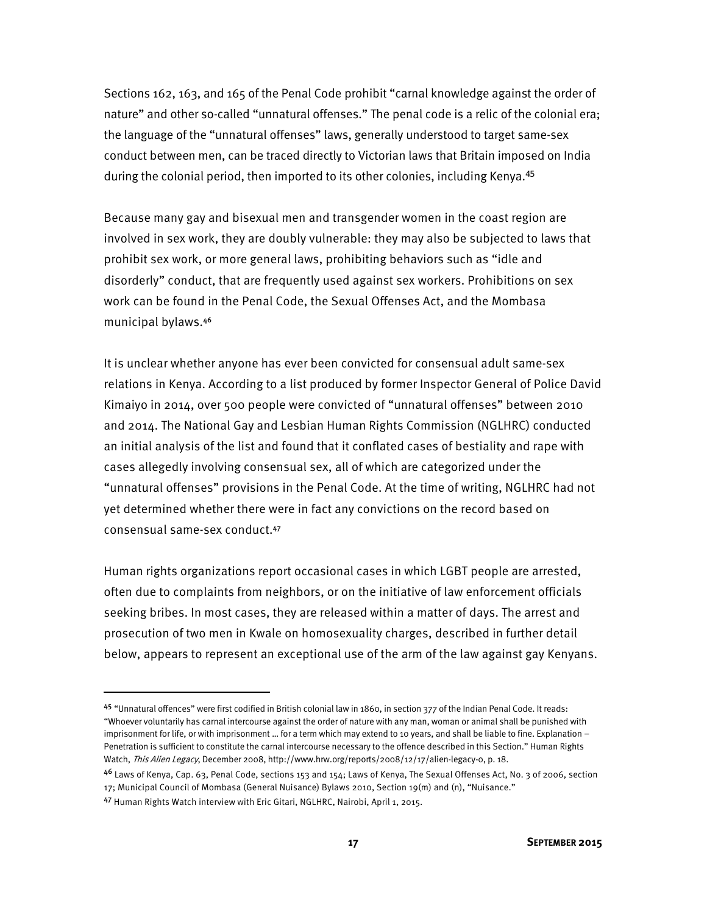Sections 162, 163, and 165 of the Penal Code prohibit "carnal knowledge against the order of nature" and other so-called "unnatural offenses." The penal code is a relic of the colonial era; the language of the "unnatural offenses" laws, generally understood to target same-sex conduct between men, can be traced directly to Victorian laws that Britain imposed on India during the colonial period, then imported to its other colonies, including Kenya.[45]

Because many gay and bisexual men and transgender women in the coast region are involved in sex work, they are doubly vulnerable: they may also be subjected to laws that prohibit sex work, or more general laws, prohibiting behaviors such as "idle and disorderly" conduct, that are frequently used against sex workers. Prohibitions on sex work can be found in the Penal Code, the Sexual Offenses Act, and the Mombasa municipal bylaws.[46]

It is unclear whether anyone has ever been convicted for consensual adult same-sex relations in Kenya. According to a list produced by former Inspector General of Police David Kimaiyo in 2014, over 500 people were convicted of "unnatural offenses" between 2010 and 2014. The National Gay and Lesbian Human Rights Commission (NGLHRC) conducted an initial analysis of the list and found that it conflated cases of bestiality and rape with cases allegedly involving consensual sex, all of which are categorized under the "unnatural offenses" provisions in the Penal Code. At the time of writing, NGLHRC had not yet determined whether there were in fact any convictions on the record based on consensual same-sex conduct.[47]

Human rights organizations report occasional cases in which LGBT people are arrested, often due to complaints from neighbors, or on the initiative of law enforcement officials seeking bribes. In most cases, they are released within a matter of days. The arrest and prosecution of two men in Kwale on homosexuality charges, described in further detail below, appears to represent an exceptional use of the arm of the law against gay Kenyans.

---

[45] "Unnatural offences" were first codified in British colonial law in 1860, in section 377 of the Indian Penal Code. It reads: "Whoever voluntarily has carnal intercourse against the order of nature with any man, woman or animal shall be punished with imprisonment for life, or with imprisonment … for a term which may extend to 10 years, and shall be liable to fine. Explanation – Penetration is sufficient to constitute the carnal intercourse necessary to the offence described in this Section." Human Rights Watch, *This Alien Legacy*, December 2008, http://www.hrw.org/reports/2008/12/17/alien-legacy-0, p. 18.

[46] Laws of Kenya, Cap. 63, Penal Code, sections 153 and 154; Laws of Kenya, The Sexual Offenses Act, No. 3 of 2006, section 17; Municipal Council of Mombasa (General Nuisance) Bylaws 2010, Section 19(m) and (n), "Nuisance."

[47] Human Rights Watch interview with Eric Gitari, NGLHRC, Nairobi, April 1, 2015.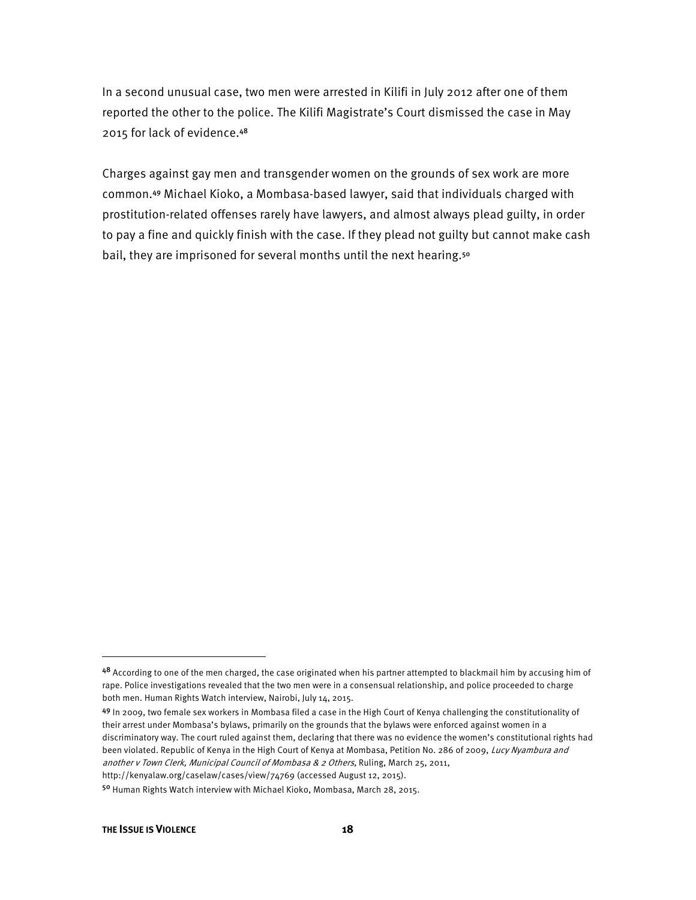In a second unusual case, two men were arrested in Kilifi in July 2012 after one of them reported the other to the police. The Kilifi Magistrate's Court dismissed the case in May 2015 for lack of evidence.[48]

Charges against gay men and transgender women on the grounds of sex work are more common.[49] Michael Kioko, a Mombasa-based lawyer, said that individuals charged with prostitution-related offenses rarely have lawyers, and almost always plead guilty, in order to pay a fine and quickly finish with the case. If they plead not guilty but cannot make cash bail, they are imprisoned for several months until the next hearing.[50]

---

[48] According to one of the men charged, the case originated when his partner attempted to blackmail him by accusing him of rape. Police investigations revealed that the two men were in a consensual relationship, and police proceeded to charge both men. Human Rights Watch interview, Nairobi, July 14, 2015.

[49] In 2009, two female sex workers in Mombasa filed a case in the High Court of Kenya challenging the constitutionality of their arrest under Mombasa's bylaws, primarily on the grounds that the bylaws were enforced against women in a discriminatory way. The court ruled against them, declaring that there was no evidence the women's constitutional rights had been violated. Republic of Kenya in the High Court of Kenya at Mombasa, Petition No. 286 of 2009, *Lucy Nyambura and another v Town Clerk, Municipal Council of Mombasa & 2 Others,* Ruling, March 25, 2011, http://kenyalaw.org/caselaw/cases/view/74769 (accessed August 12, 2015).

[50] Human Rights Watch interview with Michael Kioko, Mombasa, March 28, 2015.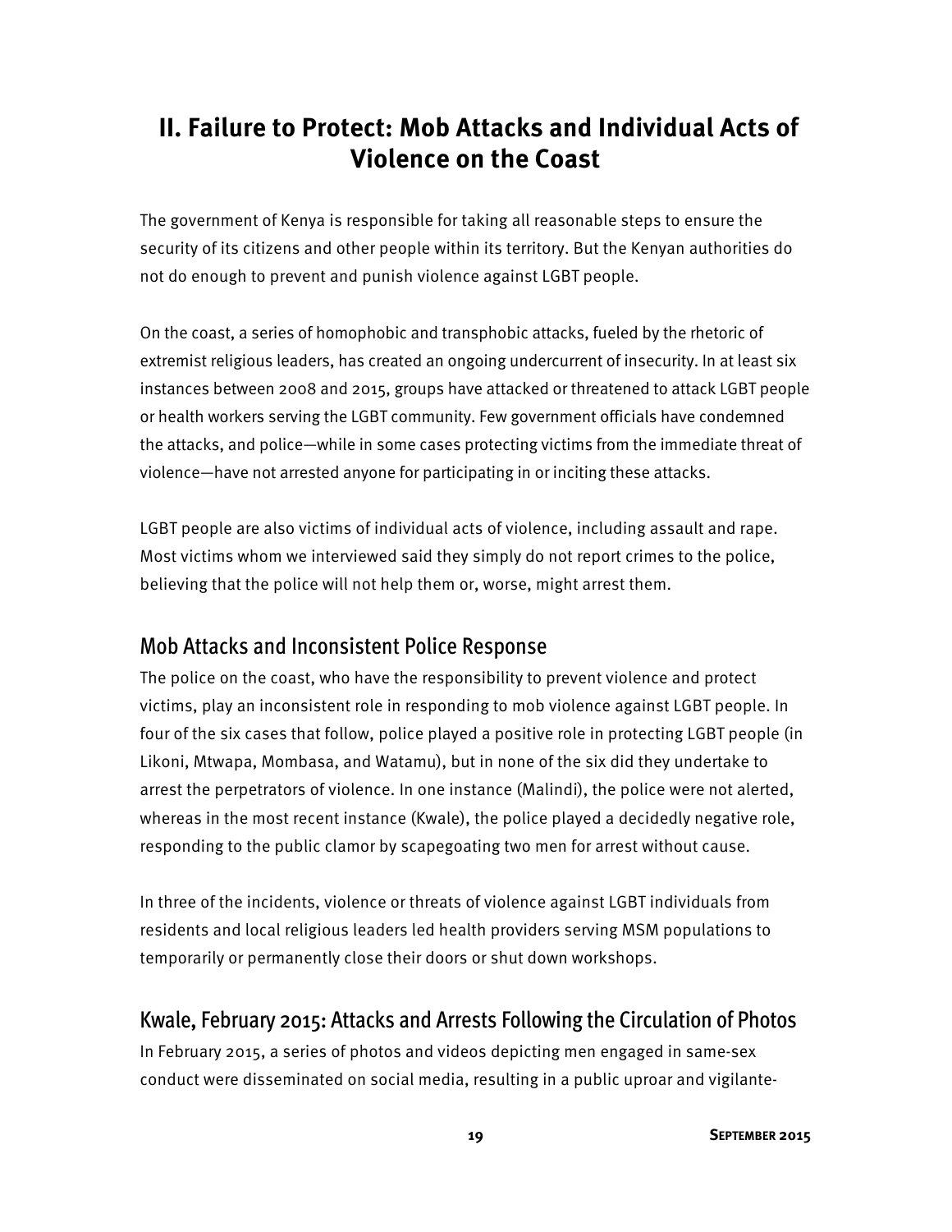## II. Failure to Protect: Mob Attacks and Individual Acts of Violence on the Coast

The government of Kenya is responsible for taking all reasonable steps to ensure the security of its citizens and other people within its territory. But the Kenyan authorities do not do enough to prevent and punish violence against LGBT people.

On the coast, a series of homophobic and transphobic attacks, fueled by the rhetoric of extremist religious leaders, has created an ongoing undercurrent of insecurity. In at least six instances between 2008 and 2015, groups have attacked or threatened to attack LGBT people or health workers serving the LGBT community. Few government officials have condemned the attacks, and police—while in some cases protecting victims from the immediate threat of violence—have not arrested anyone for participating in or inciting these attacks.

LGBT people are also victims of individual acts of violence, including assault and rape. Most victims whom we interviewed said they simply do not report crimes to the police, believing that the police will not help them or, worse, might arrest them.

### Mob Attacks and Inconsistent Police Response

The police on the coast, who have the responsibility to prevent violence and protect victims, play an inconsistent role in responding to mob violence against LGBT people. In four of the six cases that follow, police played a positive role in protecting LGBT people (in Likoni, Mtwapa, Mombasa, and Watamu), but in none of the six did they undertake to arrest the perpetrators of violence. In one instance (Malindi), the police were not alerted, whereas in the most recent instance (Kwale), the police played a decidedly negative role, responding to the public clamor by scapegoating two men for arrest without cause.

In three of the incidents, violence or threats of violence against LGBT individuals from residents and local religious leaders led health providers serving MSM populations to temporarily or permanently close their doors or shut down workshops.

### Kwale, February 2015: Attacks and Arrests Following the Circulation of Photos

In February 2015, a series of photos and videos depicting men engaged in same-sex conduct were disseminated on social media, resulting in a public uproar and vigilante-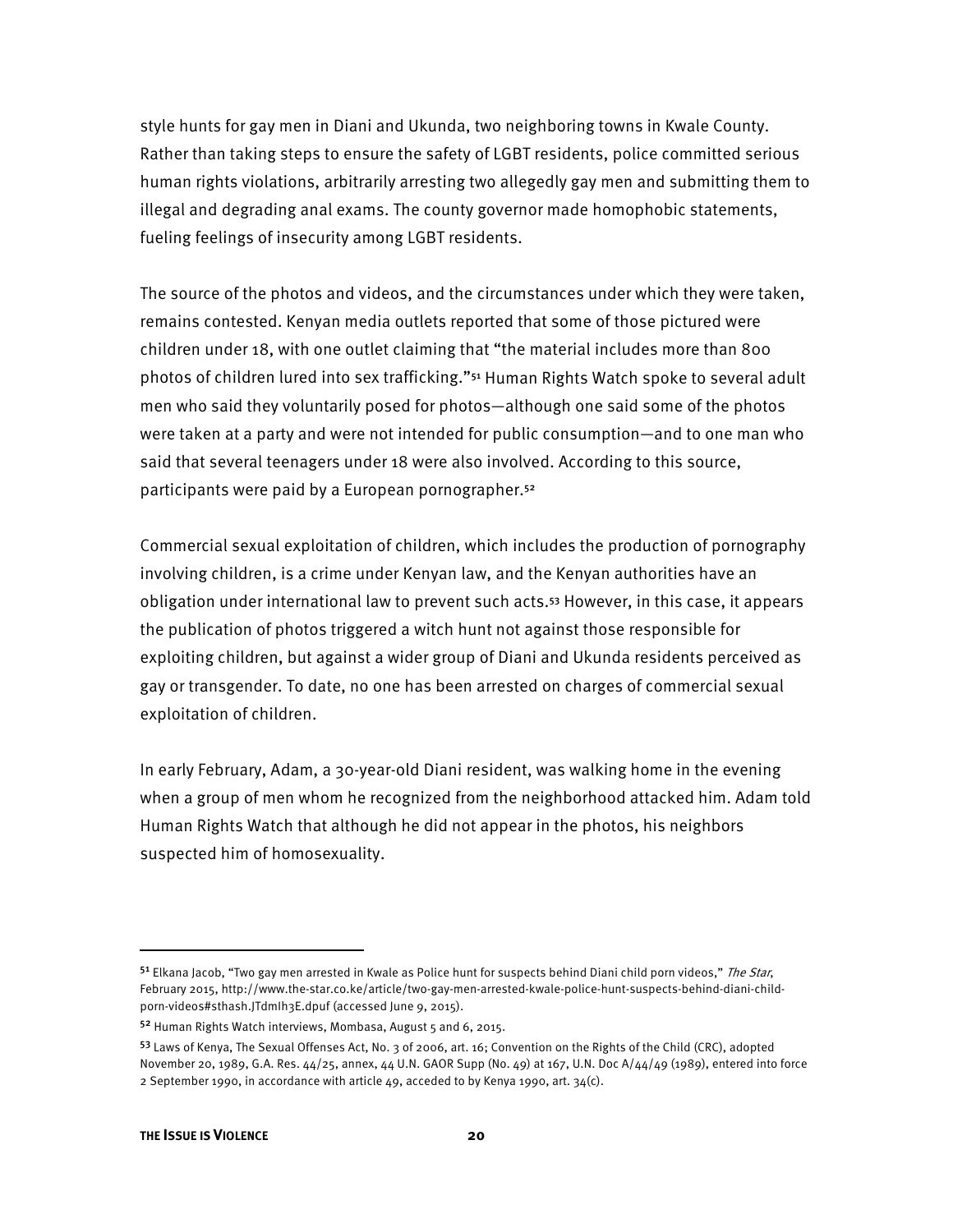style hunts for gay men in Diani and Ukunda, two neighboring towns in Kwale County. Rather than taking steps to ensure the safety of LGBT residents, police committed serious human rights violations, arbitrarily arresting two allegedly gay men and submitting them to illegal and degrading anal exams. The county governor made homophobic statements, fueling feelings of insecurity among LGBT residents.

The source of the photos and videos, and the circumstances under which they were taken, remains contested. Kenyan media outlets reported that some of those pictured were children under 18, with one outlet claiming that "the material includes more than 800 photos of children lured into sex trafficking."[51] Human Rights Watch spoke to several adult men who said they voluntarily posed for photos—although one said some of the photos were taken at a party and were not intended for public consumption—and to one man who said that several teenagers under 18 were also involved. According to this source, participants were paid by a European pornographer.[52]

Commercial sexual exploitation of children, which includes the production of pornography involving children, is a crime under Kenyan law, and the Kenyan authorities have an obligation under international law to prevent such acts.[53] However, in this case, it appears the publication of photos triggered a witch hunt not against those responsible for exploiting children, but against a wider group of Diani and Ukunda residents perceived as gay or transgender. To date, no one has been arrested on charges of commercial sexual exploitation of children.

In early February, Adam, a 30-year-old Diani resident, was walking home in the evening when a group of men whom he recognized from the neighborhood attacked him. Adam told Human Rights Watch that although he did not appear in the photos, his neighbors suspected him of homosexuality.

---

[51] Elkana Jacob, "Two gay men arrested in Kwale as Police hunt for suspects behind Diani child porn videos," *The Star*, February 2015, http://www.the-star.co.ke/article/two-gay-men-arrested-kwale-police-hunt-suspects-behind-diani-child-porn-videos#sthash.JTdmIh3E.dpuf (accessed June 9, 2015).

[52] Human Rights Watch interviews, Mombasa, August 5 and 6, 2015.

[53] Laws of Kenya, The Sexual Offenses Act, No. 3 of 2006, art. 16; Convention on the Rights of the Child (CRC), adopted November 20, 1989, G.A. Res. 44/25, annex, 44 U.N. GAOR Supp (No. 49) at 167, U.N. Doc A/44/49 (1989), entered into force 2 September 1990, in accordance with article 49, acceded to by Kenya 1990, art. 34(c).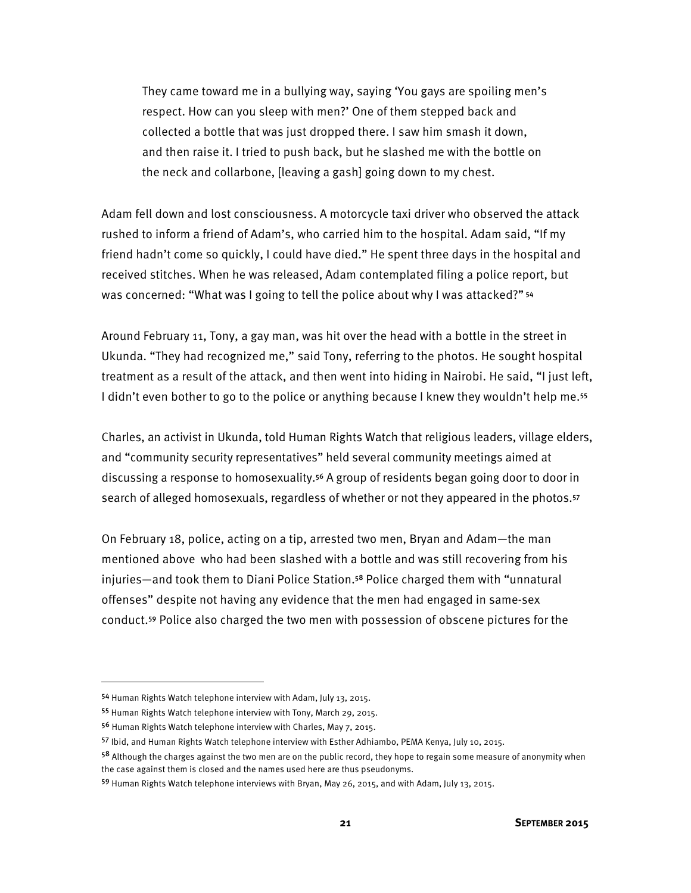> They came toward me in a bullying way, saying 'You gays are spoiling men's respect. How can you sleep with men?' One of them stepped back and collected a bottle that was just dropped there. I saw him smash it down, and then raise it. I tried to push back, but he slashed me with the bottle on the neck and collarbone, [leaving a gash] going down to my chest.

Adam fell down and lost consciousness. A motorcycle taxi driver who observed the attack rushed to inform a friend of Adam's, who carried him to the hospital. Adam said, "If my friend hadn't come so quickly, I could have died." He spent three days in the hospital and received stitches. When he was released, Adam contemplated filing a police report, but was concerned: "What was I going to tell the police about why I was attacked?"[54]

Around February 11, Tony, a gay man, was hit over the head with a bottle in the street in Ukunda. "They had recognized me," said Tony, referring to the photos. He sought hospital treatment as a result of the attack, and then went into hiding in Nairobi. He said, "I just left, I didn't even bother to go to the police or anything because I knew they wouldn't help me.[55]

Charles, an activist in Ukunda, told Human Rights Watch that religious leaders, village elders, and "community security representatives" held several community meetings aimed at discussing a response to homosexuality.[56] A group of residents began going door to door in search of alleged homosexuals, regardless of whether or not they appeared in the photos.[57]

On February 18, police, acting on a tip, arrested two men, Bryan and Adam—the man mentioned above who had been slashed with a bottle and was still recovering from his injuries—and took them to Diani Police Station.[58] Police charged them with "unnatural offenses" despite not having any evidence that the men had engaged in same-sex conduct.[59] Police also charged the two men with possession of obscene pictures for the

---

[54] Human Rights Watch telephone interview with Adam, July 13, 2015.

[55] Human Rights Watch telephone interview with Tony, March 29, 2015.

[56] Human Rights Watch telephone interview with Charles, May 7, 2015.

[57] Ibid, and Human Rights Watch telephone interview with Esther Adhiambo, PEMA Kenya, July 10, 2015.

[58] Although the charges against the two men are on the public record, they hope to regain some measure of anonymity when the case against them is closed and the names used here are thus pseudonyms.

[59] Human Rights Watch telephone interviews with Bryan, May 26, 2015, and with Adam, July 13, 2015.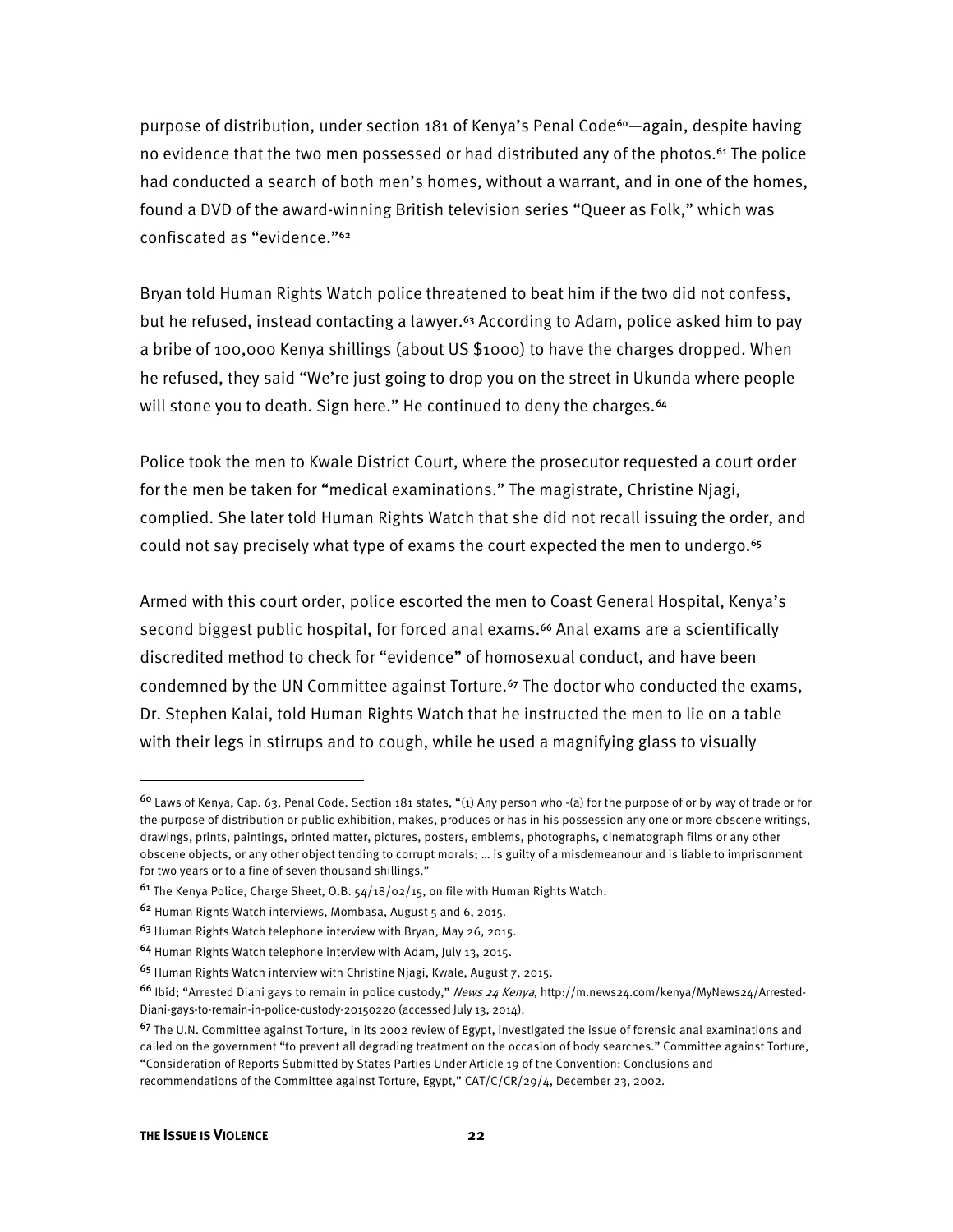purpose of distribution, under section 181 of Kenya's Penal Code[60]—again, despite having no evidence that the two men possessed or had distributed any of the photos.[61] The police had conducted a search of both men's homes, without a warrant, and in one of the homes, found a DVD of the award-winning British television series "Queer as Folk," which was confiscated as "evidence."[62]

Bryan told Human Rights Watch police threatened to beat him if the two did not confess, but he refused, instead contacting a lawyer.[63] According to Adam, police asked him to pay a bribe of 100,000 Kenya shillings (about US $1000) to have the charges dropped. When he refused, they said "We're just going to drop you on the street in Ukunda where people will stone you to death. Sign here." He continued to deny the charges.[64]

Police took the men to Kwale District Court, where the prosecutor requested a court order for the men be taken for "medical examinations." The magistrate, Christine Njagi, complied. She later told Human Rights Watch that she did not recall issuing the order, and could not say precisely what type of exams the court expected the men to undergo.[65]

Armed with this court order, police escorted the men to Coast General Hospital, Kenya's second biggest public hospital, for forced anal exams.[66] Anal exams are a scientifically discredited method to check for "evidence" of homosexual conduct, and have been condemned by the UN Committee against Torture.[67] The doctor who conducted the exams, Dr. Stephen Kalai, told Human Rights Watch that he instructed the men to lie on a table with their legs in stirrups and to cough, while he used a magnifying glass to visually

---

[60] Laws of Kenya, Cap. 63, Penal Code. Section 181 states, "(1) Any person who -(a) for the purpose of or by way of trade or for the purpose of distribution or public exhibition, makes, produces or has in his possession any one or more obscene writings, drawings, prints, paintings, printed matter, pictures, posters, emblems, photographs, cinematograph films or any other obscene objects, or any other object tending to corrupt morals; … is guilty of a misdemeanour and is liable to imprisonment for two years or to a fine of seven thousand shillings."

[61] The Kenya Police, Charge Sheet, O.B. 54/18/02/15, on file with Human Rights Watch.

[62] Human Rights Watch interviews, Mombasa, August 5 and 6, 2015.

[63] Human Rights Watch telephone interview with Bryan, May 26, 2015.

[64] Human Rights Watch telephone interview with Adam, July 13, 2015.

[65] Human Rights Watch interview with Christine Njagi, Kwale, August 7, 2015.

[66] Ibid; "Arrested Diani gays to remain in police custody," *News 24 Kenya*, http://m.news24.com/kenya/MyNews24/Arrested-Diani-gays-to-remain-in-police-custody-20150220 (accessed July 13, 2014).

[67] The U.N. Committee against Torture, in its 2002 review of Egypt, investigated the issue of forensic anal examinations and called on the government "to prevent all degrading treatment on the occasion of body searches." Committee against Torture, "Consideration of Reports Submitted by States Parties Under Article 19 of the Convention: Conclusions and recommendations of the Committee against Torture, Egypt," CAT/C/CR/29/4, December 23, 2002.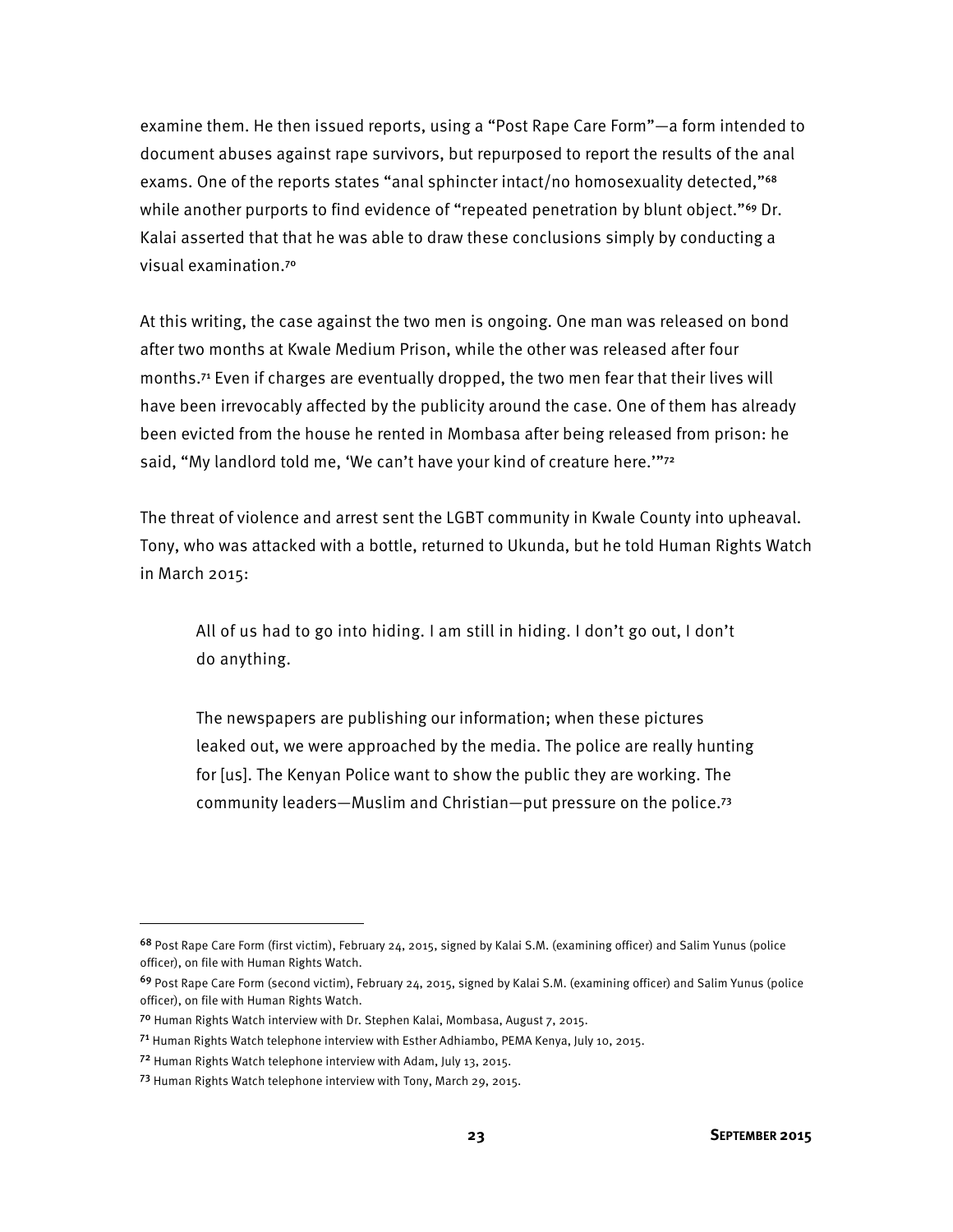examine them. He then issued reports, using a "Post Rape Care Form"—a form intended to document abuses against rape survivors, but repurposed to report the results of the anal exams. One of the reports states "anal sphincter intact/no homosexuality detected,"[68] while another purports to find evidence of "repeated penetration by blunt object."[69] Dr. Kalai asserted that that he was able to draw these conclusions simply by conducting a visual examination.[70]

At this writing, the case against the two men is ongoing. One man was released on bond after two months at Kwale Medium Prison, while the other was released after four months.[71] Even if charges are eventually dropped, the two men fear that their lives will have been irrevocably affected by the publicity around the case. One of them has already been evicted from the house he rented in Mombasa after being released from prison: he said, "My landlord told me, 'We can't have your kind of creature here.'"[72]

The threat of violence and arrest sent the LGBT community in Kwale County into upheaval. Tony, who was attacked with a bottle, returned to Ukunda, but he told Human Rights Watch in March 2015:

> All of us had to go into hiding. I am still in hiding. I don't go out, I don't do anything.
>
> The newspapers are publishing our information; when these pictures leaked out, we were approached by the media. The police are really hunting for [us]. The Kenyan Police want to show the public they are working. The community leaders—Muslim and Christian—put pressure on the police.[73]

---

[68] Post Rape Care Form (first victim), February 24, 2015, signed by Kalai S.M. (examining officer) and Salim Yunus (police officer), on file with Human Rights Watch.

[69] Post Rape Care Form (second victim), February 24, 2015, signed by Kalai S.M. (examining officer) and Salim Yunus (police officer), on file with Human Rights Watch.

[70] Human Rights Watch interview with Dr. Stephen Kalai, Mombasa, August 7, 2015.

[71] Human Rights Watch telephone interview with Esther Adhiambo, PEMA Kenya, July 10, 2015.

[72] Human Rights Watch telephone interview with Adam, July 13, 2015.

[73] Human Rights Watch telephone interview with Tony, March 29, 2015.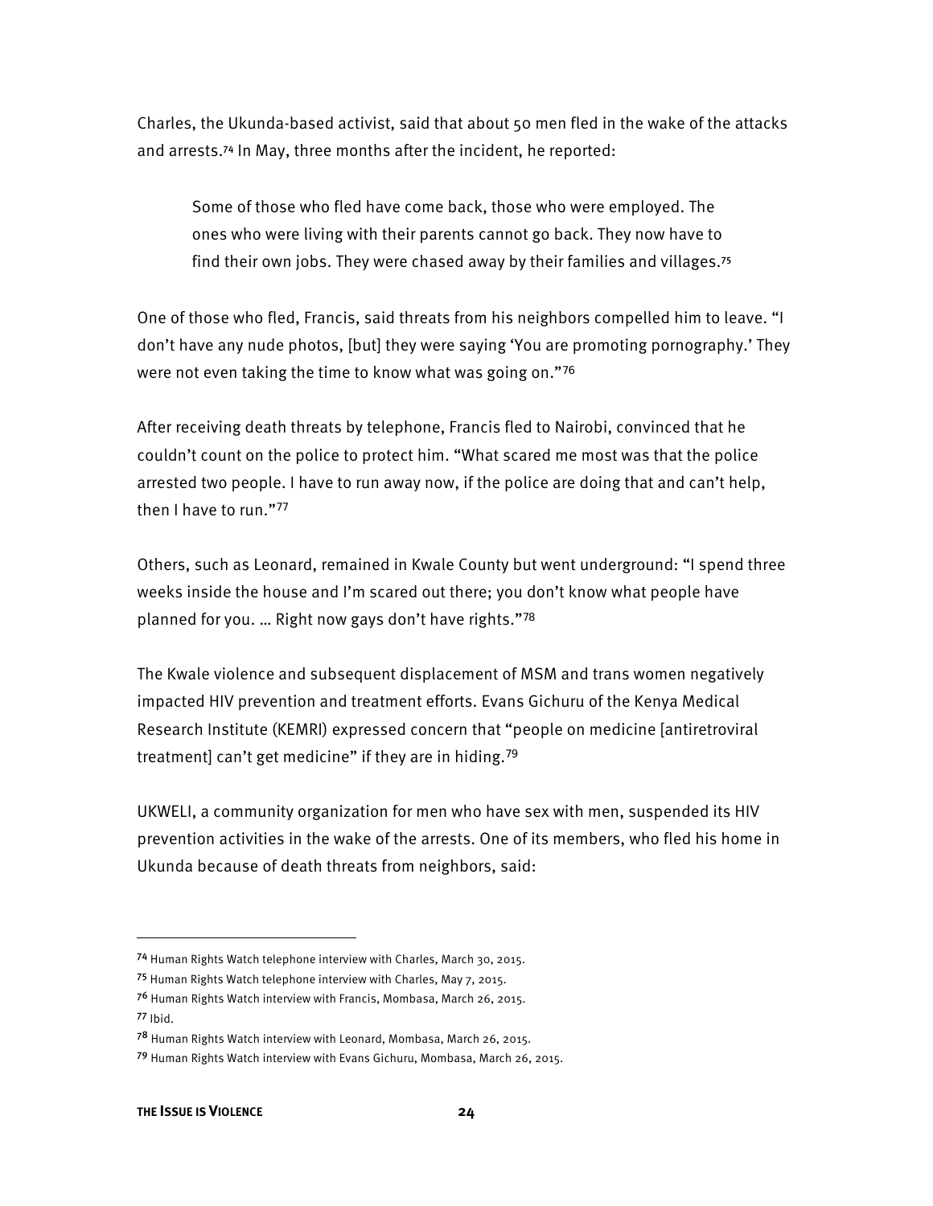Charles, the Ukunda-based activist, said that about 50 men fled in the wake of the attacks and arrests.[74] In May, three months after the incident, he reported:

> Some of those who fled have come back, those who were employed. The ones who were living with their parents cannot go back. They now have to find their own jobs. They were chased away by their families and villages.[75]

One of those who fled, Francis, said threats from his neighbors compelled him to leave. "I don't have any nude photos, [but] they were saying 'You are promoting pornography.' They were not even taking the time to know what was going on."[76]

After receiving death threats by telephone, Francis fled to Nairobi, convinced that he couldn't count on the police to protect him. "What scared me most was that the police arrested two people. I have to run away now, if the police are doing that and can't help, then I have to run."[77]

Others, such as Leonard, remained in Kwale County but went underground: "I spend three weeks inside the house and I'm scared out there; you don't know what people have planned for you. … Right now gays don't have rights."[78]

The Kwale violence and subsequent displacement of MSM and trans women negatively impacted HIV prevention and treatment efforts. Evans Gichuru of the Kenya Medical Research Institute (KEMRI) expressed concern that "people on medicine [antiretroviral treatment] can't get medicine" if they are in hiding.[79]

UKWELI, a community organization for men who have sex with men, suspended its HIV prevention activities in the wake of the arrests. One of its members, who fled his home in Ukunda because of death threats from neighbors, said:

---

[74] Human Rights Watch telephone interview with Charles, March 30, 2015.

[75] Human Rights Watch telephone interview with Charles, May 7, 2015.

[76] Human Rights Watch interview with Francis, Mombasa, March 26, 2015.

[77] Ibid.

[78] Human Rights Watch interview with Leonard, Mombasa, March 26, 2015.

[79] Human Rights Watch interview with Evans Gichuru, Mombasa, March 26, 2015.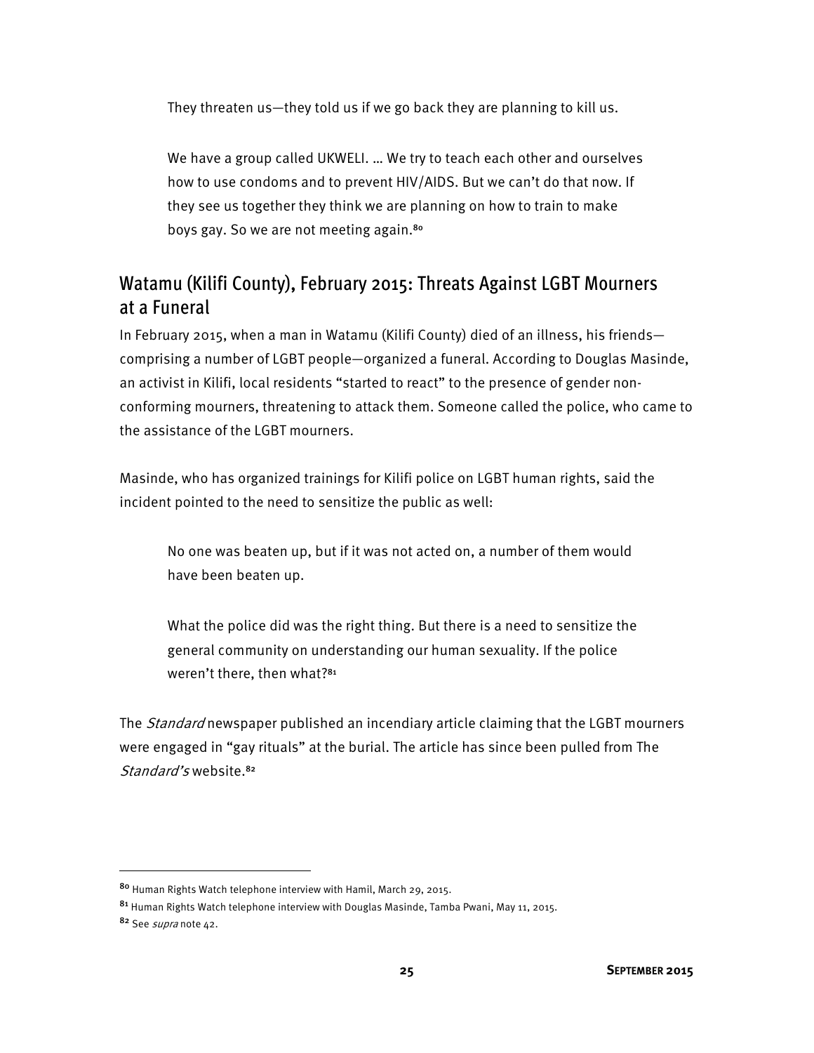> They threaten us—they told us if we go back they are planning to kill us.
>
> We have a group called UKWELI. … We try to teach each other and ourselves how to use condoms and to prevent HIV/AIDS. But we can't do that now. If they see us together they think we are planning on how to train to make boys gay. So we are not meeting again.[80]

## Watamu (Kilifi County), February 2015: Threats Against LGBT Mourners at a Funeral

In February 2015, when a man in Watamu (Kilifi County) died of an illness, his friends—comprising a number of LGBT people—organized a funeral. According to Douglas Masinde, an activist in Kilifi, local residents "started to react" to the presence of gender non-conforming mourners, threatening to attack them. Someone called the police, who came to the assistance of the LGBT mourners.

Masinde, who has organized trainings for Kilifi police on LGBT human rights, said the incident pointed to the need to sensitize the public as well:

> No one was beaten up, but if it was not acted on, a number of them would have been beaten up.
>
> What the police did was the right thing. But there is a need to sensitize the general community on understanding our human sexuality. If the police weren't there, then what?[81]

The *Standard* newspaper published an incendiary article claiming that the LGBT mourners were engaged in "gay rituals" at the burial. The article has since been pulled from The *Standard's* website.[82]

---

[80] Human Rights Watch telephone interview with Hamil, March 29, 2015.

[81] Human Rights Watch telephone interview with Douglas Masinde, Tamba Pwani, May 11, 2015.

[82] See *supra* note 42.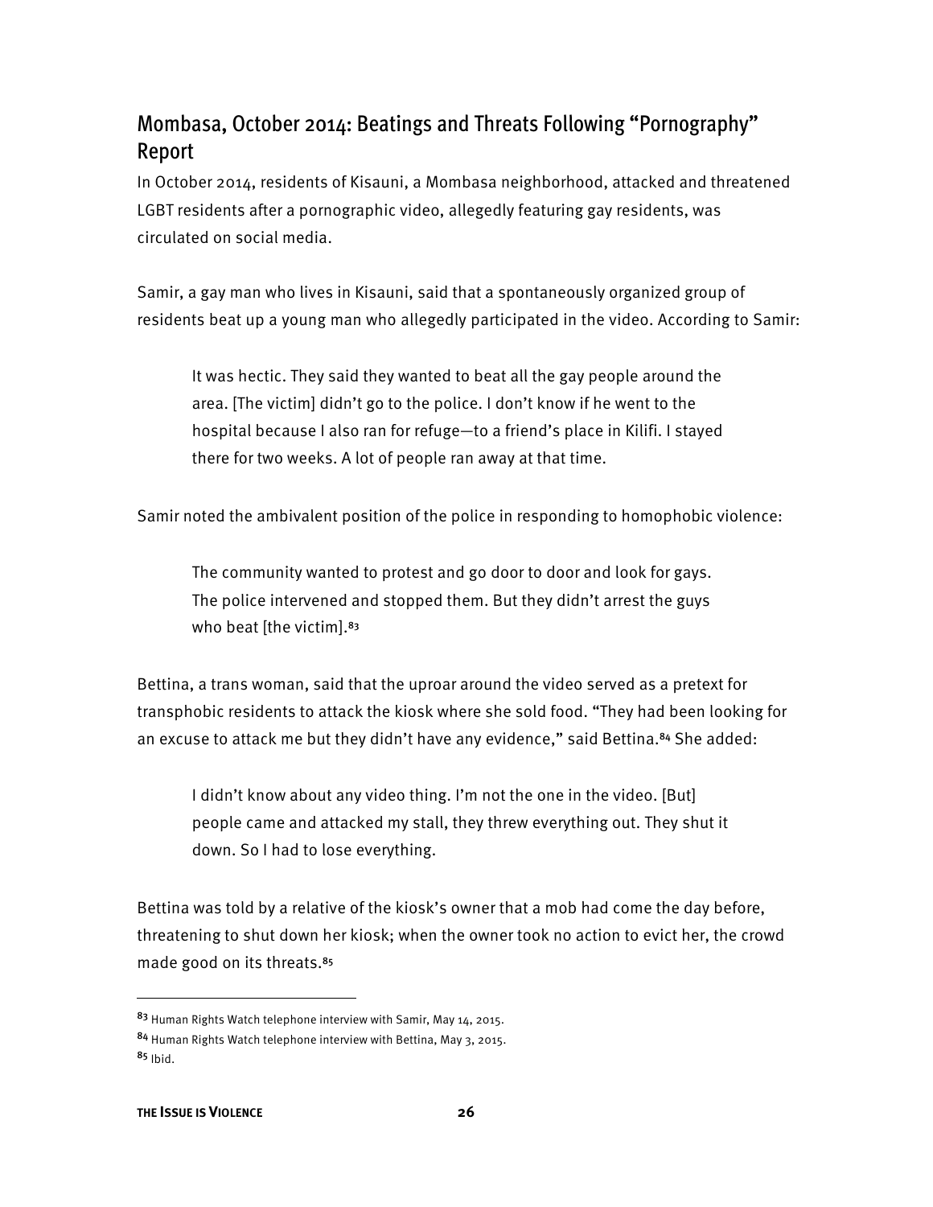## Mombasa, October 2014: Beatings and Threats Following "Pornography" Report

In October 2014, residents of Kisauni, a Mombasa neighborhood, attacked and threatened LGBT residents after a pornographic video, allegedly featuring gay residents, was circulated on social media.

Samir, a gay man who lives in Kisauni, said that a spontaneously organized group of residents beat up a young man who allegedly participated in the video. According to Samir:

> It was hectic. They said they wanted to beat all the gay people around the area. [The victim] didn't go to the police. I don't know if he went to the hospital because I also ran for refuge—to a friend's place in Kilifi. I stayed there for two weeks. A lot of people ran away at that time.

Samir noted the ambivalent position of the police in responding to homophobic violence:

> The community wanted to protest and go door to door and look for gays. The police intervened and stopped them. But they didn't arrest the guys who beat [the victim].[83]

Bettina, a trans woman, said that the uproar around the video served as a pretext for transphobic residents to attack the kiosk where she sold food. "They had been looking for an excuse to attack me but they didn't have any evidence," said Bettina.[84] She added:

> I didn't know about any video thing. I'm not the one in the video. [But] people came and attacked my stall, they threw everything out. They shut it down. So I had to lose everything.

Bettina was told by a relative of the kiosk's owner that a mob had come the day before, threatening to shut down her kiosk; when the owner took no action to evict her, the crowd made good on its threats.[85]

---

[83] Human Rights Watch telephone interview with Samir, May 14, 2015.

[84] Human Rights Watch telephone interview with Bettina, May 3, 2015.

[85] Ibid.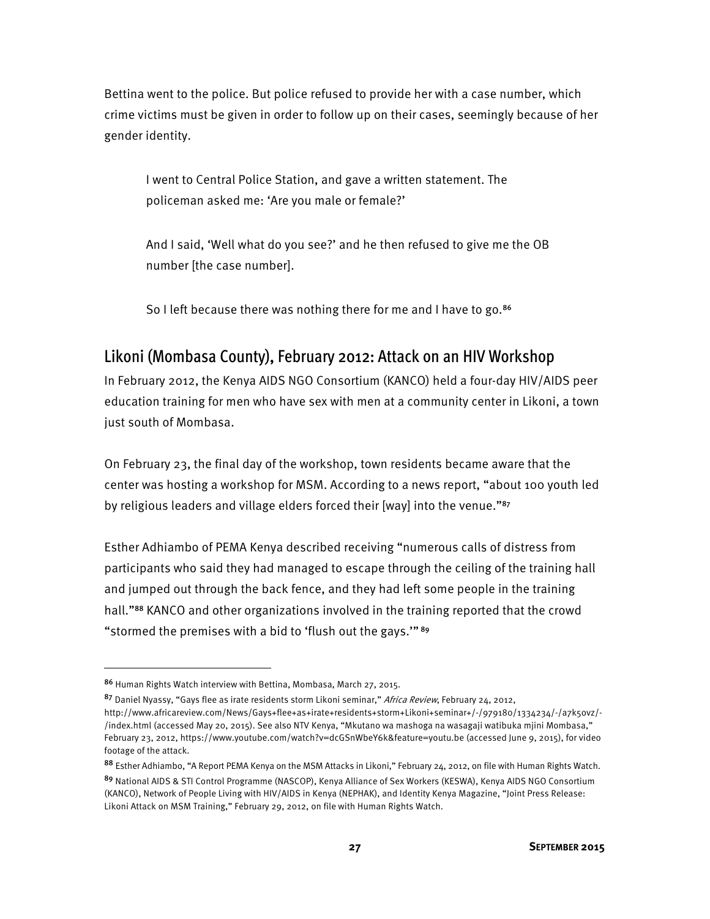Bettina went to the police. But police refused to provide her with a case number, which crime victims must be given in order to follow up on their cases, seemingly because of her gender identity.

> I went to Central Police Station, and gave a written statement. The policeman asked me: 'Are you male or female?'
>
> And I said, 'Well what do you see?' and he then refused to give me the OB number [the case number].
>
> So I left because there was nothing there for me and I have to go.[86]

## Likoni (Mombasa County), February 2012: Attack on an HIV Workshop

In February 2012, the Kenya AIDS NGO Consortium (KANCO) held a four-day HIV/AIDS peer education training for men who have sex with men at a community center in Likoni, a town just south of Mombasa.

On February 23, the final day of the workshop, town residents became aware that the center was hosting a workshop for MSM. According to a news report, "about 100 youth led by religious leaders and village elders forced their [way] into the venue."[87]

Esther Adhiambo of PEMA Kenya described receiving "numerous calls of distress from participants who said they had managed to escape through the ceiling of the training hall and jumped out through the back fence, and they had left some people in the training hall."[88] KANCO and other organizations involved in the training reported that the crowd "stormed the premises with a bid to 'flush out the gays.'"[89]

---

[86] Human Rights Watch interview with Bettina, Mombasa, March 27, 2015.

[87] Daniel Nyassy, "Gays flee as irate residents storm Likoni seminar," *Africa Review*, February 24, 2012, http://www.africareview.com/News/Gays+flee+as+irate+residents+storm+Likoni+seminar+/-/979180/1334234/-/a7k5ovz/-/index.html (accessed May 20, 2015). See also NTV Kenya, "Mkutano wa mashoga na wasagaji watibuka mjini Mombasa," February 23, 2012, https://www.youtube.com/watch?v=dcGSnWbeY6k&feature=youtu.be (accessed June 9, 2015), for video footage of the attack.

[88] Esther Adhiambo, "A Report PEMA Kenya on the MSM Attacks in Likoni," February 24, 2012, on file with Human Rights Watch.

[89] National AIDS & STI Control Programme (NASCOP), Kenya Alliance of Sex Workers (KESWA), Kenya AIDS NGO Consortium (KANCO), Network of People Living with HIV/AIDS in Kenya (NEPHAK), and Identity Kenya Magazine, "Joint Press Release: Likoni Attack on MSM Training," February 29, 2012, on file with Human Rights Watch.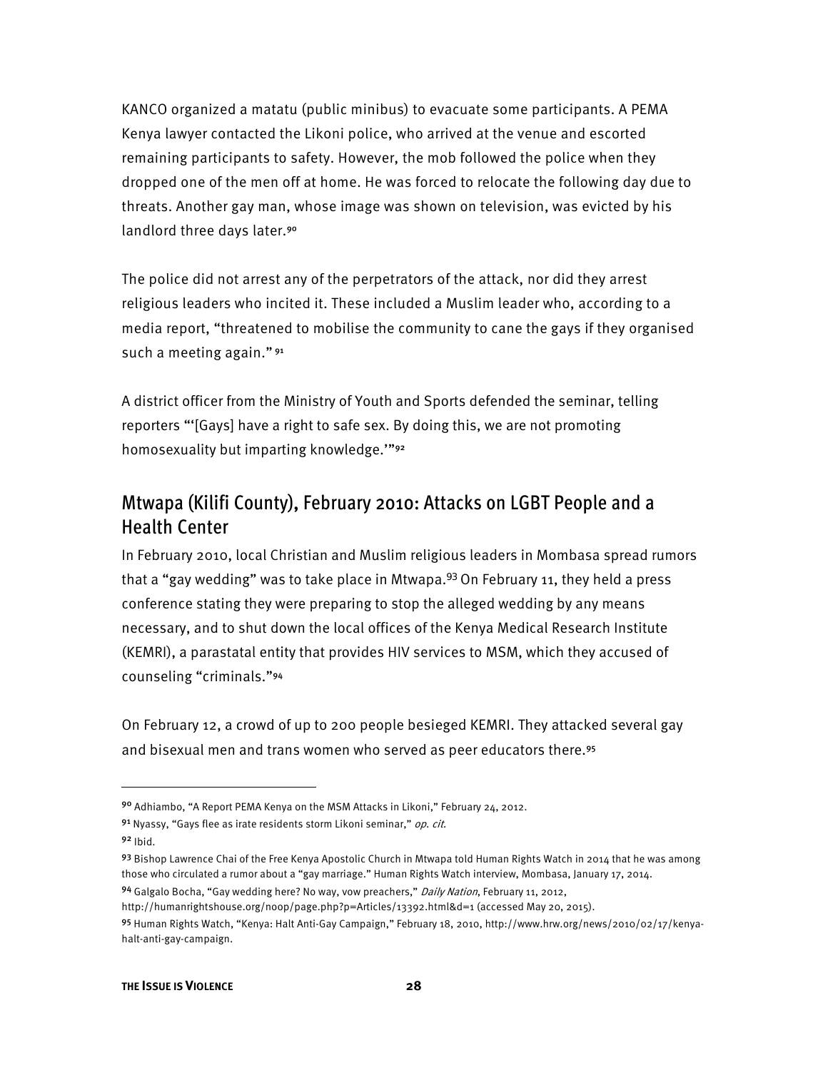KANCO organized a matatu (public minibus) to evacuate some participants. A PEMA Kenya lawyer contacted the Likoni police, who arrived at the venue and escorted remaining participants to safety. However, the mob followed the police when they dropped one of the men off at home. He was forced to relocate the following day due to threats. Another gay man, whose image was shown on television, was evicted by his landlord three days later.[90]

The police did not arrest any of the perpetrators of the attack, nor did they arrest religious leaders who incited it. These included a Muslim leader who, according to a media report, "threatened to mobilise the community to cane the gays if they organised such a meeting again."[91]

A district officer from the Ministry of Youth and Sports defended the seminar, telling reporters "'[Gays] have a right to safe sex. By doing this, we are not promoting homosexuality but imparting knowledge.'"[92]

## Mtwapa (Kilifi County), February 2010: Attacks on LGBT People and a Health Center

In February 2010, local Christian and Muslim religious leaders in Mombasa spread rumors that a "gay wedding" was to take place in Mtwapa.[93] On February 11, they held a press conference stating they were preparing to stop the alleged wedding by any means necessary, and to shut down the local offices of the Kenya Medical Research Institute (KEMRI), a parastatal entity that provides HIV services to MSM, which they accused of counseling "criminals."[94]

On February 12, a crowd of up to 200 people besieged KEMRI. They attacked several gay and bisexual men and trans women who served as peer educators there.[95]

---

[90] Adhiambo, "A Report PEMA Kenya on the MSM Attacks in Likoni," February 24, 2012.

[91] Nyassy, "Gays flee as irate residents storm Likoni seminar," *op. cit.*

[92] Ibid.

[93] Bishop Lawrence Chai of the Free Kenya Apostolic Church in Mtwapa told Human Rights Watch in 2014 that he was among those who circulated a rumor about a "gay marriage." Human Rights Watch interview, Mombasa, January 17, 2014.

[94] Galgalo Bocha, "Gay wedding here? No way, vow preachers," *Daily Nation*, February 11, 2012, http://humanrightshouse.org/noop/page.php?p=Articles/13392.html&d=1 (accessed May 20, 2015).

[95] Human Rights Watch, "Kenya: Halt Anti-Gay Campaign," February 18, 2010, http://www.hrw.org/news/2010/02/17/kenya-halt-anti-gay-campaign.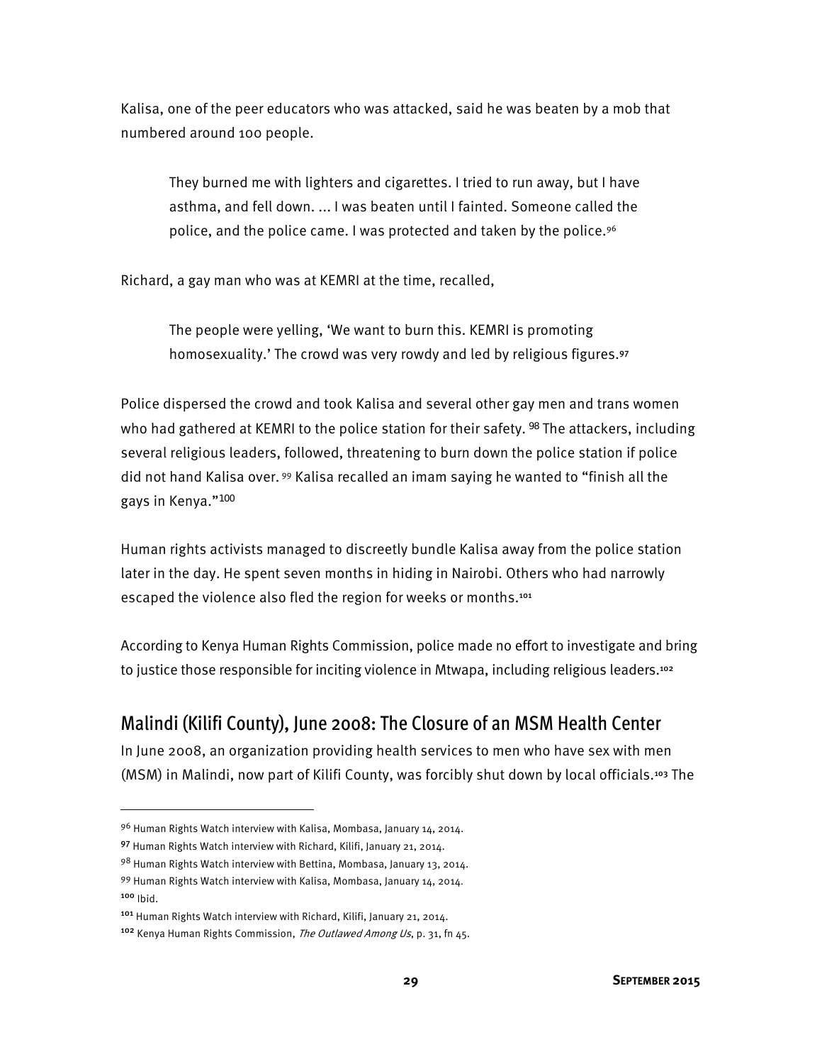Kalisa, one of the peer educators who was attacked, said he was beaten by a mob that numbered around 100 people.

> They burned me with lighters and cigarettes. I tried to run away, but I have asthma, and fell down. ... I was beaten until I fainted. Someone called the police, and the police came. I was protected and taken by the police.[96]

Richard, a gay man who was at KEMRI at the time, recalled,

> The people were yelling, 'We want to burn this. KEMRI is promoting homosexuality.' The crowd was very rowdy and led by religious figures.[97]

Police dispersed the crowd and took Kalisa and several other gay men and trans women who had gathered at KEMRI to the police station for their safety.[98] The attackers, including several religious leaders, followed, threatening to burn down the police station if police did not hand Kalisa over.[99] Kalisa recalled an imam saying he wanted to "finish all the gays in Kenya."[100]

Human rights activists managed to discreetly bundle Kalisa away from the police station later in the day. He spent seven months in hiding in Nairobi. Others who had narrowly escaped the violence also fled the region for weeks or months.[101]

According to Kenya Human Rights Commission, police made no effort to investigate and bring to justice those responsible for inciting violence in Mtwapa, including religious leaders.[102]

## Malindi (Kilifi County), June 2008: The Closure of an MSM Health Center

In June 2008, an organization providing health services to men who have sex with men (MSM) in Malindi, now part of Kilifi County, was forcibly shut down by local officials.[103] The

---

[96] Human Rights Watch interview with Kalisa, Mombasa, January 14, 2014.

[97] Human Rights Watch interview with Richard, Kilifi, January 21, 2014.

[98] Human Rights Watch interview with Bettina, Mombasa, January 13, 2014.

[99] Human Rights Watch interview with Kalisa, Mombasa, January 14, 2014.

[100] Ibid.

[101] Human Rights Watch interview with Richard, Kilifi, January 21, 2014.

[102] Kenya Human Rights Commission, *The Outlawed Among Us*, p. 31, fn 45.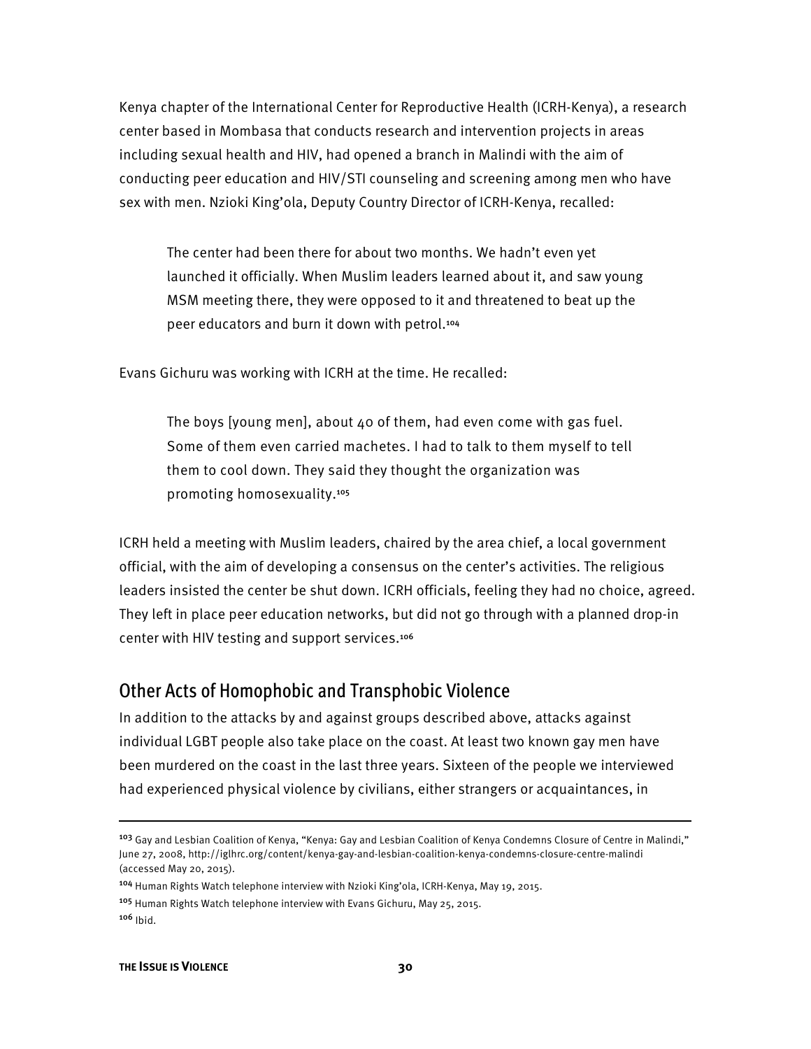Kenya chapter of the International Center for Reproductive Health (ICRH-Kenya), a research center based in Mombasa that conducts research and intervention projects in areas including sexual health and HIV, had opened a branch in Malindi with the aim of conducting peer education and HIV/STI counseling and screening among men who have sex with men. Nzioki King'ola, Deputy Country Director of ICRH-Kenya, recalled:

> The center had been there for about two months. We hadn't even yet launched it officially. When Muslim leaders learned about it, and saw young MSM meeting there, they were opposed to it and threatened to beat up the peer educators and burn it down with petrol.[104]

Evans Gichuru was working with ICRH at the time. He recalled:

> The boys [young men], about 40 of them, had even come with gas fuel. Some of them even carried machetes. I had to talk to them myself to tell them to cool down. They said they thought the organization was promoting homosexuality.[105]

ICRH held a meeting with Muslim leaders, chaired by the area chief, a local government official, with the aim of developing a consensus on the center's activities. The religious leaders insisted the center be shut down. ICRH officials, feeling they had no choice, agreed. They left in place peer education networks, but did not go through with a planned drop-in center with HIV testing and support services.[106]

## Other Acts of Homophobic and Transphobic Violence

In addition to the attacks by and against groups described above, attacks against individual LGBT people also take place on the coast. At least two known gay men have been murdered on the coast in the last three years. Sixteen of the people we interviewed had experienced physical violence by civilians, either strangers or acquaintances, in

---

[103] Gay and Lesbian Coalition of Kenya, "Kenya: Gay and Lesbian Coalition of Kenya Condemns Closure of Centre in Malindi," June 27, 2008, http://iglhrc.org/content/kenya-gay-and-lesbian-coalition-kenya-condemns-closure-centre-malindi (accessed May 20, 2015).

[104] Human Rights Watch telephone interview with Nzioki King'ola, ICRH-Kenya, May 19, 2015.

[105] Human Rights Watch telephone interview with Evans Gichuru, May 25, 2015.

[106] Ibid.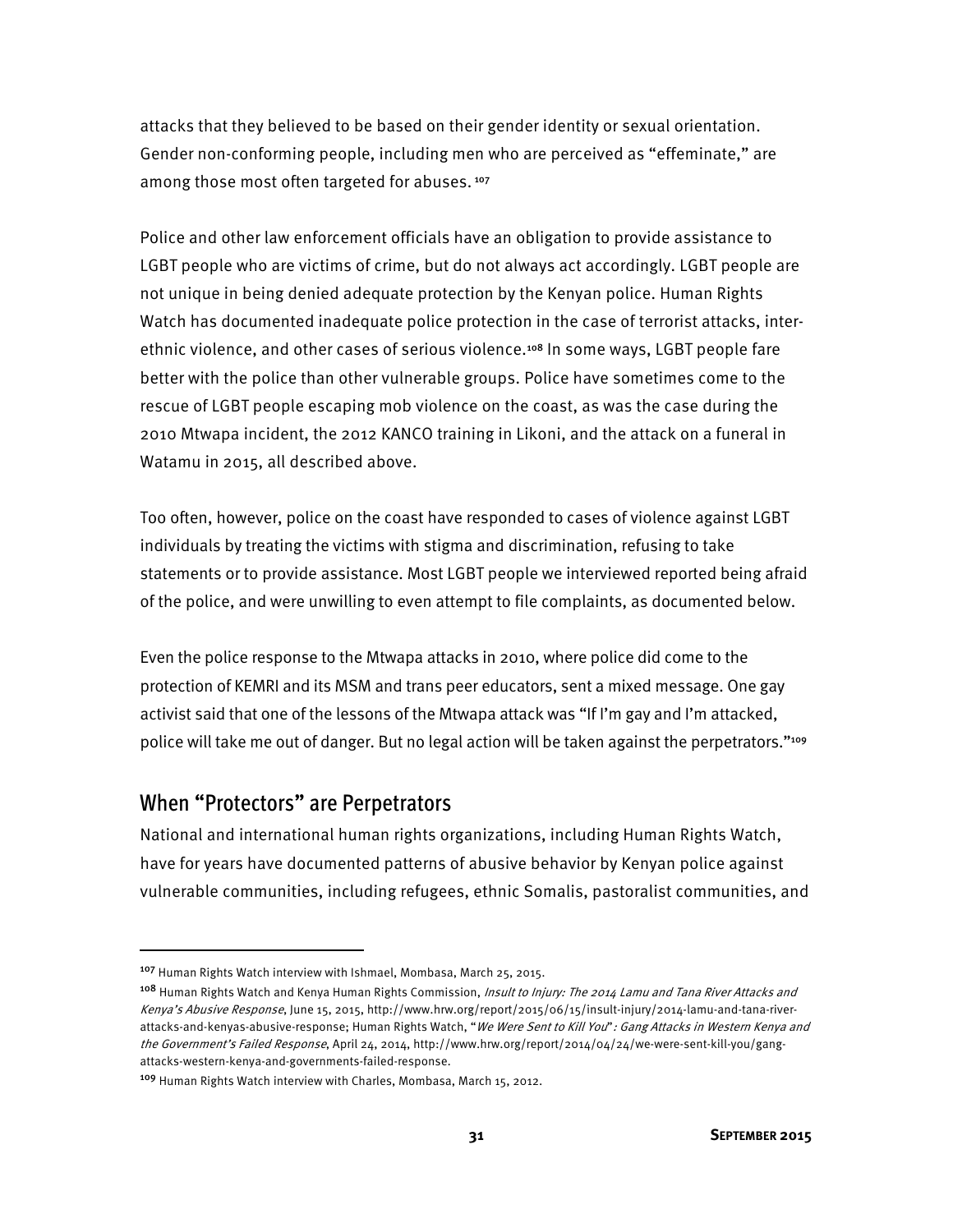attacks that they believed to be based on their gender identity or sexual orientation. Gender non-conforming people, including men who are perceived as "effeminate," are among those most often targeted for abuses.[107]

Police and other law enforcement officials have an obligation to provide assistance to LGBT people who are victims of crime, but do not always act accordingly. LGBT people are not unique in being denied adequate protection by the Kenyan police. Human Rights Watch has documented inadequate police protection in the case of terrorist attacks, inter-ethnic violence, and other cases of serious violence.[108] In some ways, LGBT people fare better with the police than other vulnerable groups. Police have sometimes come to the rescue of LGBT people escaping mob violence on the coast, as was the case during the 2010 Mtwapa incident, the 2012 KANCO training in Likoni, and the attack on a funeral in Watamu in 2015, all described above.

Too often, however, police on the coast have responded to cases of violence against LGBT individuals by treating the victims with stigma and discrimination, refusing to take statements or to provide assistance. Most LGBT people we interviewed reported being afraid of the police, and were unwilling to even attempt to file complaints, as documented below.

Even the police response to the Mtwapa attacks in 2010, where police did come to the protection of KEMRI and its MSM and trans peer educators, sent a mixed message. One gay activist said that one of the lessons of the Mtwapa attack was "If I'm gay and I'm attacked, police will take me out of danger. But no legal action will be taken against the perpetrators."[109]

## When "Protectors" are Perpetrators

National and international human rights organizations, including Human Rights Watch, have for years have documented patterns of abusive behavior by Kenyan police against vulnerable communities, including refugees, ethnic Somalis, pastoralist communities, and

---

[107] Human Rights Watch interview with Ishmael, Mombasa, March 25, 2015.

[108] Human Rights Watch and Kenya Human Rights Commission, *Insult to Injury: The 2014 Lamu and Tana River Attacks and Kenya's Abusive Response*, June 15, 2015, http://www.hrw.org/report/2015/06/15/insult-injury/2014-lamu-and-tana-river-attacks-and-kenyas-abusive-response; Human Rights Watch, "*We Were Sent to Kill You*"*: Gang Attacks in Western Kenya and the Government's Failed Response*, April 24, 2014, http://www.hrw.org/report/2014/04/24/we-were-sent-kill-you/gang-attacks-western-kenya-and-governments-failed-response.

[109] Human Rights Watch interview with Charles, Mombasa, March 15, 2012.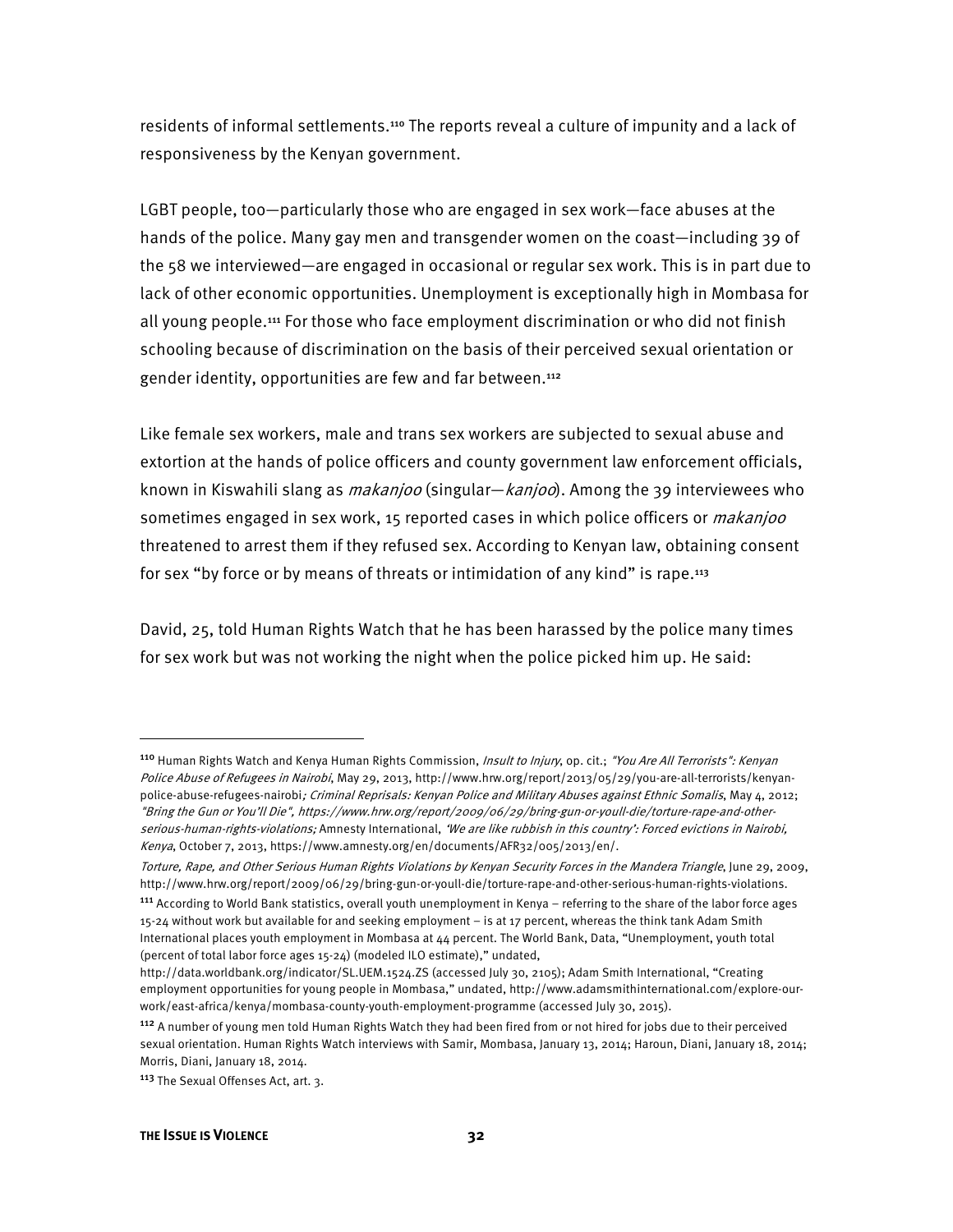residents of informal settlements.[110] The reports reveal a culture of impunity and a lack of responsiveness by the Kenyan government.

LGBT people, too—particularly those who are engaged in sex work—face abuses at the hands of the police. Many gay men and transgender women on the coast—including 39 of the 58 we interviewed—are engaged in occasional or regular sex work. This is in part due to lack of other economic opportunities. Unemployment is exceptionally high in Mombasa for all young people.[111] For those who face employment discrimination or who did not finish schooling because of discrimination on the basis of their perceived sexual orientation or gender identity, opportunities are few and far between.[112]

Like female sex workers, male and trans sex workers are subjected to sexual abuse and extortion at the hands of police officers and county government law enforcement officials, known in Kiswahili slang as *makanjoo* (singular—*kanjoo*). Among the 39 interviewees who sometimes engaged in sex work, 15 reported cases in which police officers or *makanjoo* threatened to arrest them if they refused sex. According to Kenyan law, obtaining consent for sex "by force or by means of threats or intimidation of any kind" is rape.[113]

David, 25, told Human Rights Watch that he has been harassed by the police many times for sex work but was not working the night when the police picked him up. He said:

---

[110] Human Rights Watch and Kenya Human Rights Commission, *Insult to Injury*, op. cit.; *"You Are All Terrorists": Kenyan Police Abuse of Refugees in Nairobi*, May 29, 2013, http://www.hrw.org/report/2013/05/29/you-are-all-terrorists/kenyan-police-abuse-refugees-nairobi; *Criminal Reprisals: Kenyan Police and Military Abuses against Ethnic Somalis*, May 4, 2012; *"Bring the Gun or You'll Die", https://www.hrw.org/report/2009/06/29/bring-gun-or-youll-die/torture-rape-and-other-serious-human-rights-violations;* Amnesty International, *'We are like rubbish in this country': Forced evictions in Nairobi, Kenya*, October 7, 2013, https://www.amnesty.org/en/documents/AFR32/005/2013/en/.

*Torture, Rape, and Other Serious Human Rights Violations by Kenyan Security Forces in the Mandera Triangle*, June 29, 2009, http://www.hrw.org/report/2009/06/29/bring-gun-or-youll-die/torture-rape-and-other-serious-human-rights-violations.

[111] According to World Bank statistics, overall youth unemployment in Kenya – referring to the share of the labor force ages 15-24 without work but available for and seeking employment – is at 17 percent, whereas the think tank Adam Smith International places youth employment in Mombasa at 44 percent. The World Bank, Data, "Unemployment, youth total (percent of total labor force ages 15-24) (modeled ILO estimate)," undated, http://data.worldbank.org/indicator/SL.UEM.1524.ZS (accessed July 30, 2105); Adam Smith International, "Creating employment opportunities for young people in Mombasa," undated, http://www.adamsmithinternational.com/explore-our-work/east-africa/kenya/mombasa-county-youth-employment-programme (accessed July 30, 2015).

[112] A number of young men told Human Rights Watch they had been fired from or not hired for jobs due to their perceived sexual orientation. Human Rights Watch interviews with Samir, Mombasa, January 13, 2014; Haroun, Diani, January 18, 2014; Morris, Diani, January 18, 2014.

[113] The Sexual Offenses Act, art. 3.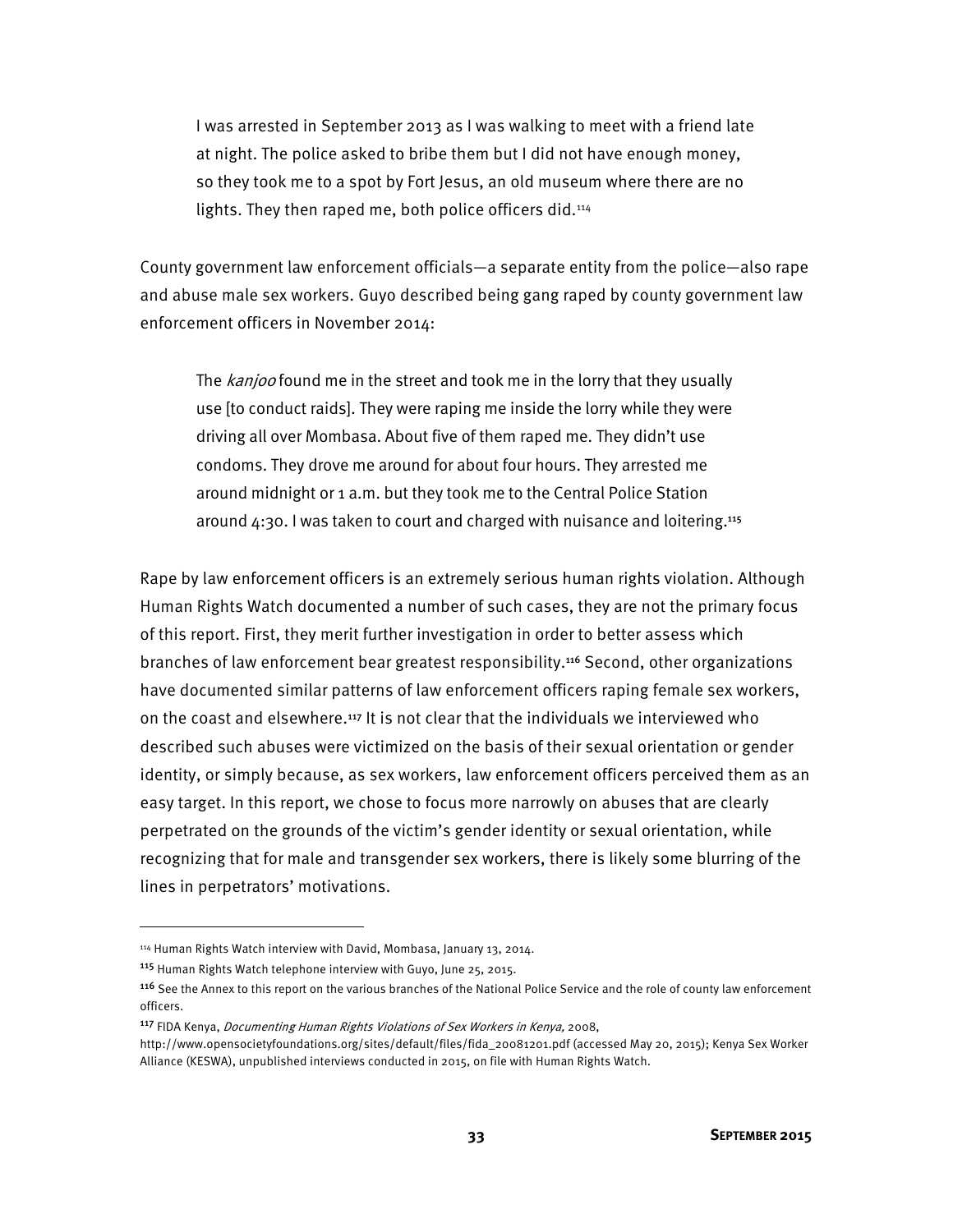> I was arrested in September 2013 as I was walking to meet with a friend late at night. The police asked to bribe them but I did not have enough money, so they took me to a spot by Fort Jesus, an old museum where there are no lights. They then raped me, both police officers did.[114]

County government law enforcement officials—a separate entity from the police—also rape and abuse male sex workers. Guyo described being gang raped by county government law enforcement officers in November 2014:

> The *kanjoo* found me in the street and took me in the lorry that they usually use [to conduct raids]. They were raping me inside the lorry while they were driving all over Mombasa. About five of them raped me. They didn't use condoms. They drove me around for about four hours. They arrested me around midnight or 1 a.m. but they took me to the Central Police Station around 4:30. I was taken to court and charged with nuisance and loitering.[115]

Rape by law enforcement officers is an extremely serious human rights violation. Although Human Rights Watch documented a number of such cases, they are not the primary focus of this report. First, they merit further investigation in order to better assess which branches of law enforcement bear greatest responsibility.[116] Second, other organizations have documented similar patterns of law enforcement officers raping female sex workers, on the coast and elsewhere.[117] It is not clear that the individuals we interviewed who described such abuses were victimized on the basis of their sexual orientation or gender identity, or simply because, as sex workers, law enforcement officers perceived them as an easy target. In this report, we chose to focus more narrowly on abuses that are clearly perpetrated on the grounds of the victim's gender identity or sexual orientation, while recognizing that for male and transgender sex workers, there is likely some blurring of the lines in perpetrators' motivations.

---

[114] Human Rights Watch interview with David, Mombasa, January 13, 2014.

[115] Human Rights Watch telephone interview with Guyo, June 25, 2015.

[116] See the Annex to this report on the various branches of the National Police Service and the role of county law enforcement officers.

[117] FIDA Kenya, *Documenting Human Rights Violations of Sex Workers in Kenya,* 2008, http://www.opensocietyfoundations.org/sites/default/files/fida_20081201.pdf (accessed May 20, 2015); Kenya Sex Worker Alliance (KESWA), unpublished interviews conducted in 2015, on file with Human Rights Watch.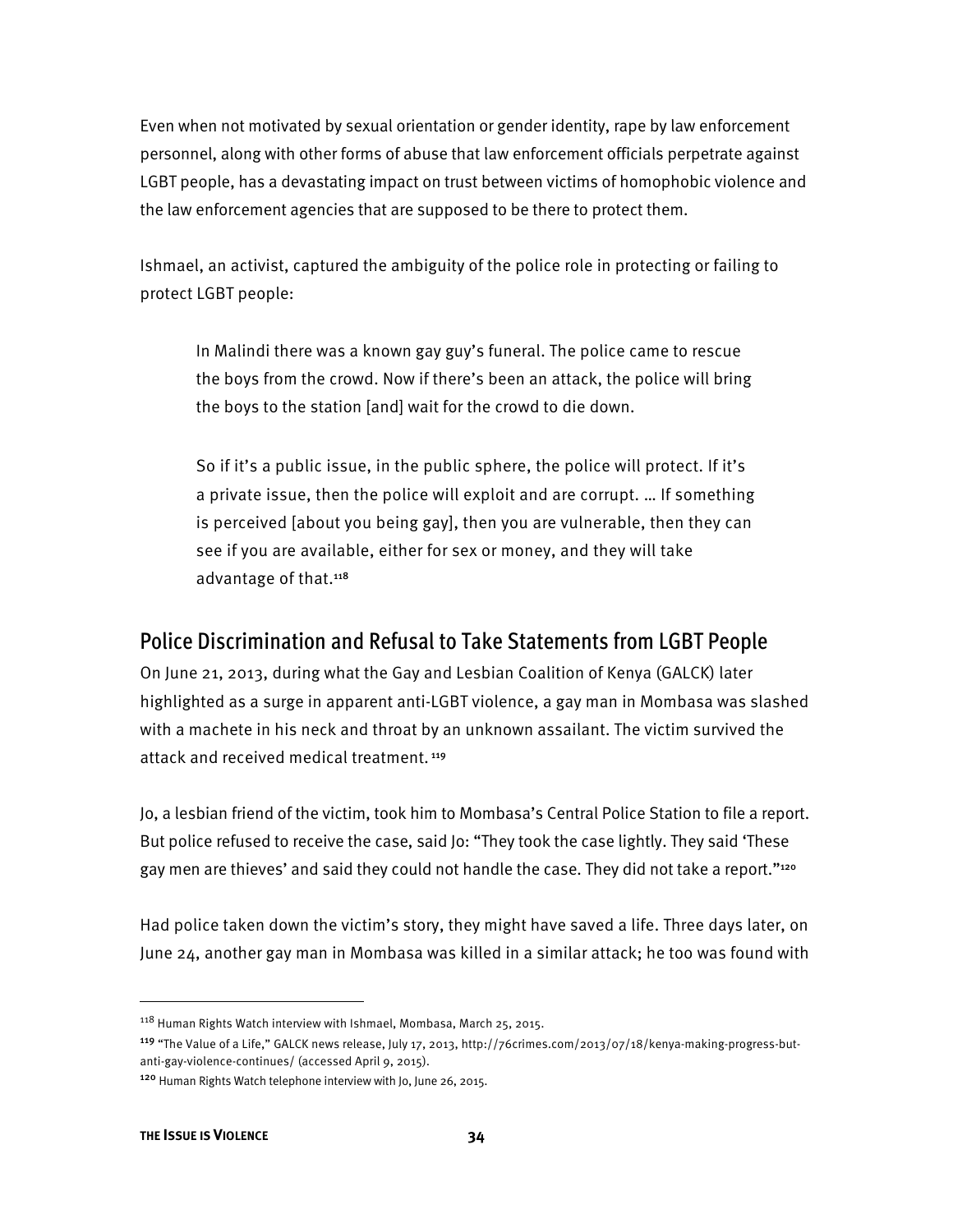Even when not motivated by sexual orientation or gender identity, rape by law enforcement personnel, along with other forms of abuse that law enforcement officials perpetrate against LGBT people, has a devastating impact on trust between victims of homophobic violence and the law enforcement agencies that are supposed to be there to protect them.

Ishmael, an activist, captured the ambiguity of the police role in protecting or failing to protect LGBT people:

> In Malindi there was a known gay guy's funeral. The police came to rescue the boys from the crowd. Now if there's been an attack, the police will bring the boys to the station [and] wait for the crowd to die down.
>
> So if it's a public issue, in the public sphere, the police will protect. If it's a private issue, then the police will exploit and are corrupt. … If something is perceived [about you being gay], then you are vulnerable, then they can see if you are available, either for sex or money, and they will take advantage of that.[118]

## Police Discrimination and Refusal to Take Statements from LGBT People

On June 21, 2013, during what the Gay and Lesbian Coalition of Kenya (GALCK) later highlighted as a surge in apparent anti-LGBT violence, a gay man in Mombasa was slashed with a machete in his neck and throat by an unknown assailant. The victim survived the attack and received medical treatment.[119]

Jo, a lesbian friend of the victim, took him to Mombasa's Central Police Station to file a report. But police refused to receive the case, said Jo: "They took the case lightly. They said 'These gay men are thieves' and said they could not handle the case. They did not take a report."[120]

Had police taken down the victim's story, they might have saved a life. Three days later, on June 24, another gay man in Mombasa was killed in a similar attack; he too was found with

---

[118] Human Rights Watch interview with Ishmael, Mombasa, March 25, 2015.

[119] "The Value of a Life," GALCK news release, July 17, 2013, http://76crimes.com/2013/07/18/kenya-making-progress-but-anti-gay-violence-continues/ (accessed April 9, 2015).

[120] Human Rights Watch telephone interview with Jo, June 26, 2015.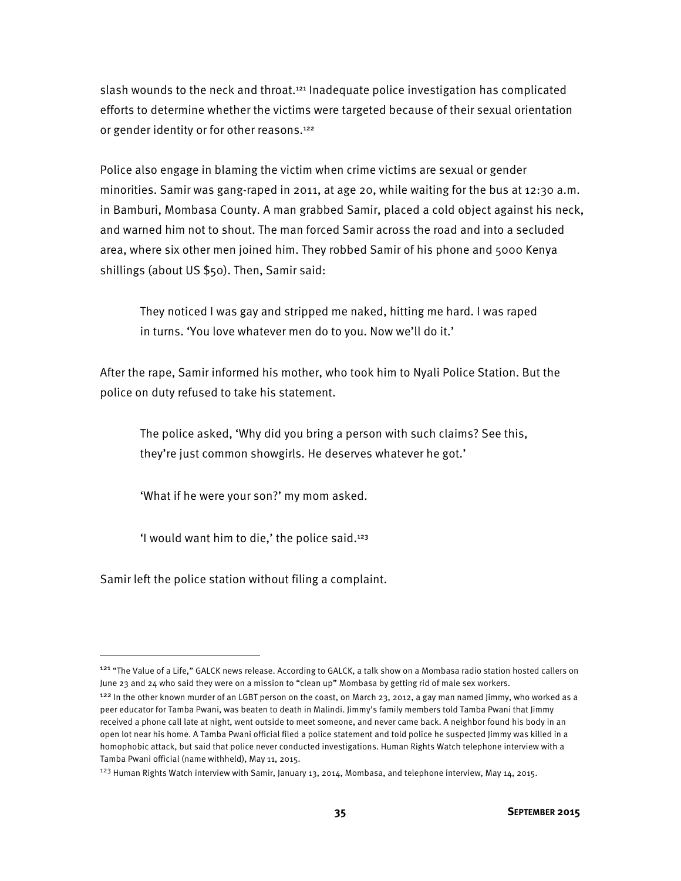slash wounds to the neck and throat.[121] Inadequate police investigation has complicated efforts to determine whether the victims were targeted because of their sexual orientation or gender identity or for other reasons.[122]

Police also engage in blaming the victim when crime victims are sexual or gender minorities. Samir was gang-raped in 2011, at age 20, while waiting for the bus at 12:30 a.m. in Bamburi, Mombasa County. A man grabbed Samir, placed a cold object against his neck, and warned him not to shout. The man forced Samir across the road and into a secluded area, where six other men joined him. They robbed Samir of his phone and 5000 Kenya shillings (about US $50). Then, Samir said:

> They noticed I was gay and stripped me naked, hitting me hard. I was raped in turns. 'You love whatever men do to you. Now we'll do it.'

After the rape, Samir informed his mother, who took him to Nyali Police Station. But the police on duty refused to take his statement.

> The police asked, 'Why did you bring a person with such claims? See this, they're just common showgirls. He deserves whatever he got.'
>
> 'What if he were your son?' my mom asked.
>
> 'I would want him to die,' the police said.[123]

Samir left the police station without filing a complaint.

---

[121] "The Value of a Life," GALCK news release. According to GALCK, a talk show on a Mombasa radio station hosted callers on June 23 and 24 who said they were on a mission to "clean up" Mombasa by getting rid of male sex workers.

[122] In the other known murder of an LGBT person on the coast, on March 23, 2012, a gay man named Jimmy, who worked as a peer educator for Tamba Pwani, was beaten to death in Malindi. Jimmy's family members told Tamba Pwani that Jimmy received a phone call late at night, went outside to meet someone, and never came back. A neighbor found his body in an open lot near his home. A Tamba Pwani official filed a police statement and told police he suspected Jimmy was killed in a homophobic attack, but said that police never conducted investigations. Human Rights Watch telephone interview with a Tamba Pwani official (name withheld), May 11, 2015.

[123] Human Rights Watch interview with Samir, January 13, 2014, Mombasa, and telephone interview, May 14, 2015.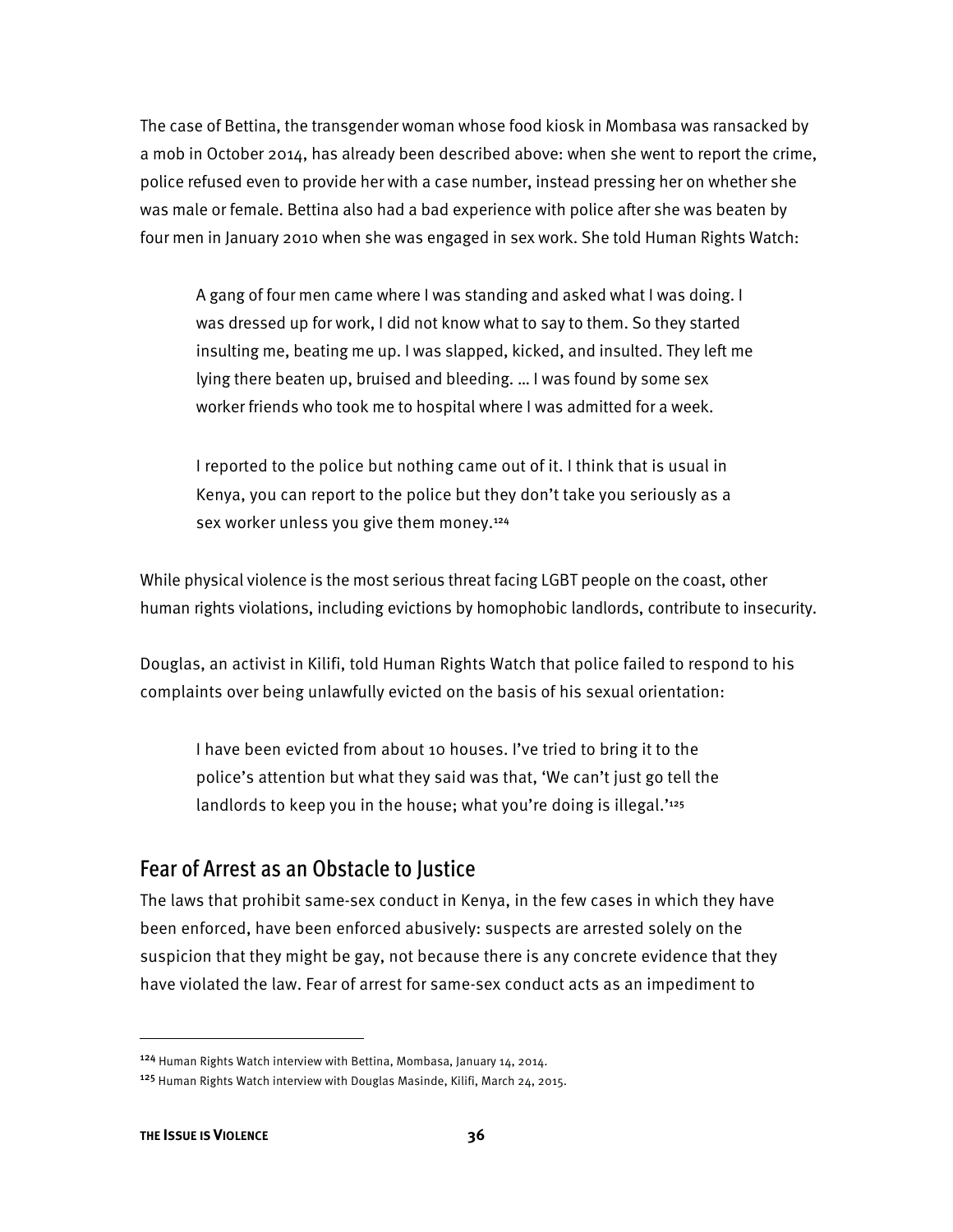The case of Bettina, the transgender woman whose food kiosk in Mombasa was ransacked by a mob in October 2014, has already been described above: when she went to report the crime, police refused even to provide her with a case number, instead pressing her on whether she was male or female. Bettina also had a bad experience with police after she was beaten by four men in January 2010 when she was engaged in sex work. She told Human Rights Watch:

> A gang of four men came where I was standing and asked what I was doing. I was dressed up for work, I did not know what to say to them. So they started insulting me, beating me up. I was slapped, kicked, and insulted. They left me lying there beaten up, bruised and bleeding. … I was found by some sex worker friends who took me to hospital where I was admitted for a week.
>
> I reported to the police but nothing came out of it. I think that is usual in Kenya, you can report to the police but they don't take you seriously as a sex worker unless you give them money.[124]

While physical violence is the most serious threat facing LGBT people on the coast, other human rights violations, including evictions by homophobic landlords, contribute to insecurity.

Douglas, an activist in Kilifi, told Human Rights Watch that police failed to respond to his complaints over being unlawfully evicted on the basis of his sexual orientation:

> I have been evicted from about 10 houses. I've tried to bring it to the police's attention but what they said was that, 'We can't just go tell the landlords to keep you in the house; what you're doing is illegal.'[125]

## Fear of Arrest as an Obstacle to Justice

The laws that prohibit same-sex conduct in Kenya, in the few cases in which they have been enforced, have been enforced abusively: suspects are arrested solely on the suspicion that they might be gay, not because there is any concrete evidence that they have violated the law. Fear of arrest for same-sex conduct acts as an impediment to

---

[124] Human Rights Watch interview with Bettina, Mombasa, January 14, 2014.

[125] Human Rights Watch interview with Douglas Masinde, Kilifi, March 24, 2015.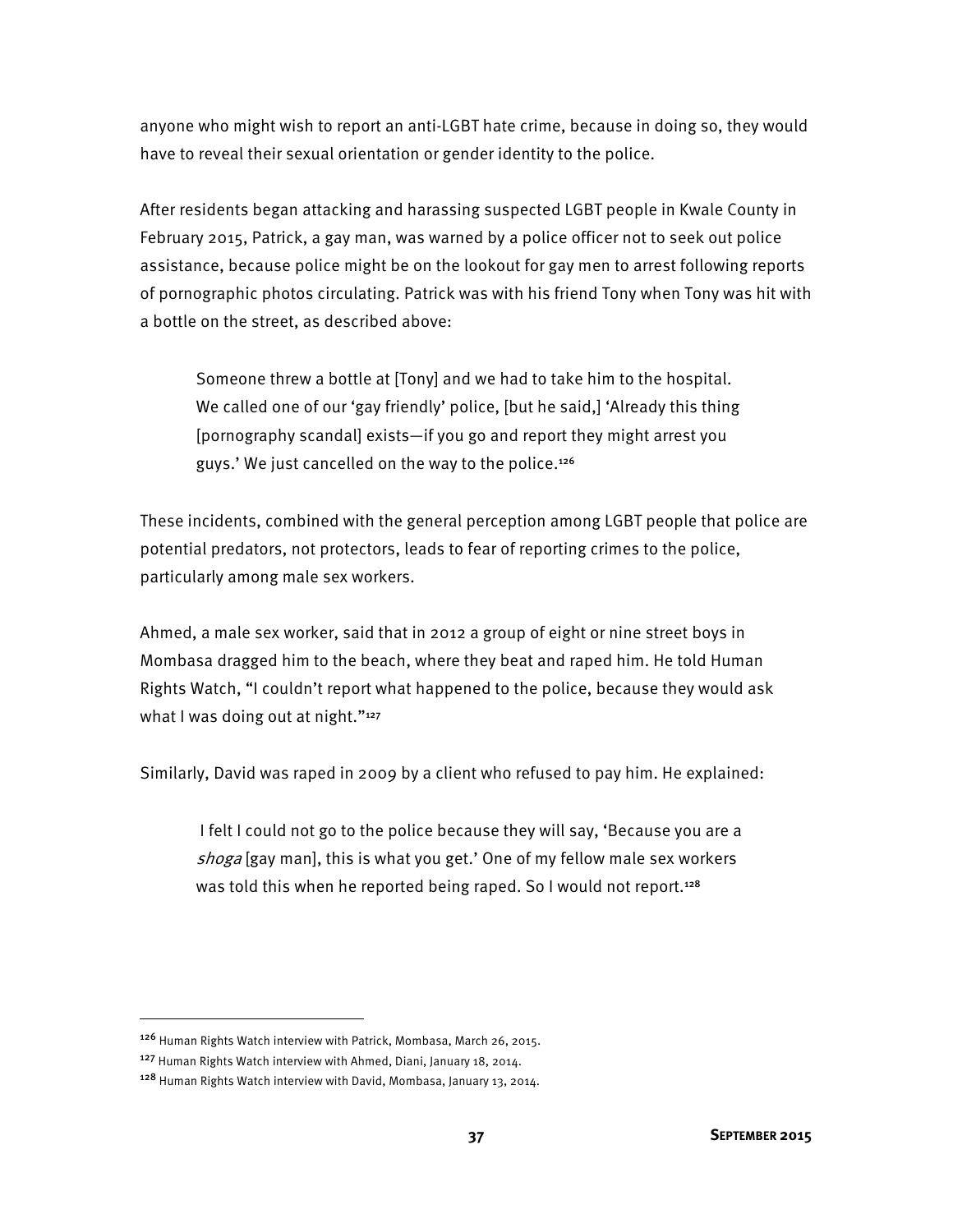anyone who might wish to report an anti-LGBT hate crime, because in doing so, they would have to reveal their sexual orientation or gender identity to the police.

After residents began attacking and harassing suspected LGBT people in Kwale County in February 2015, Patrick, a gay man, was warned by a police officer not to seek out police assistance, because police might be on the lookout for gay men to arrest following reports of pornographic photos circulating. Patrick was with his friend Tony when Tony was hit with a bottle on the street, as described above:

> Someone threw a bottle at [Tony] and we had to take him to the hospital. We called one of our 'gay friendly' police, [but he said,] 'Already this thing [pornography scandal] exists—if you go and report they might arrest you guys.' We just cancelled on the way to the police.[126]

These incidents, combined with the general perception among LGBT people that police are potential predators, not protectors, leads to fear of reporting crimes to the police, particularly among male sex workers.

Ahmed, a male sex worker, said that in 2012 a group of eight or nine street boys in Mombasa dragged him to the beach, where they beat and raped him. He told Human Rights Watch, "I couldn't report what happened to the police, because they would ask what I was doing out at night."[127]

Similarly, David was raped in 2009 by a client who refused to pay him. He explained:

> I felt I could not go to the police because they will say, 'Because you are a *shoga* [gay man], this is what you get.' One of my fellow male sex workers was told this when he reported being raped. So I would not report.[128]

---

[126] Human Rights Watch interview with Patrick, Mombasa, March 26, 2015.

[127] Human Rights Watch interview with Ahmed, Diani, January 18, 2014.

[128] Human Rights Watch interview with David, Mombasa, January 13, 2014.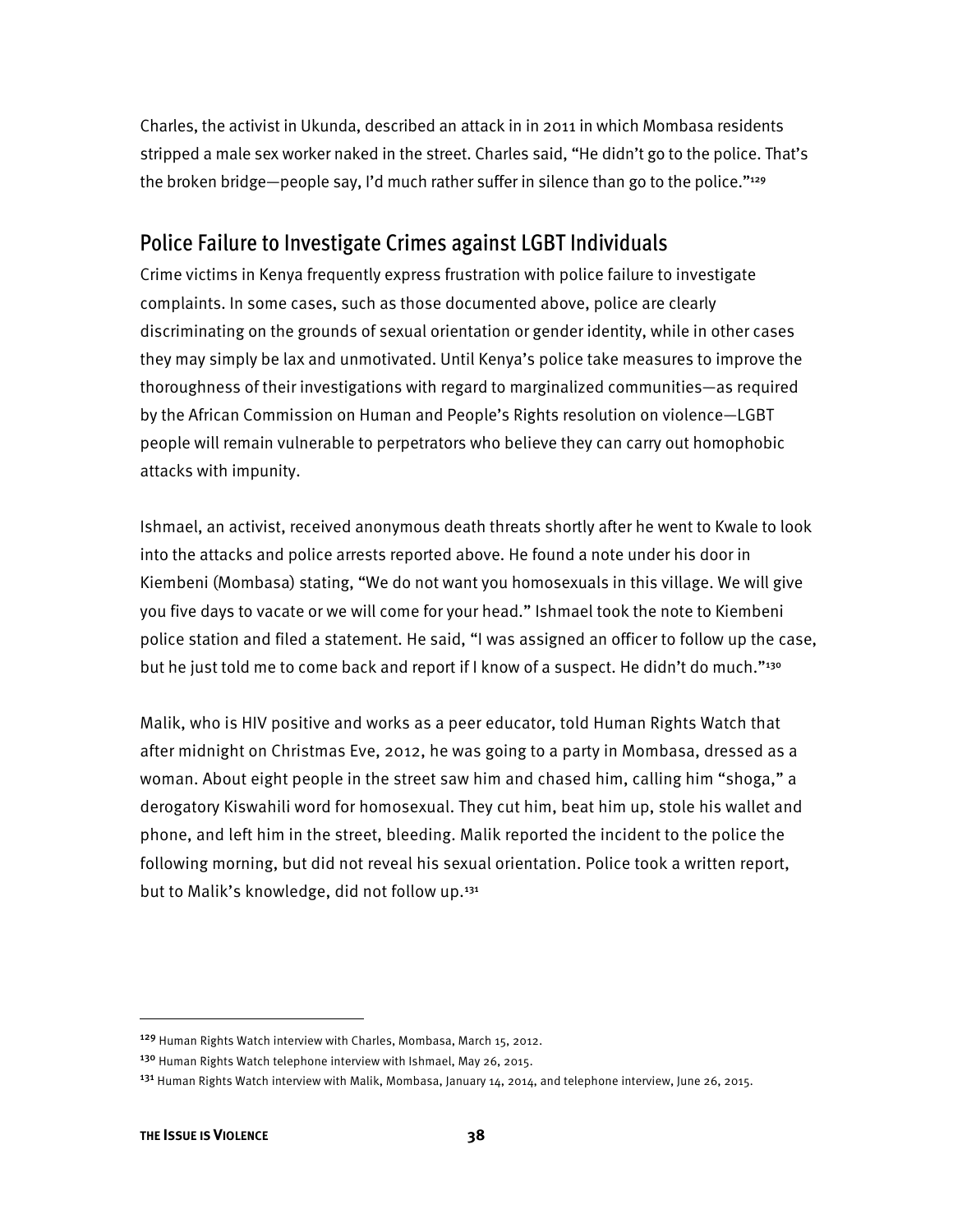Charles, the activist in Ukunda, described an attack in in 2011 in which Mombasa residents stripped a male sex worker naked in the street. Charles said, "He didn't go to the police. That's the broken bridge—people say, I'd much rather suffer in silence than go to the police."[129]

## Police Failure to Investigate Crimes against LGBT Individuals

Crime victims in Kenya frequently express frustration with police failure to investigate complaints. In some cases, such as those documented above, police are clearly discriminating on the grounds of sexual orientation or gender identity, while in other cases they may simply be lax and unmotivated. Until Kenya's police take measures to improve the thoroughness of their investigations with regard to marginalized communities—as required by the African Commission on Human and People's Rights resolution on violence—LGBT people will remain vulnerable to perpetrators who believe they can carry out homophobic attacks with impunity.

Ishmael, an activist, received anonymous death threats shortly after he went to Kwale to look into the attacks and police arrests reported above. He found a note under his door in Kiembeni (Mombasa) stating, "We do not want you homosexuals in this village. We will give you five days to vacate or we will come for your head." Ishmael took the note to Kiembeni police station and filed a statement. He said, "I was assigned an officer to follow up the case, but he just told me to come back and report if I know of a suspect. He didn't do much."[130]

Malik, who is HIV positive and works as a peer educator, told Human Rights Watch that after midnight on Christmas Eve, 2012, he was going to a party in Mombasa, dressed as a woman. About eight people in the street saw him and chased him, calling him "shoga," a derogatory Kiswahili word for homosexual. They cut him, beat him up, stole his wallet and phone, and left him in the street, bleeding. Malik reported the incident to the police the following morning, but did not reveal his sexual orientation. Police took a written report, but to Malik's knowledge, did not follow up.[131]

---

[129] Human Rights Watch interview with Charles, Mombasa, March 15, 2012.

[130] Human Rights Watch telephone interview with Ishmael, May 26, 2015.

[131] Human Rights Watch interview with Malik, Mombasa, January 14, 2014, and telephone interview, June 26, 2015.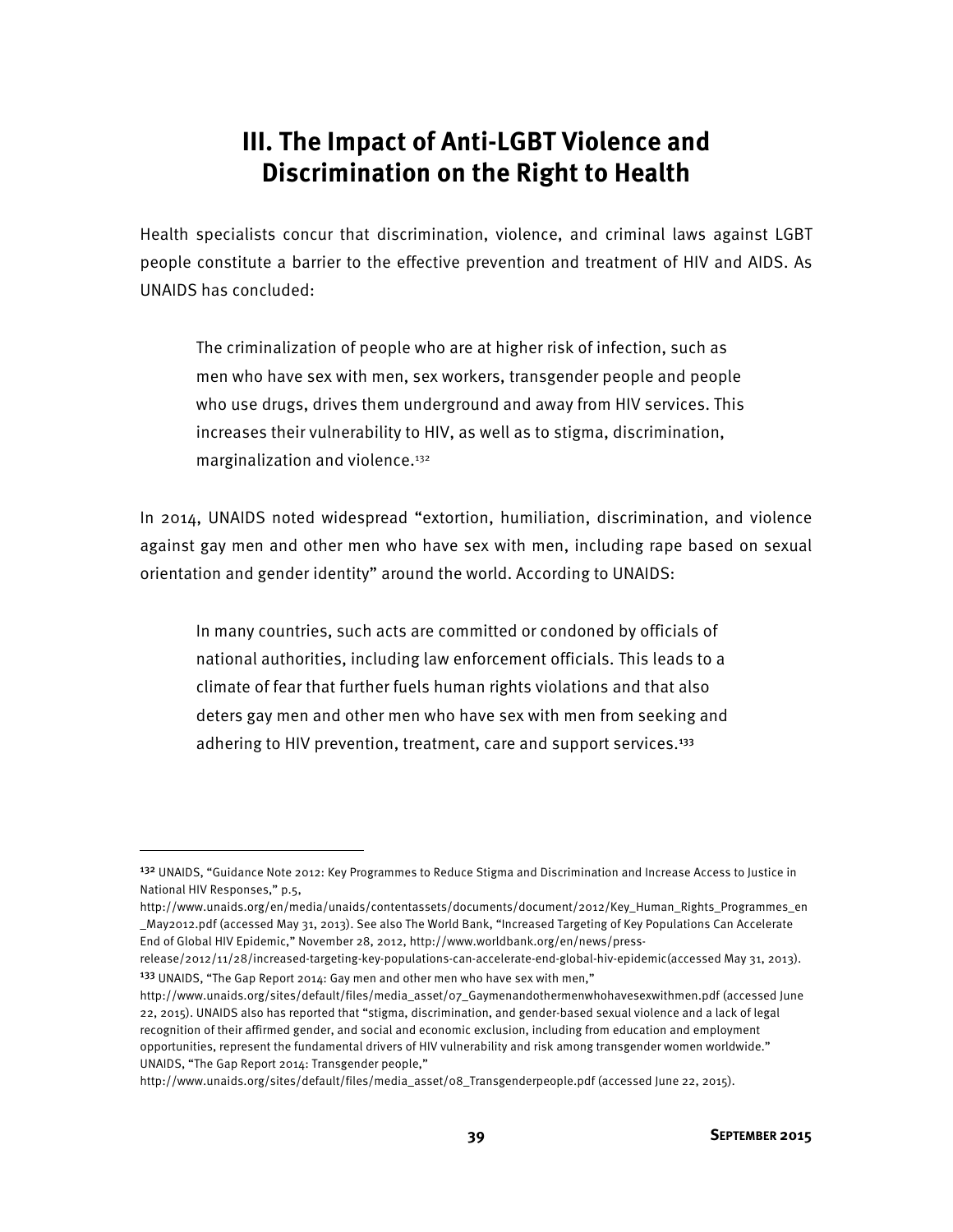# III. The Impact of Anti-LGBT Violence and Discrimination on the Right to Health

Health specialists concur that discrimination, violence, and criminal laws against LGBT people constitute a barrier to the effective prevention and treatment of HIV and AIDS. As UNAIDS has concluded:

> The criminalization of people who are at higher risk of infection, such as men who have sex with men, sex workers, transgender people and people who use drugs, drives them underground and away from HIV services. This increases their vulnerability to HIV, as well as to stigma, discrimination, marginalization and violence.[132]

In 2014, UNAIDS noted widespread "extortion, humiliation, discrimination, and violence against gay men and other men who have sex with men, including rape based on sexual orientation and gender identity" around the world. According to UNAIDS:

> In many countries, such acts are committed or condoned by officials of national authorities, including law enforcement officials. This leads to a climate of fear that further fuels human rights violations and that also deters gay men and other men who have sex with men from seeking and adhering to HIV prevention, treatment, care and support services.[133]

---

[132] UNAIDS, "Guidance Note 2012: Key Programmes to Reduce Stigma and Discrimination and Increase Access to Justice in National HIV Responses," p.5, http://www.unaids.org/en/media/unaids/contentassets/documents/document/2012/Key_Human_Rights_Programmes_en_May2012.pdf (accessed May 31, 2013). See also The World Bank, "Increased Targeting of Key Populations Can Accelerate End of Global HIV Epidemic," November 28, 2012, http://www.worldbank.org/en/news/press-release/2012/11/28/increased-targeting-key-populations-can-accelerate-end-global-hiv-epidemic(accessed May 31, 2013).

[133] UNAIDS, "The Gap Report 2014: Gay men and other men who have sex with men," http://www.unaids.org/sites/default/files/media_asset/07_Gaymenandothermenwhohavesexwithmen.pdf (accessed June 22, 2015). UNAIDS also has reported that "stigma, discrimination, and gender-based sexual violence and a lack of legal recognition of their affirmed gender, and social and economic exclusion, including from education and employment opportunities, represent the fundamental drivers of HIV vulnerability and risk among transgender women worldwide." UNAIDS, "The Gap Report 2014: Transgender people," http://www.unaids.org/sites/default/files/media_asset/08_Transgenderpeople.pdf (accessed June 22, 2015).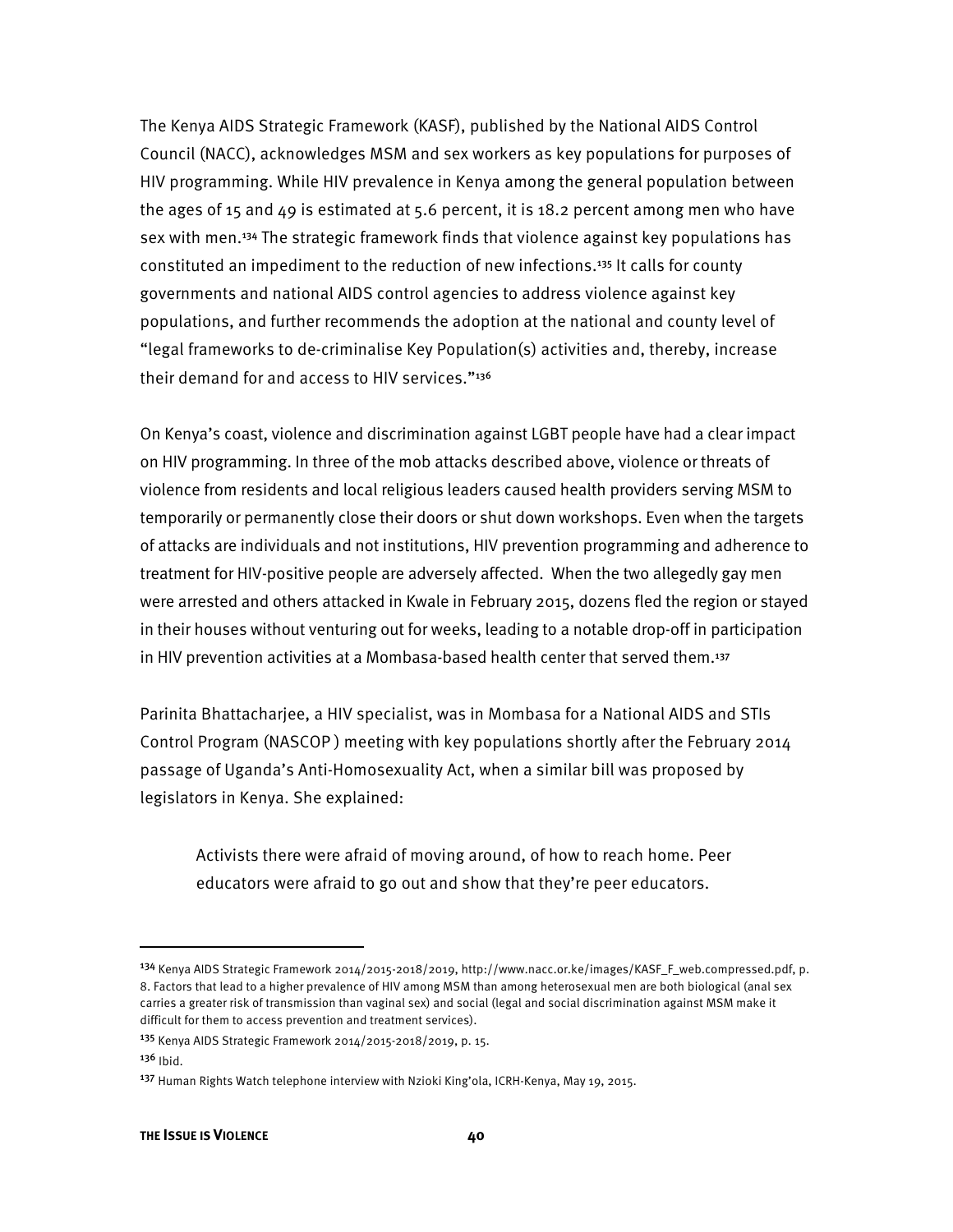The Kenya AIDS Strategic Framework (KASF), published by the National AIDS Control Council (NACC), acknowledges MSM and sex workers as key populations for purposes of HIV programming. While HIV prevalence in Kenya among the general population between the ages of 15 and 49 is estimated at 5.6 percent, it is 18.2 percent among men who have sex with men.[134] The strategic framework finds that violence against key populations has constituted an impediment to the reduction of new infections.[135] It calls for county governments and national AIDS control agencies to address violence against key populations, and further recommends the adoption at the national and county level of "legal frameworks to de-criminalise Key Population(s) activities and, thereby, increase their demand for and access to HIV services."[136]

On Kenya's coast, violence and discrimination against LGBT people have had a clear impact on HIV programming. In three of the mob attacks described above, violence or threats of violence from residents and local religious leaders caused health providers serving MSM to temporarily or permanently close their doors or shut down workshops. Even when the targets of attacks are individuals and not institutions, HIV prevention programming and adherence to treatment for HIV-positive people are adversely affected. When the two allegedly gay men were arrested and others attacked in Kwale in February 2015, dozens fled the region or stayed in their houses without venturing out for weeks, leading to a notable drop-off in participation in HIV prevention activities at a Mombasa-based health center that served them.[137]

Parinita Bhattacharjee, a HIV specialist, was in Mombasa for a National AIDS and STIs Control Program (NASCOP ) meeting with key populations shortly after the February 2014 passage of Uganda's Anti-Homosexuality Act, when a similar bill was proposed by legislators in Kenya. She explained:

> Activists there were afraid of moving around, of how to reach home. Peer educators were afraid to go out and show that they're peer educators.

---

[134] Kenya AIDS Strategic Framework 2014/2015-2018/2019, http://www.nacc.or.ke/images/KASF_F_web.compressed.pdf, p. 8. Factors that lead to a higher prevalence of HIV among MSM than among heterosexual men are both biological (anal sex carries a greater risk of transmission than vaginal sex) and social (legal and social discrimination against MSM make it difficult for them to access prevention and treatment services).

[135] Kenya AIDS Strategic Framework 2014/2015-2018/2019, p. 15.

[136] Ibid.

[137] Human Rights Watch telephone interview with Nzioki King'ola, ICRH-Kenya, May 19, 2015.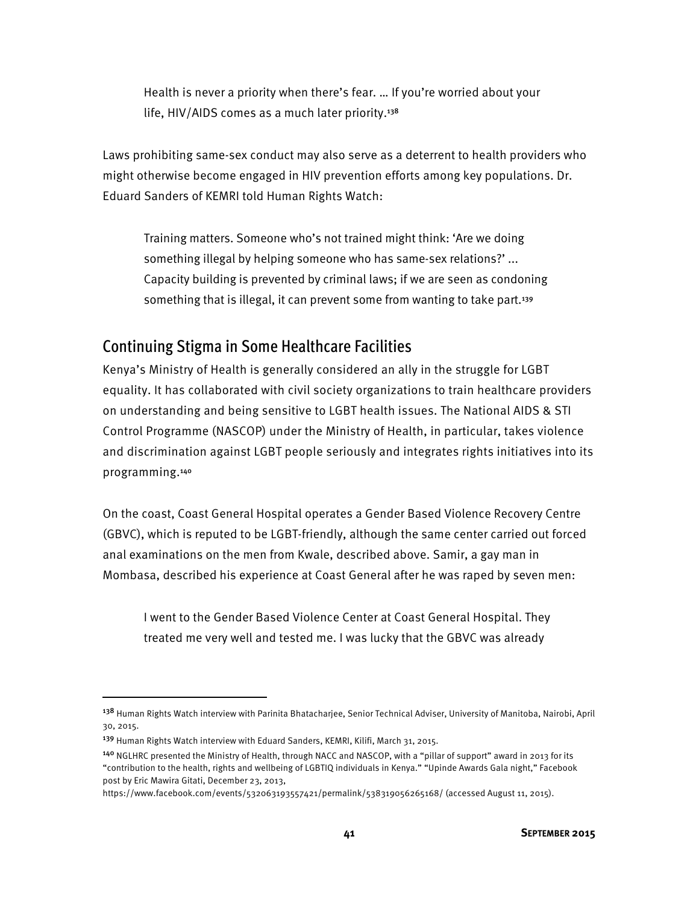> Health is never a priority when there's fear. … If you're worried about your life, HIV/AIDS comes as a much later priority.[138]

Laws prohibiting same-sex conduct may also serve as a deterrent to health providers who might otherwise become engaged in HIV prevention efforts among key populations. Dr. Eduard Sanders of KEMRI told Human Rights Watch:

> Training matters. Someone who's not trained might think: 'Are we doing something illegal by helping someone who has same-sex relations?' ... Capacity building is prevented by criminal laws; if we are seen as condoning something that is illegal, it can prevent some from wanting to take part.[139]

## Continuing Stigma in Some Healthcare Facilities

Kenya's Ministry of Health is generally considered an ally in the struggle for LGBT equality. It has collaborated with civil society organizations to train healthcare providers on understanding and being sensitive to LGBT health issues. The National AIDS & STI Control Programme (NASCOP) under the Ministry of Health, in particular, takes violence and discrimination against LGBT people seriously and integrates rights initiatives into its programming.[140]

On the coast, Coast General Hospital operates a Gender Based Violence Recovery Centre (GBVC), which is reputed to be LGBT-friendly, although the same center carried out forced anal examinations on the men from Kwale, described above. Samir, a gay man in Mombasa, described his experience at Coast General after he was raped by seven men:

> I went to the Gender Based Violence Center at Coast General Hospital. They treated me very well and tested me. I was lucky that the GBVC was already

---

[138] Human Rights Watch interview with Parinita Bhatacharjee, Senior Technical Adviser, University of Manitoba, Nairobi, April 30, 2015.

[139] Human Rights Watch interview with Eduard Sanders, KEMRI, Kilifi, March 31, 2015.

[140] NGLHRC presented the Ministry of Health, through NACC and NASCOP, with a "pillar of support" award in 2013 for its "contribution to the health, rights and wellbeing of LGBTIQ individuals in Kenya." "Upinde Awards Gala night," Facebook post by Eric Mawira Gitati, December 23, 2013, https://www.facebook.com/events/532063193557421/permalink/538319056265168/ (accessed August 11, 2015).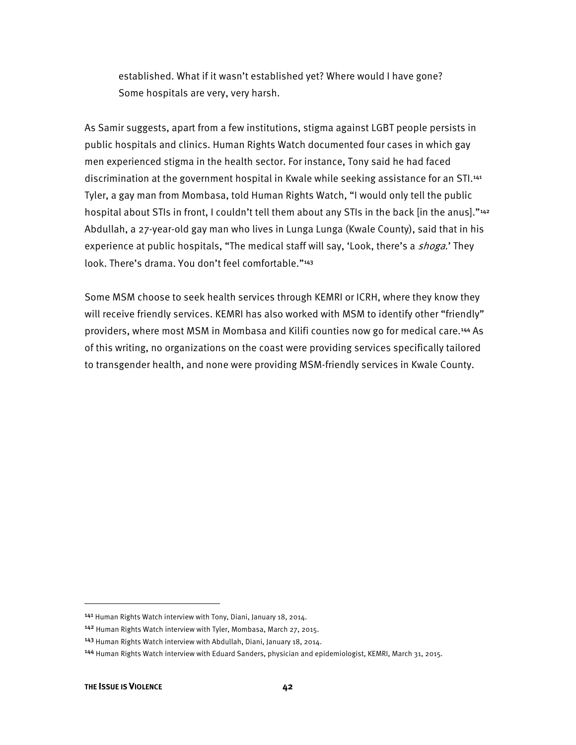established. What if it wasn't established yet? Where would I have gone? Some hospitals are very, very harsh.

As Samir suggests, apart from a few institutions, stigma against LGBT people persists in public hospitals and clinics. Human Rights Watch documented four cases in which gay men experienced stigma in the health sector. For instance, Tony said he had faced discrimination at the government hospital in Kwale while seeking assistance for an STI.[141] Tyler, a gay man from Mombasa, told Human Rights Watch, "I would only tell the public hospital about STIs in front, I couldn't tell them about any STIs in the back [in the anus]."[142] Abdullah, a 27-year-old gay man who lives in Lunga Lunga (Kwale County), said that in his experience at public hospitals, "The medical staff will say, 'Look, there's a *shoga*.' They look. There's drama. You don't feel comfortable."[143]

Some MSM choose to seek health services through KEMRI or ICRH, where they know they will receive friendly services. KEMRI has also worked with MSM to identify other "friendly" providers, where most MSM in Mombasa and Kilifi counties now go for medical care.[144] As of this writing, no organizations on the coast were providing services specifically tailored to transgender health, and none were providing MSM-friendly services in Kwale County.

---

[141] Human Rights Watch interview with Tony, Diani, January 18, 2014.

[142] Human Rights Watch interview with Tyler, Mombasa, March 27, 2015.

[143] Human Rights Watch interview with Abdullah, Diani, January 18, 2014.

[144] Human Rights Watch interview with Eduard Sanders, physician and epidemiologist, KEMRI, March 31, 2015.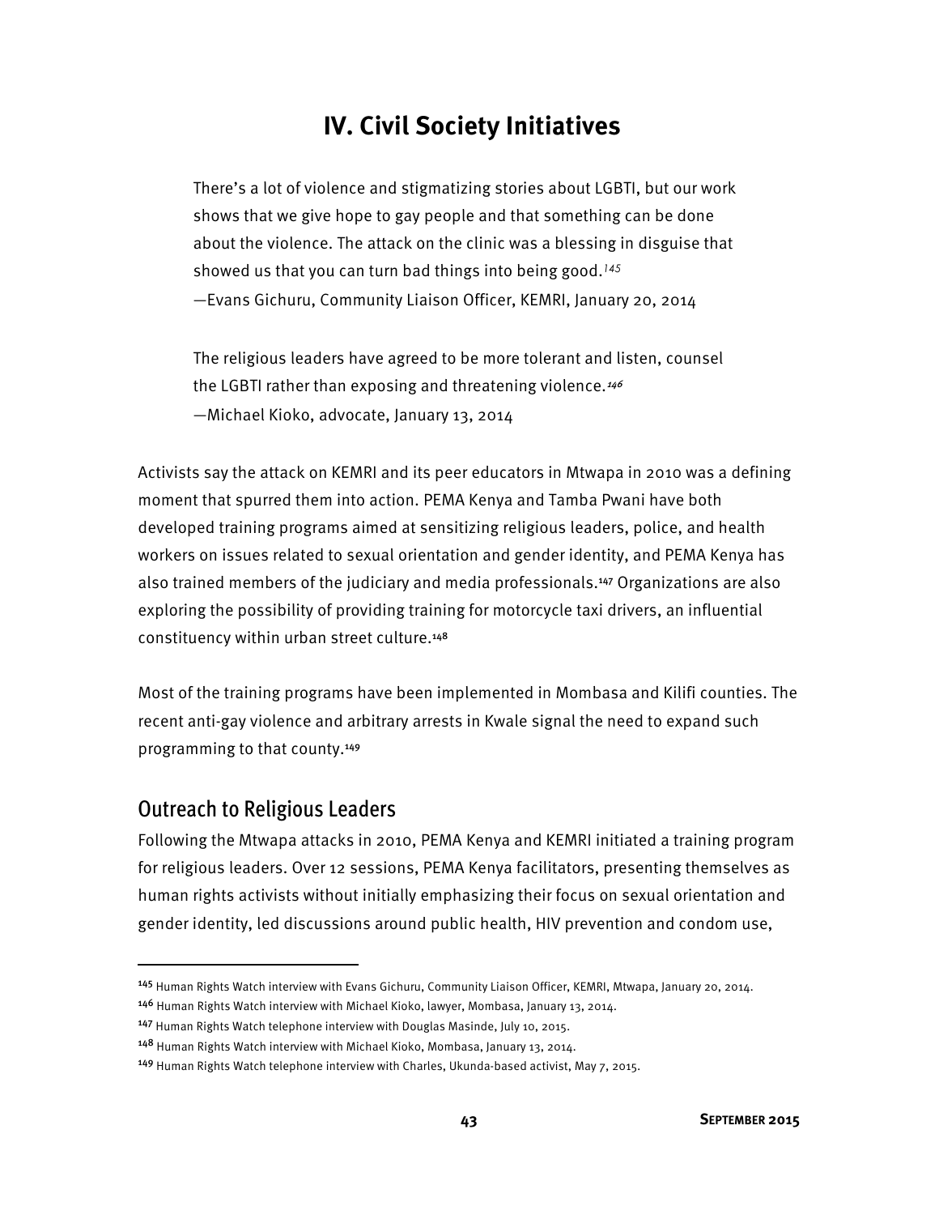# IV. Civil Society Initiatives

> There's a lot of violence and stigmatizing stories about LGBTI, but our work shows that we give hope to gay people and that something can be done about the violence. The attack on the clinic was a blessing in disguise that showed us that you can turn bad things into being good.[145]
> —Evans Gichuru, Community Liaison Officer, KEMRI, January 20, 2014

> The religious leaders have agreed to be more tolerant and listen, counsel the LGBTI rather than exposing and threatening violence.[146]
> —Michael Kioko, advocate, January 13, 2014

Activists say the attack on KEMRI and its peer educators in Mtwapa in 2010 was a defining moment that spurred them into action. PEMA Kenya and Tamba Pwani have both developed training programs aimed at sensitizing religious leaders, police, and health workers on issues related to sexual orientation and gender identity, and PEMA Kenya has also trained members of the judiciary and media professionals.[147] Organizations are also exploring the possibility of providing training for motorcycle taxi drivers, an influential constituency within urban street culture.[148]

Most of the training programs have been implemented in Mombasa and Kilifi counties. The recent anti-gay violence and arbitrary arrests in Kwale signal the need to expand such programming to that county.[149]

## Outreach to Religious Leaders

Following the Mtwapa attacks in 2010, PEMA Kenya and KEMRI initiated a training program for religious leaders. Over 12 sessions, PEMA Kenya facilitators, presenting themselves as human rights activists without initially emphasizing their focus on sexual orientation and gender identity, led discussions around public health, HIV prevention and condom use,

---

[145] Human Rights Watch interview with Evans Gichuru, Community Liaison Officer, KEMRI, Mtwapa, January 20, 2014.

[146] Human Rights Watch interview with Michael Kioko, lawyer, Mombasa, January 13, 2014.

[147] Human Rights Watch telephone interview with Douglas Masinde, July 10, 2015.

[148] Human Rights Watch interview with Michael Kioko, Mombasa, January 13, 2014.

[149] Human Rights Watch telephone interview with Charles, Ukunda-based activist, May 7, 2015.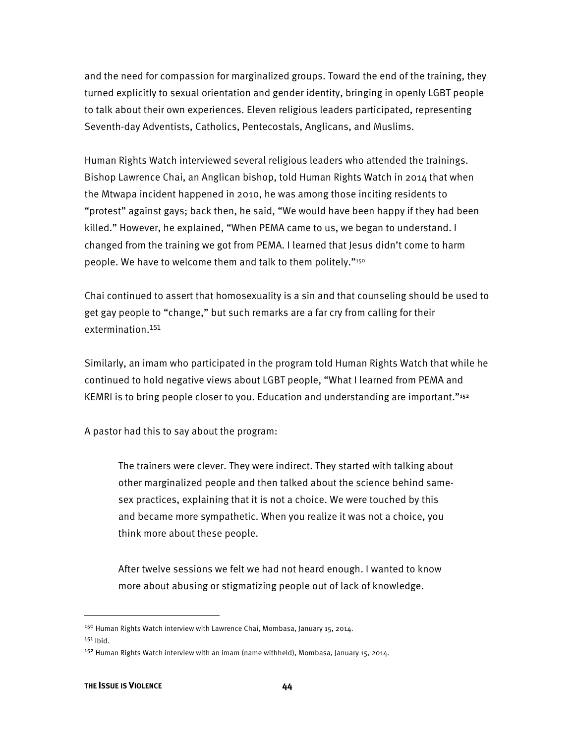and the need for compassion for marginalized groups. Toward the end of the training, they turned explicitly to sexual orientation and gender identity, bringing in openly LGBT people to talk about their own experiences. Eleven religious leaders participated, representing Seventh-day Adventists, Catholics, Pentecostals, Anglicans, and Muslims.

Human Rights Watch interviewed several religious leaders who attended the trainings. Bishop Lawrence Chai, an Anglican bishop, told Human Rights Watch in 2014 that when the Mtwapa incident happened in 2010, he was among those inciting residents to "protest" against gays; back then, he said, "We would have been happy if they had been killed." However, he explained, "When PEMA came to us, we began to understand. I changed from the training we got from PEMA. I learned that Jesus didn't come to harm people. We have to welcome them and talk to them politely."[150]

Chai continued to assert that homosexuality is a sin and that counseling should be used to get gay people to "change," but such remarks are a far cry from calling for their extermination.[151]

Similarly, an imam who participated in the program told Human Rights Watch that while he continued to hold negative views about LGBT people, "What I learned from PEMA and KEMRI is to bring people closer to you. Education and understanding are important."[152]

A pastor had this to say about the program:

> The trainers were clever. They were indirect. They started with talking about other marginalized people and then talked about the science behind same-sex practices, explaining that it is not a choice. We were touched by this and became more sympathetic. When you realize it was not a choice, you think more about these people.
>
> After twelve sessions we felt we had not heard enough. I wanted to know more about abusing or stigmatizing people out of lack of knowledge.

---

[150] Human Rights Watch interview with Lawrence Chai, Mombasa, January 15, 2014.

[151] Ibid.

[152] Human Rights Watch interview with an imam (name withheld), Mombasa, January 15, 2014.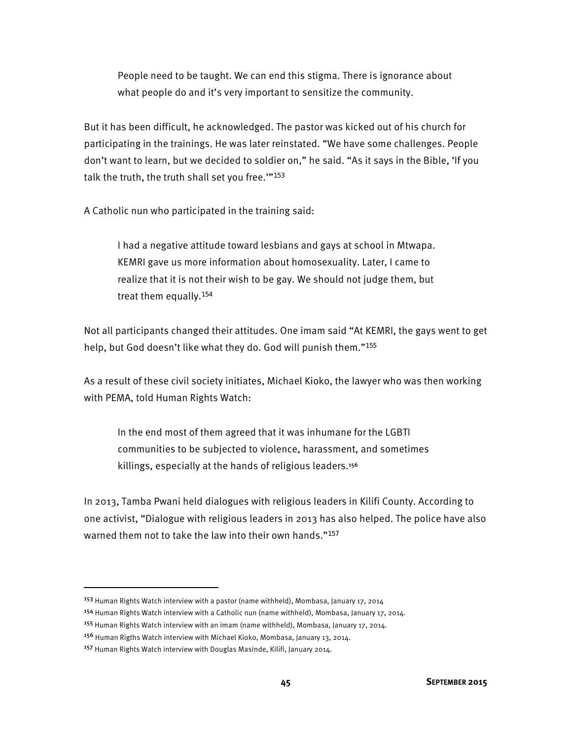> People need to be taught. We can end this stigma. There is ignorance about what people do and it's very important to sensitize the community.

But it has been difficult, he acknowledged. The pastor was kicked out of his church for participating in the trainings. He was later reinstated. "We have some challenges. People don't want to learn, but we decided to soldier on," he said. "As it says in the Bible, 'If you talk the truth, the truth shall set you free.'"[153]

A Catholic nun who participated in the training said:

> I had a negative attitude toward lesbians and gays at school in Mtwapa. KEMRI gave us more information about homosexuality. Later, I came to realize that it is not their wish to be gay. We should not judge them, but treat them equally.[154]

Not all participants changed their attitudes. One imam said "At KEMRI, the gays went to get help, but God doesn't like what they do. God will punish them."[155]

As a result of these civil society initiates, Michael Kioko, the lawyer who was then working with PEMA, told Human Rights Watch:

> In the end most of them agreed that it was inhumane for the LGBTI communities to be subjected to violence, harassment, and sometimes killings, especially at the hands of religious leaders.[156]

In 2013, Tamba Pwani held dialogues with religious leaders in Kilifi County. According to one activist, "Dialogue with religious leaders in 2013 has also helped. The police have also warned them not to take the law into their own hands."[157]

---

[153] Human Rights Watch interview with a pastor (name withheld), Mombasa, January 17, 2014

[154] Human Rights Watch interview with a Catholic nun (name withheld), Mombasa, January 17, 2014.

[155] Human Rights Watch interview with an imam (name withheld), Mombasa, January 17, 2014.

[156] Human Rigths Watch interview with Michael Kioko, Mombasa, January 13, 2014.

[157] Human Rights Watch interview with Douglas Masinde, Kilifi, January 2014.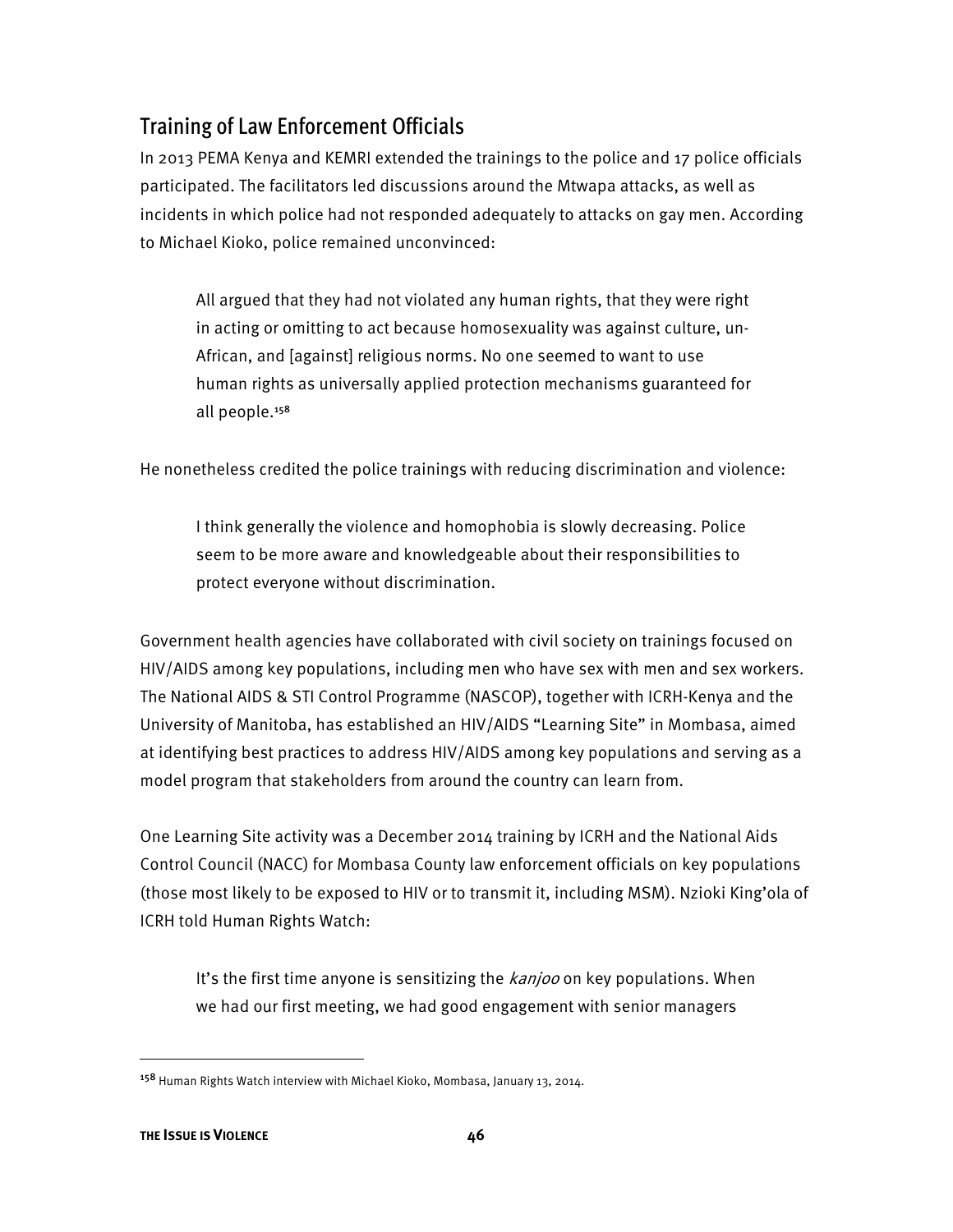## Training of Law Enforcement Officials

In 2013 PEMA Kenya and KEMRI extended the trainings to the police and 17 police officials participated. The facilitators led discussions around the Mtwapa attacks, as well as incidents in which police had not responded adequately to attacks on gay men. According to Michael Kioko, police remained unconvinced:

> All argued that they had not violated any human rights, that they were right in acting or omitting to act because homosexuality was against culture, un-African, and [against] religious norms. No one seemed to want to use human rights as universally applied protection mechanisms guaranteed for all people.[158]

He nonetheless credited the police trainings with reducing discrimination and violence:

> I think generally the violence and homophobia is slowly decreasing. Police seem to be more aware and knowledgeable about their responsibilities to protect everyone without discrimination.

Government health agencies have collaborated with civil society on trainings focused on HIV/AIDS among key populations, including men who have sex with men and sex workers. The National AIDS & STI Control Programme (NASCOP), together with ICRH-Kenya and the University of Manitoba, has established an HIV/AIDS "Learning Site" in Mombasa, aimed at identifying best practices to address HIV/AIDS among key populations and serving as a model program that stakeholders from around the country can learn from.

One Learning Site activity was a December 2014 training by ICRH and the National Aids Control Council (NACC) for Mombasa County law enforcement officials on key populations (those most likely to be exposed to HIV or to transmit it, including MSM). Nzioki King'ola of ICRH told Human Rights Watch:

> It's the first time anyone is sensitizing the *kanjoo* on key populations. When we had our first meeting, we had good engagement with senior managers

---

[158] Human Rights Watch interview with Michael Kioko, Mombasa, January 13, 2014.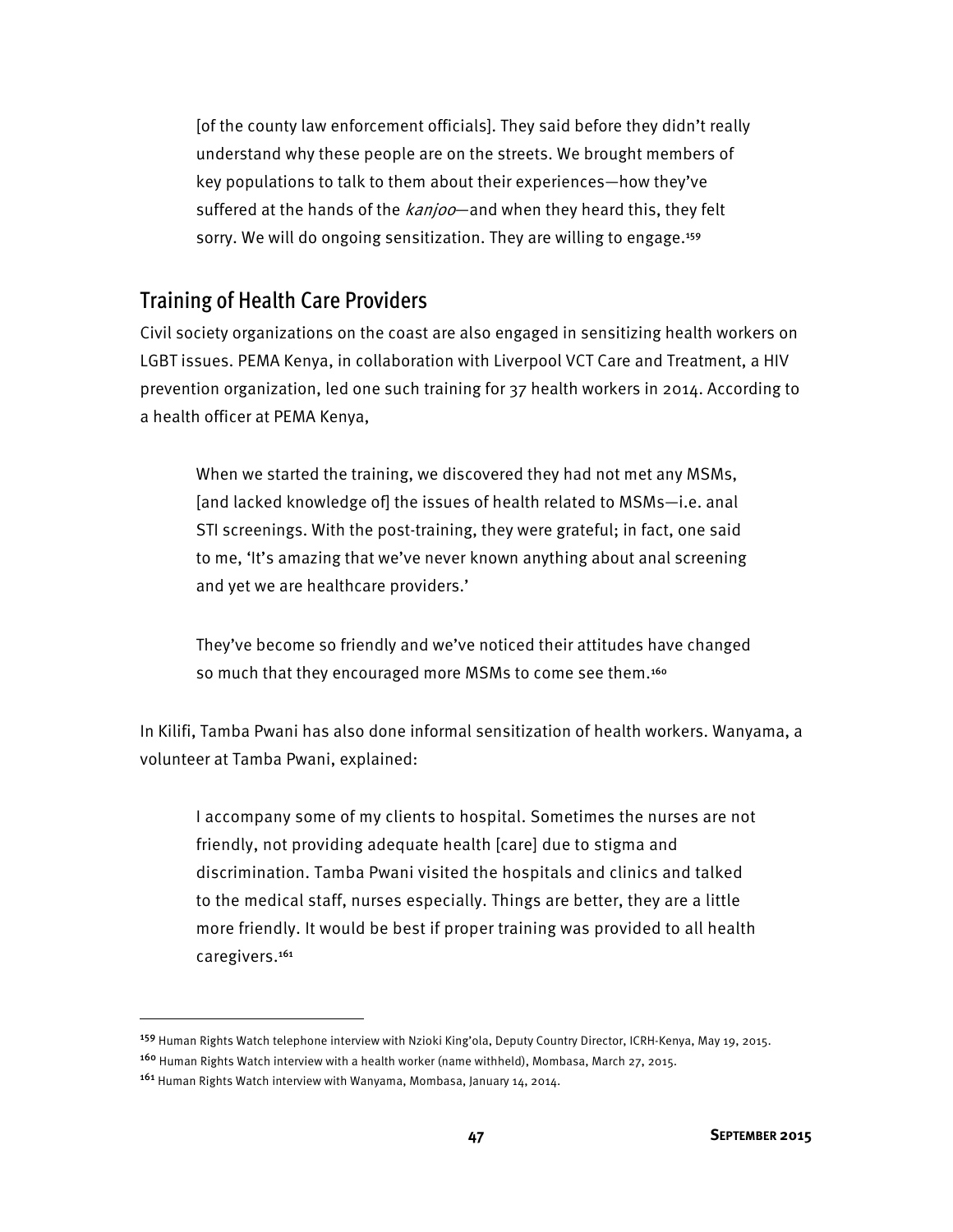> [of the county law enforcement officials]. They said before they didn't really understand why these people are on the streets. We brought members of key populations to talk to them about their experiences—how they've suffered at the hands of the *kanjoo*—and when they heard this, they felt sorry. We will do ongoing sensitization. They are willing to engage.[159]

## Training of Health Care Providers

Civil society organizations on the coast are also engaged in sensitizing health workers on LGBT issues. PEMA Kenya, in collaboration with Liverpool VCT Care and Treatment, a HIV prevention organization, led one such training for 37 health workers in 2014. According to a health officer at PEMA Kenya,

> When we started the training, we discovered they had not met any MSMs, [and lacked knowledge of] the issues of health related to MSMs—i.e. anal STI screenings. With the post-training, they were grateful; in fact, one said to me, 'It's amazing that we've never known anything about anal screening and yet we are healthcare providers.'
>
> They've become so friendly and we've noticed their attitudes have changed so much that they encouraged more MSMs to come see them.[160]

In Kilifi, Tamba Pwani has also done informal sensitization of health workers. Wanyama, a volunteer at Tamba Pwani, explained:

> I accompany some of my clients to hospital. Sometimes the nurses are not friendly, not providing adequate health [care] due to stigma and discrimination. Tamba Pwani visited the hospitals and clinics and talked to the medical staff, nurses especially. Things are better, they are a little more friendly. It would be best if proper training was provided to all health caregivers.[161]

---

[159] Human Rights Watch telephone interview with Nzioki King'ola, Deputy Country Director, ICRH-Kenya, May 19, 2015.

[160] Human Rights Watch interview with a health worker (name withheld), Mombasa, March 27, 2015.

[161] Human Rights Watch interview with Wanyama, Mombasa, January 14, 2014.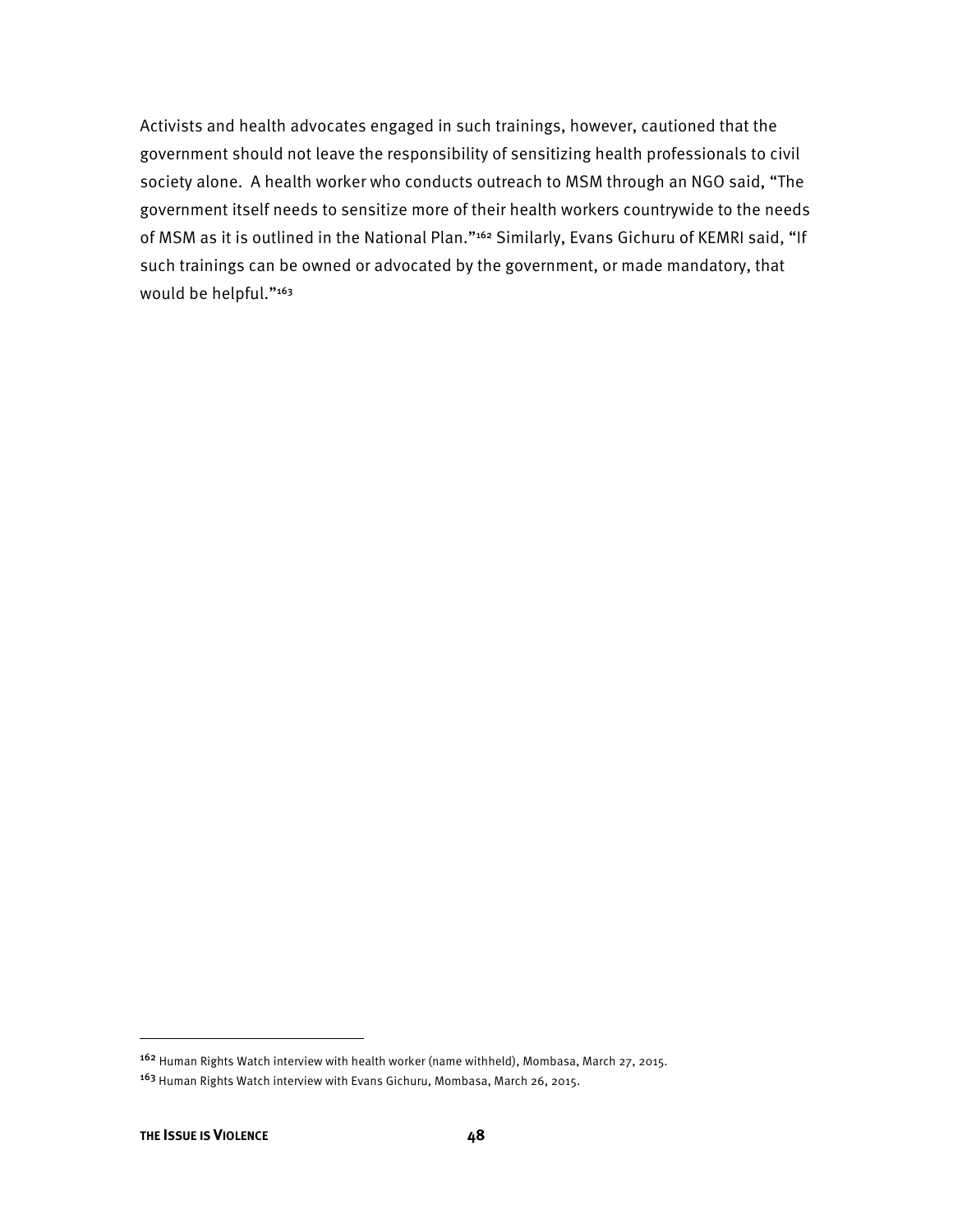Activists and health advocates engaged in such trainings, however, cautioned that the government should not leave the responsibility of sensitizing health professionals to civil society alone. A health worker who conducts outreach to MSM through an NGO said, "The government itself needs to sensitize more of their health workers countrywide to the needs of MSM as it is outlined in the National Plan."[162] Similarly, Evans Gichuru of KEMRI said, "If such trainings can be owned or advocated by the government, or made mandatory, that would be helpful."[163]

---

[162] Human Rights Watch interview with health worker (name withheld), Mombasa, March 27, 2015.

[163] Human Rights Watch interview with Evans Gichuru, Mombasa, March 26, 2015.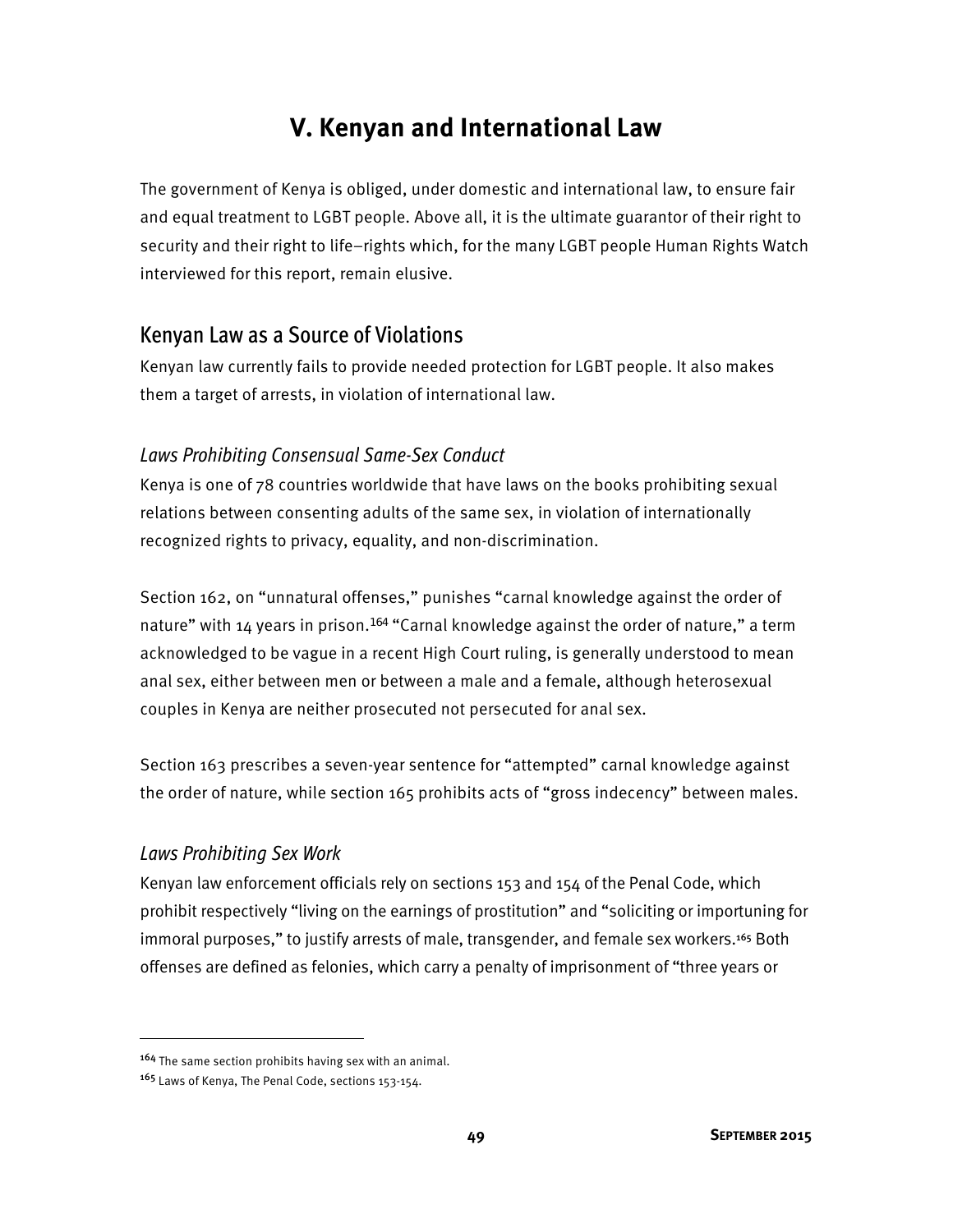# V. Kenyan and International Law

The government of Kenya is obliged, under domestic and international law, to ensure fair and equal treatment to LGBT people. Above all, it is the ultimate guarantor of their right to security and their right to life–rights which, for the many LGBT people Human Rights Watch interviewed for this report, remain elusive.

## Kenyan Law as a Source of Violations

Kenyan law currently fails to provide needed protection for LGBT people. It also makes them a target of arrests, in violation of international law.

### *Laws Prohibiting Consensual Same-Sex Conduct*

Kenya is one of 78 countries worldwide that have laws on the books prohibiting sexual relations between consenting adults of the same sex, in violation of internationally recognized rights to privacy, equality, and non-discrimination.

Section 162, on "unnatural offenses," punishes "carnal knowledge against the order of nature" with 14 years in prison.[164] "Carnal knowledge against the order of nature," a term acknowledged to be vague in a recent High Court ruling, is generally understood to mean anal sex, either between men or between a male and a female, although heterosexual couples in Kenya are neither prosecuted not persecuted for anal sex.

Section 163 prescribes a seven-year sentence for "attempted" carnal knowledge against the order of nature, while section 165 prohibits acts of "gross indecency" between males.

### *Laws Prohibiting Sex Work*

Kenyan law enforcement officials rely on sections 153 and 154 of the Penal Code, which prohibit respectively "living on the earnings of prostitution" and "soliciting or importuning for immoral purposes," to justify arrests of male, transgender, and female sex workers.[165] Both offenses are defined as felonies, which carry a penalty of imprisonment of "three years or

---

[164] The same section prohibits having sex with an animal.

[165] Laws of Kenya, The Penal Code, sections 153-154.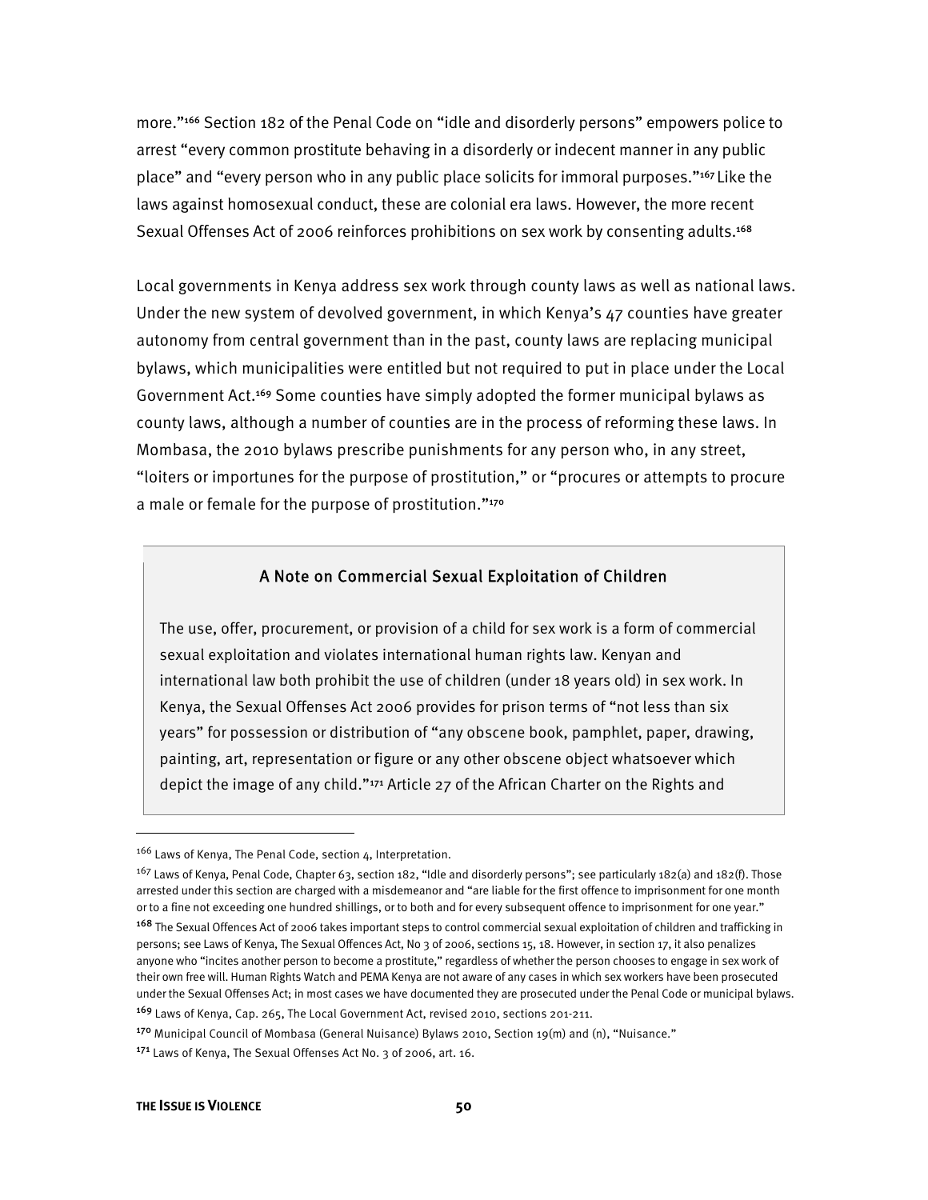more."[166] Section 182 of the Penal Code on "idle and disorderly persons" empowers police to arrest "every common prostitute behaving in a disorderly or indecent manner in any public place" and "every person who in any public place solicits for immoral purposes."[167] Like the laws against homosexual conduct, these are colonial era laws. However, the more recent Sexual Offenses Act of 2006 reinforces prohibitions on sex work by consenting adults.[168]

Local governments in Kenya address sex work through county laws as well as national laws. Under the new system of devolved government, in which Kenya's 47 counties have greater autonomy from central government than in the past, county laws are replacing municipal bylaws, which municipalities were entitled but not required to put in place under the Local Government Act.[169] Some counties have simply adopted the former municipal bylaws as county laws, although a number of counties are in the process of reforming these laws. In Mombasa, the 2010 bylaws prescribe punishments for any person who, in any street, "loiters or importunes for the purpose of prostitution," or "procures or attempts to procure a male or female for the purpose of prostitution."[170]

### A Note on Commercial Sexual Exploitation of Children

The use, offer, procurement, or provision of a child for sex work is a form of commercial sexual exploitation and violates international human rights law. Kenyan and international law both prohibit the use of children (under 18 years old) in sex work. In Kenya, the Sexual Offenses Act 2006 provides for prison terms of "not less than six years" for possession or distribution of "any obscene book, pamphlet, paper, drawing, painting, art, representation or figure or any other obscene object whatsoever which depict the image of any child."[171] Article 27 of the African Charter on the Rights and

---

[166] Laws of Kenya, The Penal Code, section 4, Interpretation.

[167] Laws of Kenya, Penal Code, Chapter 63, section 182, "Idle and disorderly persons"; see particularly 182(a) and 182(f). Those arrested under this section are charged with a misdemeanor and "are liable for the first offence to imprisonment for one month or to a fine not exceeding one hundred shillings, or to both and for every subsequent offence to imprisonment for one year."

[168] The Sexual Offences Act of 2006 takes important steps to control commercial sexual exploitation of children and trafficking in persons; see Laws of Kenya, The Sexual Offences Act, No 3 of 2006, sections 15, 18. However, in section 17, it also penalizes anyone who "incites another person to become a prostitute," regardless of whether the person chooses to engage in sex work of their own free will. Human Rights Watch and PEMA Kenya are not aware of any cases in which sex workers have been prosecuted under the Sexual Offenses Act; in most cases we have documented they are prosecuted under the Penal Code or municipal bylaws.

[169] Laws of Kenya, Cap. 265, The Local Government Act, revised 2010, sections 201-211.

[170] Municipal Council of Mombasa (General Nuisance) Bylaws 2010, Section 19(m) and (n), "Nuisance."

[171] Laws of Kenya, The Sexual Offenses Act No. 3 of 2006, art. 16.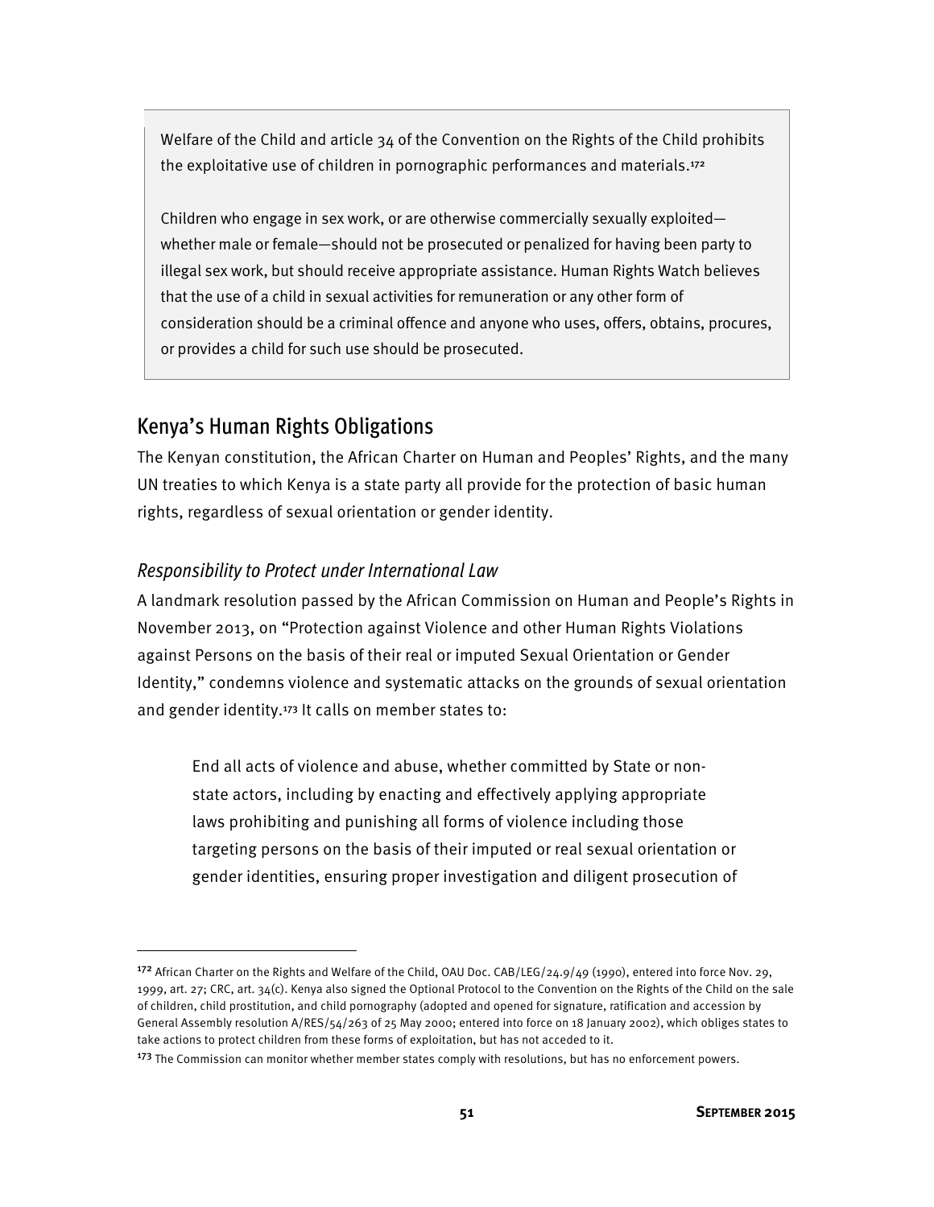Welfare of the Child and article 34 of the Convention on the Rights of the Child prohibits the exploitative use of children in pornographic performances and materials.[172]

Children who engage in sex work, or are otherwise commercially sexually exploited—whether male or female—should not be prosecuted or penalized for having been party to illegal sex work, but should receive appropriate assistance. Human Rights Watch believes that the use of a child in sexual activities for remuneration or any other form of consideration should be a criminal offence and anyone who uses, offers, obtains, procures, or provides a child for such use should be prosecuted.

## Kenya's Human Rights Obligations

The Kenyan constitution, the African Charter on Human and Peoples' Rights, and the many UN treaties to which Kenya is a state party all provide for the protection of basic human rights, regardless of sexual orientation or gender identity.

### *Responsibility to Protect under International Law*

A landmark resolution passed by the African Commission on Human and People's Rights in November 2013, on "Protection against Violence and other Human Rights Violations against Persons on the basis of their real or imputed Sexual Orientation or Gender Identity," condemns violence and systematic attacks on the grounds of sexual orientation and gender identity.[173] It calls on member states to:

> End all acts of violence and abuse, whether committed by State or non-state actors, including by enacting and effectively applying appropriate laws prohibiting and punishing all forms of violence including those targeting persons on the basis of their imputed or real sexual orientation or gender identities, ensuring proper investigation and diligent prosecution of

---

[172] African Charter on the Rights and Welfare of the Child, OAU Doc. CAB/LEG/24.9/49 (1990), entered into force Nov. 29, 1999, art. 27; CRC, art. 34(c). Kenya also signed the Optional Protocol to the Convention on the Rights of the Child on the sale of children, child prostitution, and child pornography (adopted and opened for signature, ratification and accession by General Assembly resolution A/RES/54/263 of 25 May 2000; entered into force on 18 January 2002), which obliges states to take actions to protect children from these forms of exploitation, but has not acceded to it.

[173] The Commission can monitor whether member states comply with resolutions, but has no enforcement powers.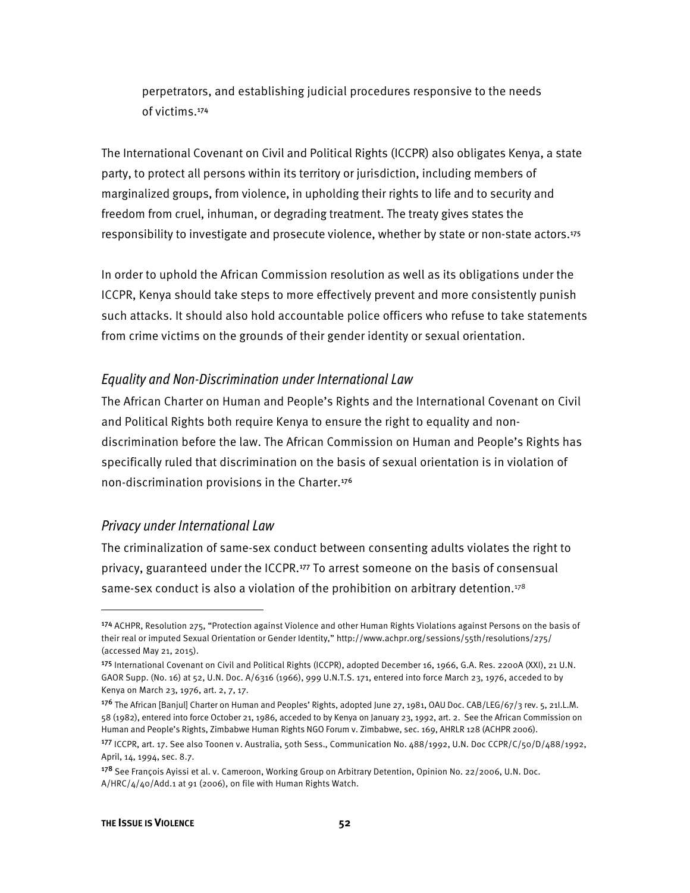perpetrators, and establishing judicial procedures responsive to the needs of victims.[174]

The International Covenant on Civil and Political Rights (ICCPR) also obligates Kenya, a state party, to protect all persons within its territory or jurisdiction, including members of marginalized groups, from violence, in upholding their rights to life and to security and freedom from cruel, inhuman, or degrading treatment. The treaty gives states the responsibility to investigate and prosecute violence, whether by state or non-state actors.[175]

In order to uphold the African Commission resolution as well as its obligations under the ICCPR, Kenya should take steps to more effectively prevent and more consistently punish such attacks. It should also hold accountable police officers who refuse to take statements from crime victims on the grounds of their gender identity or sexual orientation.

### *Equality and Non-Discrimination under International Law*

The African Charter on Human and People's Rights and the International Covenant on Civil and Political Rights both require Kenya to ensure the right to equality and non-discrimination before the law. The African Commission on Human and People's Rights has specifically ruled that discrimination on the basis of sexual orientation is in violation of non-discrimination provisions in the Charter.[176]

### *Privacy under International Law*

The criminalization of same-sex conduct between consenting adults violates the right to privacy, guaranteed under the ICCPR.[177] To arrest someone on the basis of consensual same-sex conduct is also a violation of the prohibition on arbitrary detention.[178]

---

[174] ACHPR, Resolution 275, "Protection against Violence and other Human Rights Violations against Persons on the basis of their real or imputed Sexual Orientation or Gender Identity," http://www.achpr.org/sessions/55th/resolutions/275/ (accessed May 21, 2015).

[175] International Covenant on Civil and Political Rights (ICCPR), adopted December 16, 1966, G.A. Res. 2200A (XXI), 21 U.N. GAOR Supp. (No. 16) at 52, U.N. Doc. A/6316 (1966), 999 U.N.T.S. 171, entered into force March 23, 1976, acceded to by Kenya on March 23, 1976, art. 2, 7, 17.

[176] The African [Banjul] Charter on Human and Peoples' Rights, adopted June 27, 1981, OAU Doc. CAB/LEG/67/3 rev. 5, 21I.L.M. 58 (1982), entered into force October 21, 1986, acceded to by Kenya on January 23, 1992, art. 2. See the African Commission on Human and People's Rights, Zimbabwe Human Rights NGO Forum v. Zimbabwe, sec. 169, AHRLR 128 (ACHPR 2006).

[177] ICCPR, art. 17. See also Toonen v. Australia, 50th Sess., Communication No. 488/1992, U.N. Doc CCPR/C/50/D/488/1992, April, 14, 1994, sec. 8.7.

[178] See François Ayissi et al. v. Cameroon, Working Group on Arbitrary Detention, Opinion No. 22/2006, U.N. Doc. A/HRC/4/40/Add.1 at 91 (2006), on file with Human Rights Watch.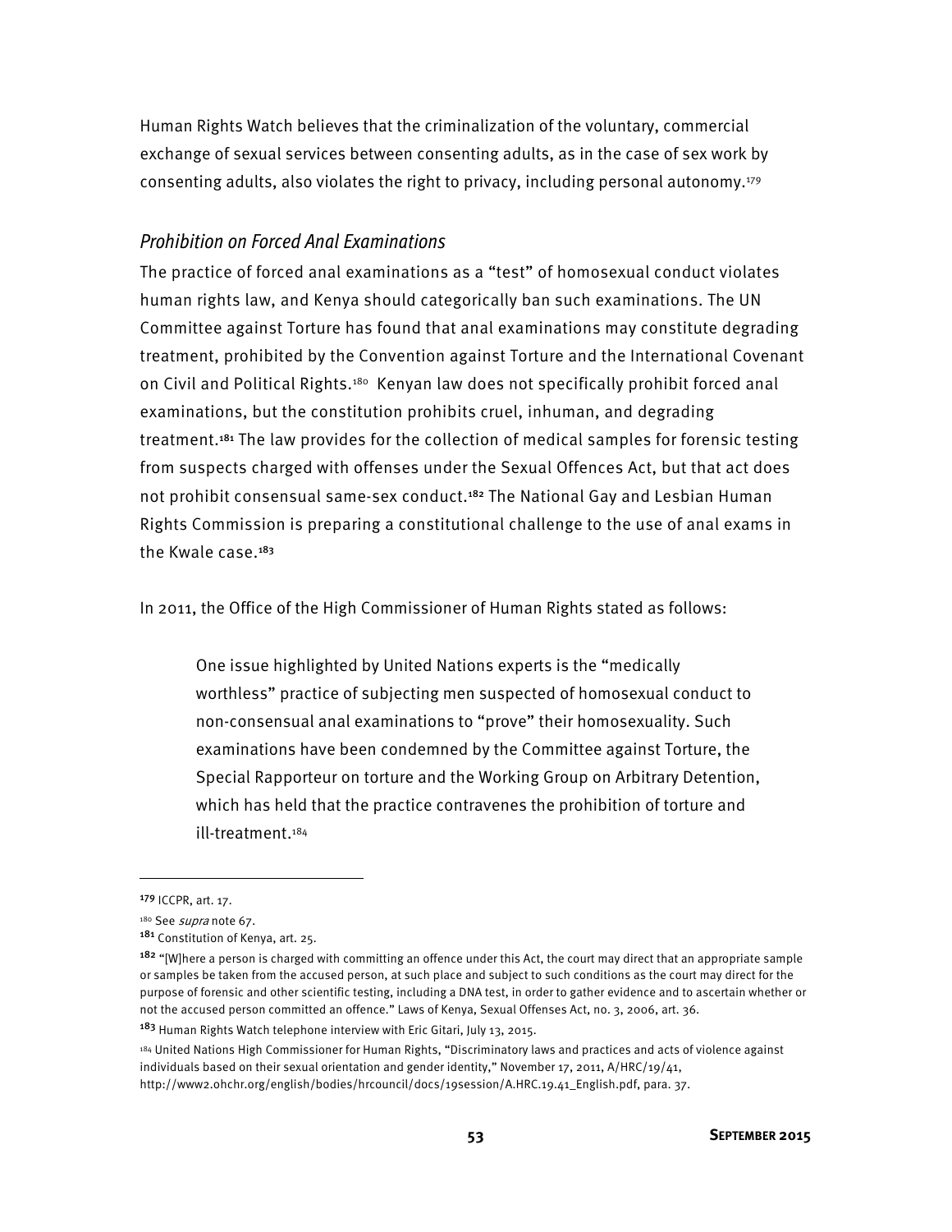Human Rights Watch believes that the criminalization of the voluntary, commercial exchange of sexual services between consenting adults, as in the case of sex work by consenting adults, also violates the right to privacy, including personal autonomy.[179]

### *Prohibition on Forced Anal Examinations*

The practice of forced anal examinations as a "test" of homosexual conduct violates human rights law, and Kenya should categorically ban such examinations. The UN Committee against Torture has found that anal examinations may constitute degrading treatment, prohibited by the Convention against Torture and the International Covenant on Civil and Political Rights.[180] Kenyan law does not specifically prohibit forced anal examinations, but the constitution prohibits cruel, inhuman, and degrading treatment.[181] The law provides for the collection of medical samples for forensic testing from suspects charged with offenses under the Sexual Offences Act, but that act does not prohibit consensual same-sex conduct.[182] The National Gay and Lesbian Human Rights Commission is preparing a constitutional challenge to the use of anal exams in the Kwale case.[183]

In 2011, the Office of the High Commissioner of Human Rights stated as follows:

> One issue highlighted by United Nations experts is the "medically worthless" practice of subjecting men suspected of homosexual conduct to non-consensual anal examinations to "prove" their homosexuality. Such examinations have been condemned by the Committee against Torture, the Special Rapporteur on torture and the Working Group on Arbitrary Detention, which has held that the practice contravenes the prohibition of torture and ill-treatment.[184]

---

[179] ICCPR, art. 17.

[180] See *supra* note 67.

[181] Constitution of Kenya, art. 25.

[182] "[W]here a person is charged with committing an offence under this Act, the court may direct that an appropriate sample or samples be taken from the accused person, at such place and subject to such conditions as the court may direct for the purpose of forensic and other scientific testing, including a DNA test, in order to gather evidence and to ascertain whether or not the accused person committed an offence." Laws of Kenya, Sexual Offenses Act, no. 3, 2006, art. 36.

[183] Human Rights Watch telephone interview with Eric Gitari, July 13, 2015.

[184] United Nations High Commissioner for Human Rights, "Discriminatory laws and practices and acts of violence against individuals based on their sexual orientation and gender identity," November 17, 2011, A/HRC/19/41, http://www2.ohchr.org/english/bodies/hrcouncil/docs/19session/A.HRC.19.41_English.pdf, para. 37.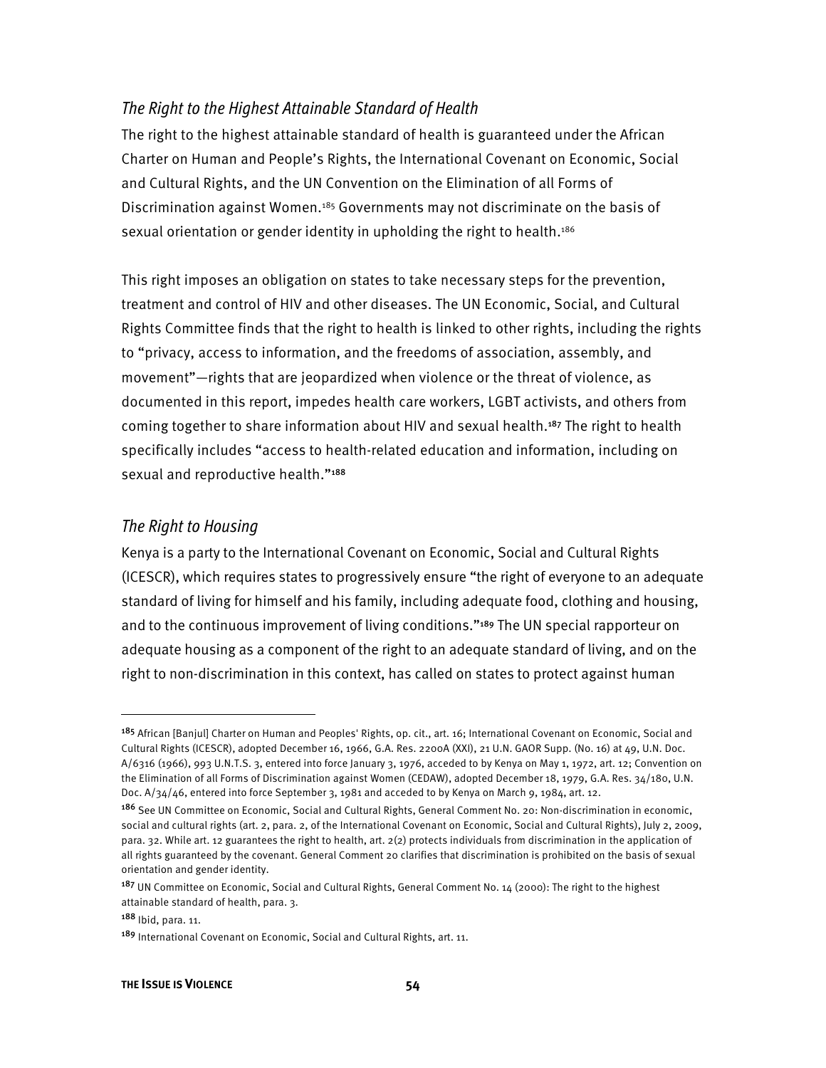### *The Right to the Highest Attainable Standard of Health*

The right to the highest attainable standard of health is guaranteed under the African Charter on Human and People's Rights, the International Covenant on Economic, Social and Cultural Rights, and the UN Convention on the Elimination of all Forms of Discrimination against Women.[185] Governments may not discriminate on the basis of sexual orientation or gender identity in upholding the right to health.[186]

This right imposes an obligation on states to take necessary steps for the prevention, treatment and control of HIV and other diseases. The UN Economic, Social, and Cultural Rights Committee finds that the right to health is linked to other rights, including the rights to "privacy, access to information, and the freedoms of association, assembly, and movement"—rights that are jeopardized when violence or the threat of violence, as documented in this report, impedes health care workers, LGBT activists, and others from coming together to share information about HIV and sexual health.[187] The right to health specifically includes "access to health-related education and information, including on sexual and reproductive health."[188]

### *The Right to Housing*

Kenya is a party to the International Covenant on Economic, Social and Cultural Rights (ICESCR), which requires states to progressively ensure "the right of everyone to an adequate standard of living for himself and his family, including adequate food, clothing and housing, and to the continuous improvement of living conditions."[189] The UN special rapporteur on adequate housing as a component of the right to an adequate standard of living, and on the right to non-discrimination in this context, has called on states to protect against human

---

[185] African [Banjul] Charter on Human and Peoples' Rights, op. cit., art. 16; International Covenant on Economic, Social and Cultural Rights (ICESCR), adopted December 16, 1966, G.A. Res. 2200A (XXI), 21 U.N. GAOR Supp. (No. 16) at 49, U.N. Doc. A/6316 (1966), 993 U.N.T.S. 3, entered into force January 3, 1976, acceded to by Kenya on May 1, 1972, art. 12; Convention on the Elimination of all Forms of Discrimination against Women (CEDAW), adopted December 18, 1979, G.A. Res. 34/180, U.N. Doc. A/34/46, entered into force September 3, 1981 and acceded to by Kenya on March 9, 1984, art. 12.

[186] See UN Committee on Economic, Social and Cultural Rights, General Comment No. 20: Non-discrimination in economic, social and cultural rights (art. 2, para. 2, of the International Covenant on Economic, Social and Cultural Rights), July 2, 2009, para. 32. While art. 12 guarantees the right to health, art. 2(2) protects individuals from discrimination in the application of all rights guaranteed by the covenant. General Comment 20 clarifies that discrimination is prohibited on the basis of sexual orientation and gender identity.

[187] UN Committee on Economic, Social and Cultural Rights, General Comment No. 14 (2000): The right to the highest attainable standard of health, para. 3.

[188] Ibid, para. 11.

[189] International Covenant on Economic, Social and Cultural Rights, art. 11.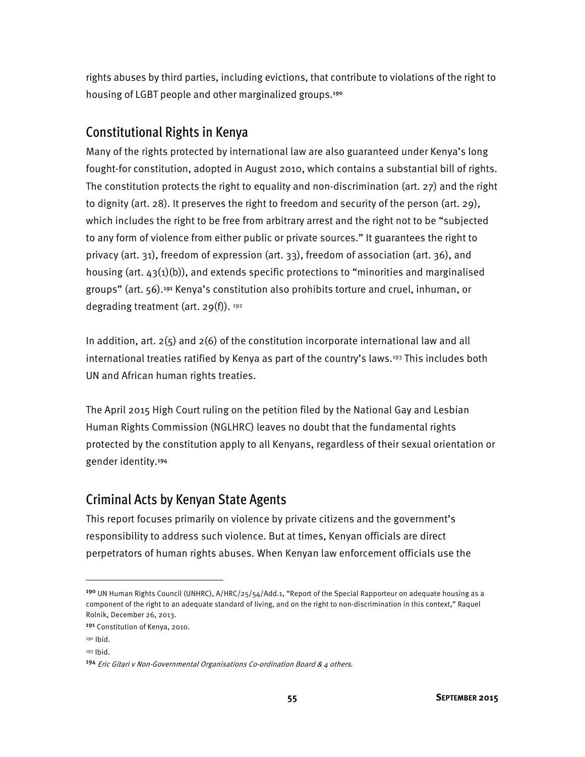rights abuses by third parties, including evictions, that contribute to violations of the right to housing of LGBT people and other marginalized groups.[190]

## Constitutional Rights in Kenya

Many of the rights protected by international law are also guaranteed under Kenya's long fought-for constitution, adopted in August 2010, which contains a substantial bill of rights. The constitution protects the right to equality and non-discrimination (art. 27) and the right to dignity (art. 28). It preserves the right to freedom and security of the person (art. 29), which includes the right to be free from arbitrary arrest and the right not to be "subjected to any form of violence from either public or private sources." It guarantees the right to privacy (art. 31), freedom of expression (art. 33), freedom of association (art. 36), and housing (art. 43(1)(b)), and extends specific protections to "minorities and marginalised groups" (art. 56).[191] Kenya's constitution also prohibits torture and cruel, inhuman, or degrading treatment (art. 29(f)). [192]

In addition, art. 2(5) and 2(6) of the constitution incorporate international law and all international treaties ratified by Kenya as part of the country's laws.[193] This includes both UN and African human rights treaties.

The April 2015 High Court ruling on the petition filed by the National Gay and Lesbian Human Rights Commission (NGLHRC) leaves no doubt that the fundamental rights protected by the constitution apply to all Kenyans, regardless of their sexual orientation or gender identity.[194]

## Criminal Acts by Kenyan State Agents

This report focuses primarily on violence by private citizens and the government's responsibility to address such violence. But at times, Kenyan officials are direct perpetrators of human rights abuses. When Kenyan law enforcement officials use the

---

[190] UN Human Rights Council (UNHRC), A/HRC/25/54/Add.1, "Report of the Special Rapporteur on adequate housing as a component of the right to an adequate standard of living, and on the right to non-discrimination in this context," Raquel Rolnik, December 26, 2013.

[191] Constitution of Kenya, 2010.

[192] Ibid.

[193] Ibid.

[194] *Eric Gitari v Non-Governmental Organisations Co-ordination Board & 4 others.*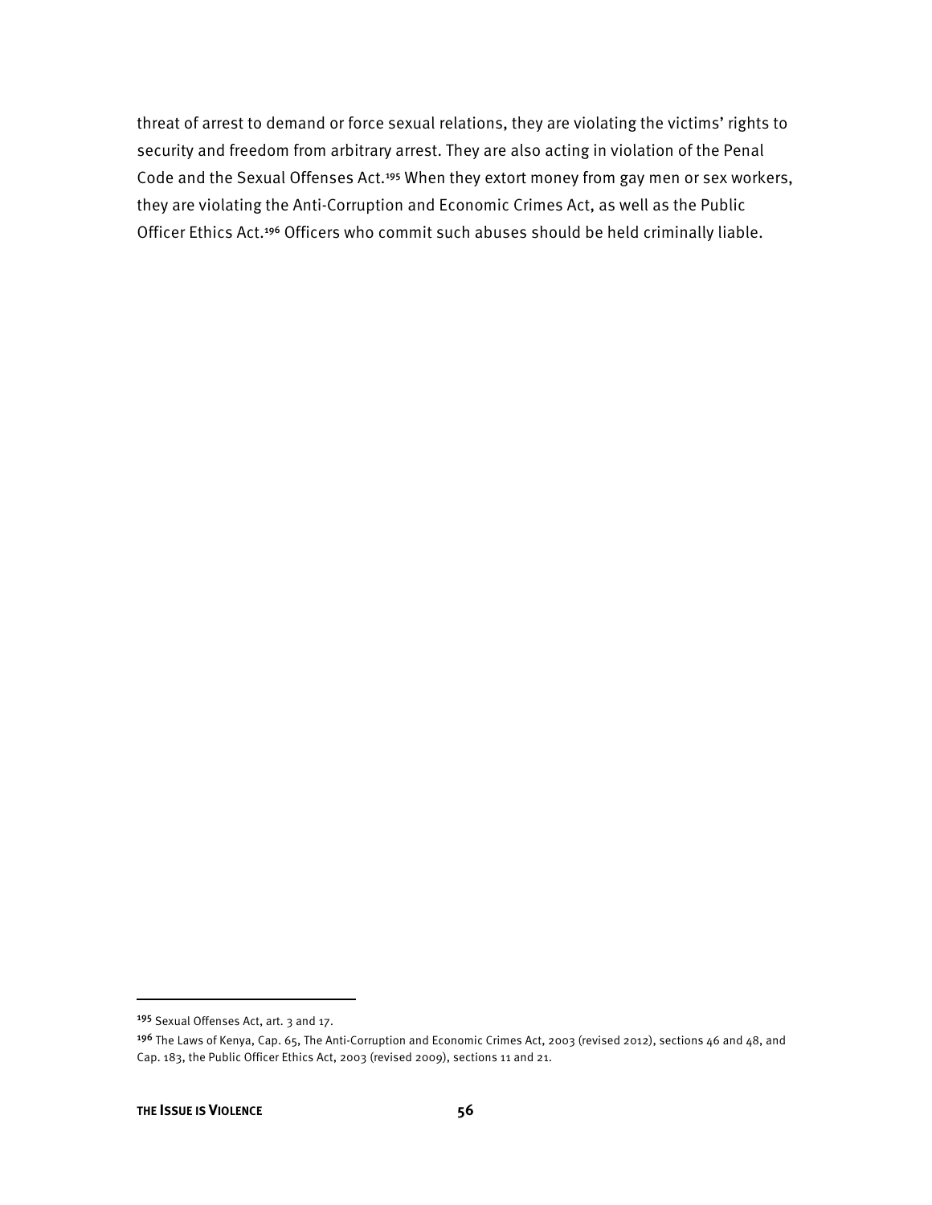threat of arrest to demand or force sexual relations, they are violating the victims' rights to security and freedom from arbitrary arrest. They are also acting in violation of the Penal Code and the Sexual Offenses Act.[195] When they extort money from gay men or sex workers, they are violating the Anti-Corruption and Economic Crimes Act, as well as the Public Officer Ethics Act.[196] Officers who commit such abuses should be held criminally liable.

---

[195] Sexual Offenses Act, art. 3 and 17.

[196] The Laws of Kenya, Cap. 65, The Anti-Corruption and Economic Crimes Act, 2003 (revised 2012), sections 46 and 48, and Cap. 183, the Public Officer Ethics Act, 2003 (revised 2009), sections 11 and 21.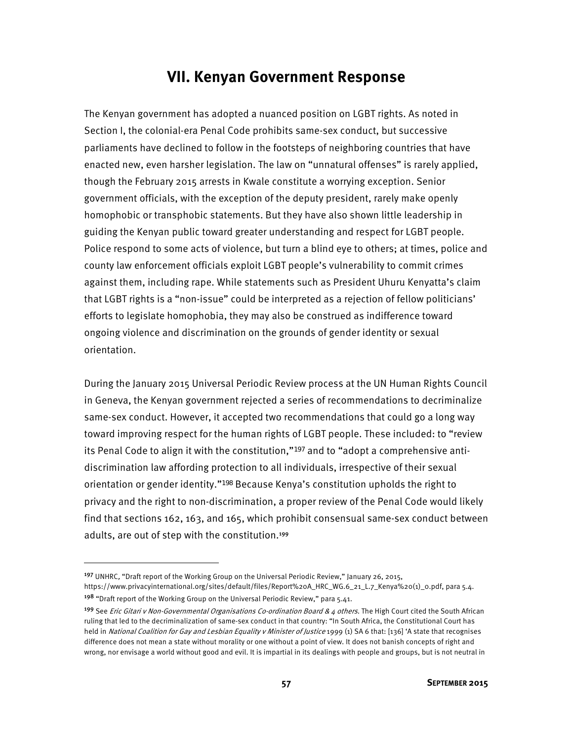# VII. Kenyan Government Response

The Kenyan government has adopted a nuanced position on LGBT rights. As noted in Section I, the colonial-era Penal Code prohibits same-sex conduct, but successive parliaments have declined to follow in the footsteps of neighboring countries that have enacted new, even harsher legislation. The law on "unnatural offenses" is rarely applied, though the February 2015 arrests in Kwale constitute a worrying exception. Senior government officials, with the exception of the deputy president, rarely make openly homophobic or transphobic statements. But they have also shown little leadership in guiding the Kenyan public toward greater understanding and respect for LGBT people. Police respond to some acts of violence, but turn a blind eye to others; at times, police and county law enforcement officials exploit LGBT people's vulnerability to commit crimes against them, including rape. While statements such as President Uhuru Kenyatta's claim that LGBT rights is a "non-issue" could be interpreted as a rejection of fellow politicians' efforts to legislate homophobia, they may also be construed as indifference toward ongoing violence and discrimination on the grounds of gender identity or sexual orientation.

During the January 2015 Universal Periodic Review process at the UN Human Rights Council in Geneva, the Kenyan government rejected a series of recommendations to decriminalize same-sex conduct. However, it accepted two recommendations that could go a long way toward improving respect for the human rights of LGBT people. These included: to "review its Penal Code to align it with the constitution,"[197] and to "adopt a comprehensive anti-discrimination law affording protection to all individuals, irrespective of their sexual orientation or gender identity."[198] Because Kenya's constitution upholds the right to privacy and the right to non-discrimination, a proper review of the Penal Code would likely find that sections 162, 163, and 165, which prohibit consensual same-sex conduct between adults, are out of step with the constitution.[199]

---

[197] UNHRC, "Draft report of the Working Group on the Universal Periodic Review," January 26, 2015, https://www.privacyinternational.org/sites/default/files/Report%20A_HRC_WG.6_21_L.7_Kenya%20(1)_0.pdf, para 5.4.

[198] "Draft report of the Working Group on the Universal Periodic Review," para 5.41.

[199] See *Eric Gitari v Non-Governmental Organisations Co-ordination Board & 4 others*. The High Court cited the South African ruling that led to the decriminalization of same-sex conduct in that country: "In South Africa, the Constitutional Court has held in *National Coalition for Gay and Lesbian Equality v Minister of Justice* 1999 (1) SA 6 that: [136] 'A state that recognises difference does not mean a state without morality or one without a point of view. It does not banish concepts of right and wrong, nor envisage a world without good and evil. It is impartial in its dealings with people and groups, but is not neutral in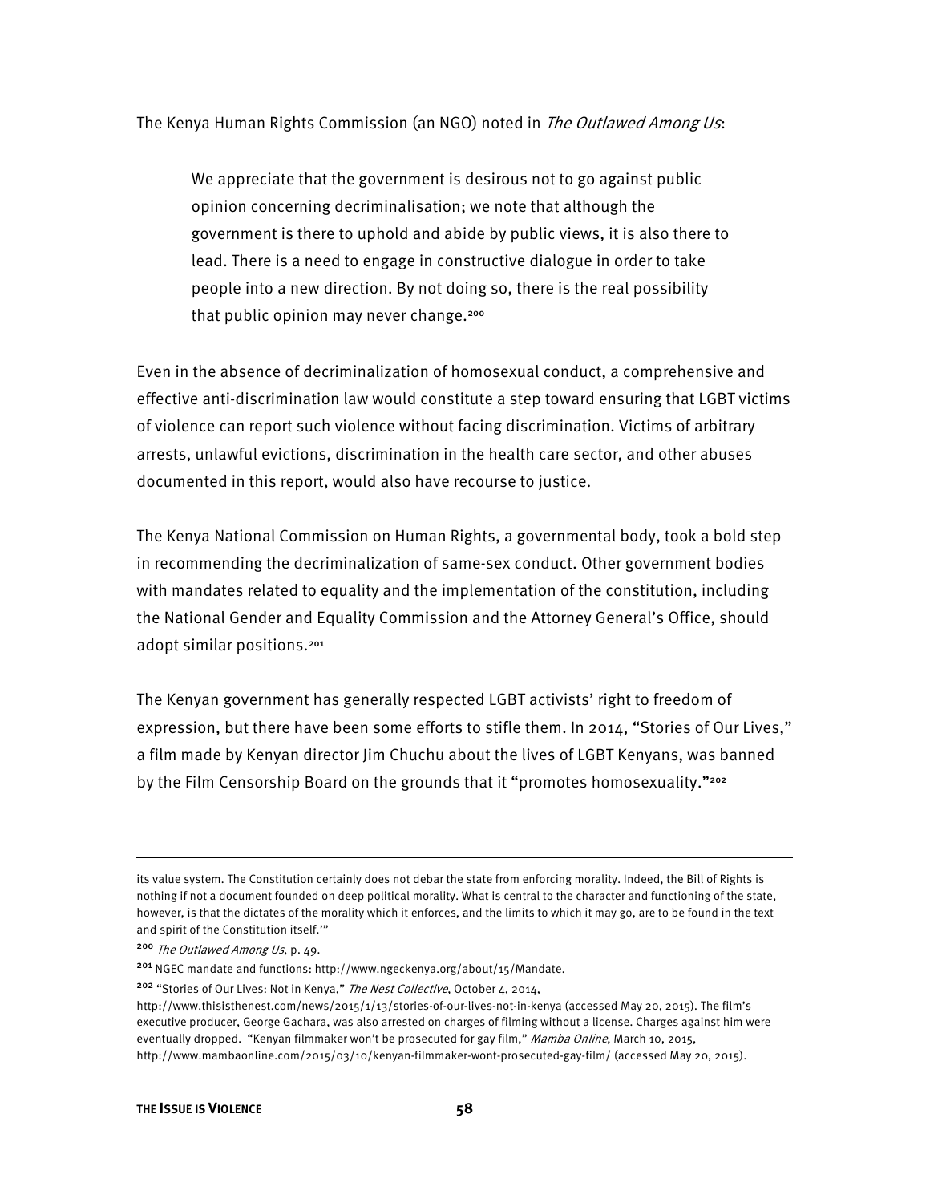The Kenya Human Rights Commission (an NGO) noted in *The Outlawed Among Us*:

> We appreciate that the government is desirous not to go against public opinion concerning decriminalisation; we note that although the government is there to uphold and abide by public views, it is also there to lead. There is a need to engage in constructive dialogue in order to take people into a new direction. By not doing so, there is the real possibility that public opinion may never change.[200]

Even in the absence of decriminalization of homosexual conduct, a comprehensive and effective anti-discrimination law would constitute a step toward ensuring that LGBT victims of violence can report such violence without facing discrimination. Victims of arbitrary arrests, unlawful evictions, discrimination in the health care sector, and other abuses documented in this report, would also have recourse to justice.

The Kenya National Commission on Human Rights, a governmental body, took a bold step in recommending the decriminalization of same-sex conduct. Other government bodies with mandates related to equality and the implementation of the constitution, including the National Gender and Equality Commission and the Attorney General's Office, should adopt similar positions.[201]

The Kenyan government has generally respected LGBT activists' right to freedom of expression, but there have been some efforts to stifle them. In 2014, "Stories of Our Lives," a film made by Kenyan director Jim Chuchu about the lives of LGBT Kenyans, was banned by the Film Censorship Board on the grounds that it "promotes homosexuality."[202]

---

its value system. The Constitution certainly does not debar the state from enforcing morality. Indeed, the Bill of Rights is nothing if not a document founded on deep political morality. What is central to the character and functioning of the state, however, is that the dictates of the morality which it enforces, and the limits to which it may go, are to be found in the text and spirit of the Constitution itself.'"

[200] *The Outlawed Among Us*, p. 49.

[201] NGEC mandate and functions: http://www.ngeckenya.org/about/15/Mandate.

[202] "Stories of Our Lives: Not in Kenya," *The Nest Collective*, October 4, 2014, http://www.thisisthenest.com/news/2015/1/13/stories-of-our-lives-not-in-kenya (accessed May 20, 2015). The film's executive producer, George Gachara, was also arrested on charges of filming without a license. Charges against him were eventually dropped. "Kenyan filmmaker won't be prosecuted for gay film," *Mamba Online*, March 10, 2015, http://www.mambaonline.com/2015/03/10/kenyan-filmmaker-wont-prosecuted-gay-film/ (accessed May 20, 2015).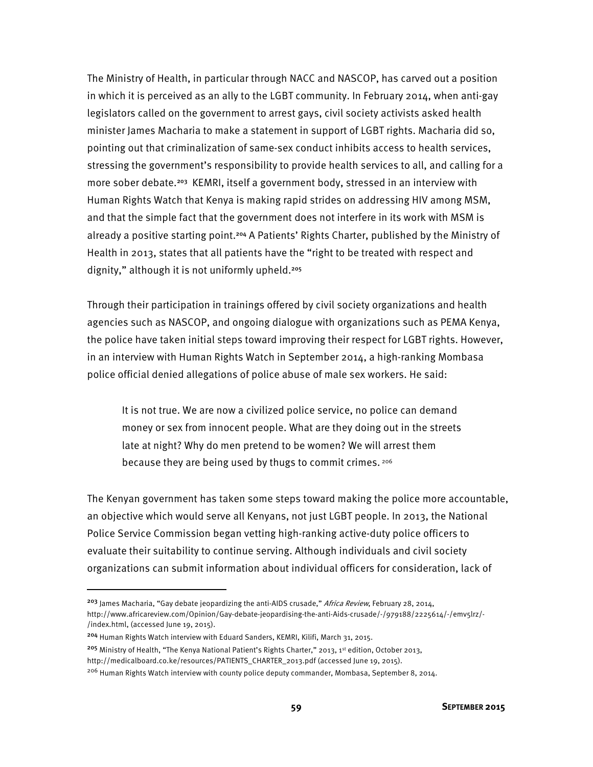The Ministry of Health, in particular through NACC and NASCOP, has carved out a position in which it is perceived as an ally to the LGBT community. In February 2014, when anti-gay legislators called on the government to arrest gays, civil society activists asked health minister James Macharia to make a statement in support of LGBT rights. Macharia did so, pointing out that criminalization of same-sex conduct inhibits access to health services, stressing the government's responsibility to provide health services to all, and calling for a more sober debate.[203] KEMRI, itself a government body, stressed in an interview with Human Rights Watch that Kenya is making rapid strides on addressing HIV among MSM, and that the simple fact that the government does not interfere in its work with MSM is already a positive starting point.[204] A Patients' Rights Charter, published by the Ministry of Health in 2013, states that all patients have the "right to be treated with respect and dignity," although it is not uniformly upheld.[205]

Through their participation in trainings offered by civil society organizations and health agencies such as NASCOP, and ongoing dialogue with organizations such as PEMA Kenya, the police have taken initial steps toward improving their respect for LGBT rights. However, in an interview with Human Rights Watch in September 2014, a high-ranking Mombasa police official denied allegations of police abuse of male sex workers. He said:

> It is not true. We are now a civilized police service, no police can demand money or sex from innocent people. What are they doing out in the streets late at night? Why do men pretend to be women? We will arrest them because they are being used by thugs to commit crimes.[206]

The Kenyan government has taken some steps toward making the police more accountable, an objective which would serve all Kenyans, not just LGBT people. In 2013, the National Police Service Commission began vetting high-ranking active-duty police officers to evaluate their suitability to continue serving. Although individuals and civil society organizations can submit information about individual officers for consideration, lack of

---

[203] James Macharia, "Gay debate jeopardizing the anti-AIDS crusade," *Africa Review*, February 28, 2014, http://www.africareview.com/Opinion/Gay-debate-jeopardising-the-anti-Aids-crusade/-/979188/2225614/-/emv5lrz/-/index.html, (accessed June 19, 2015).

[204] Human Rights Watch interview with Eduard Sanders, KEMRI, Kilifi, March 31, 2015.

[205] Ministry of Health, "The Kenya National Patient's Rights Charter," 2013, 1st edition, October 2013, http://medicalboard.co.ke/resources/PATIENTS_CHARTER_2013.pdf (accessed June 19, 2015).

[206] Human Rights Watch interview with county police deputy commander, Mombasa, September 8, 2014.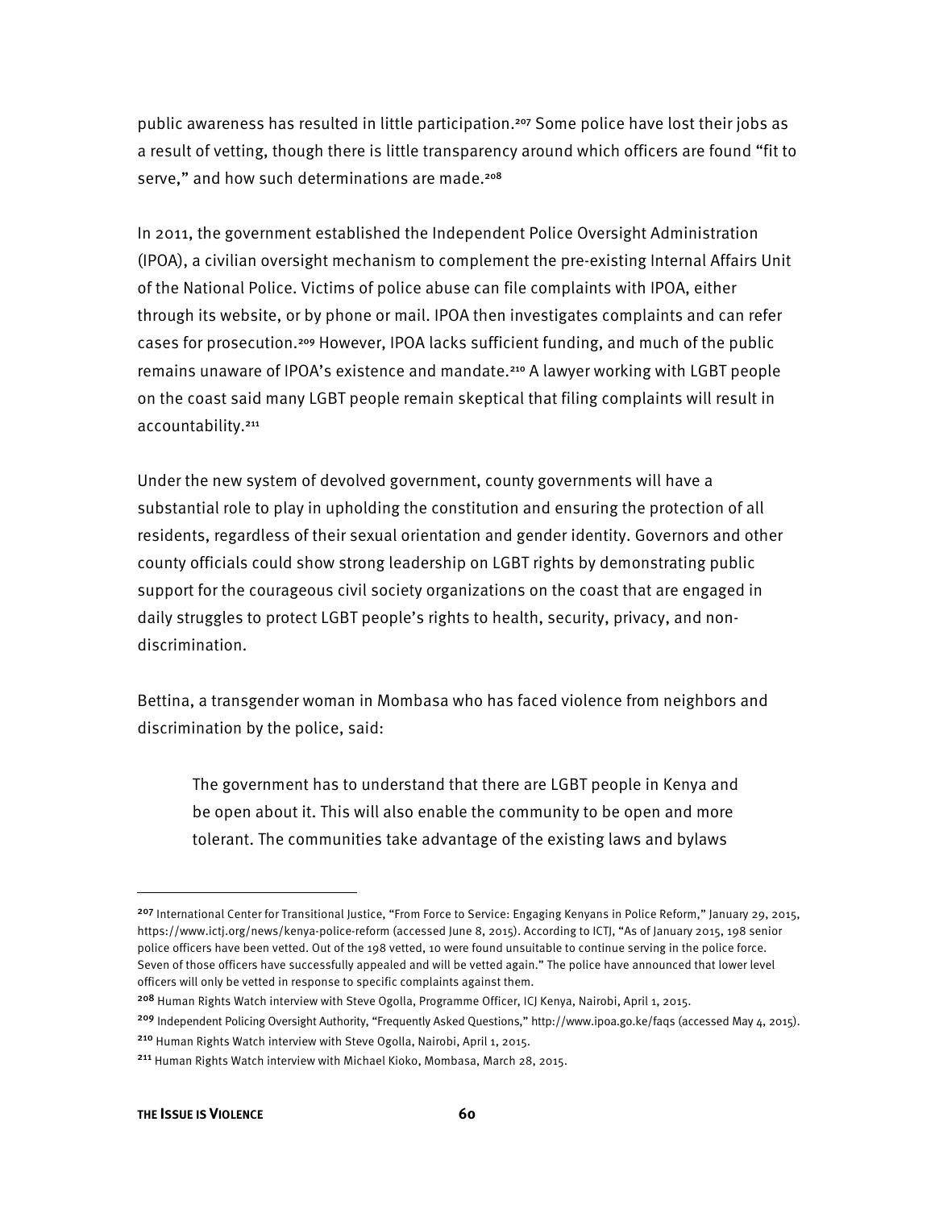public awareness has resulted in little participation.[207] Some police have lost their jobs as a result of vetting, though there is little transparency around which officers are found "fit to serve," and how such determinations are made.[208]

In 2011, the government established the Independent Police Oversight Administration (IPOA), a civilian oversight mechanism to complement the pre-existing Internal Affairs Unit of the National Police. Victims of police abuse can file complaints with IPOA, either through its website, or by phone or mail. IPOA then investigates complaints and can refer cases for prosecution.[209] However, IPOA lacks sufficient funding, and much of the public remains unaware of IPOA's existence and mandate.[210] A lawyer working with LGBT people on the coast said many LGBT people remain skeptical that filing complaints will result in accountability.[211]

Under the new system of devolved government, county governments will have a substantial role to play in upholding the constitution and ensuring the protection of all residents, regardless of their sexual orientation and gender identity. Governors and other county officials could show strong leadership on LGBT rights by demonstrating public support for the courageous civil society organizations on the coast that are engaged in daily struggles to protect LGBT people's rights to health, security, privacy, and non-discrimination.

Bettina, a transgender woman in Mombasa who has faced violence from neighbors and discrimination by the police, said:

> The government has to understand that there are LGBT people in Kenya and be open about it. This will also enable the community to be open and more tolerant. The communities take advantage of the existing laws and bylaws

---

[207] International Center for Transitional Justice, "From Force to Service: Engaging Kenyans in Police Reform," January 29, 2015, https://www.ictj.org/news/kenya-police-reform (accessed June 8, 2015). According to ICTJ, "As of January 2015, 198 senior police officers have been vetted. Out of the 198 vetted, 10 were found unsuitable to continue serving in the police force. Seven of those officers have successfully appealed and will be vetted again." The police have announced that lower level officers will only be vetted in response to specific complaints against them.

[208] Human Rights Watch interview with Steve Ogolla, Programme Officer, ICJ Kenya, Nairobi, April 1, 2015.

[209] Independent Policing Oversight Authority, "Frequently Asked Questions," http://www.ipoa.go.ke/faqs (accessed May 4, 2015).

[210] Human Rights Watch interview with Steve Ogolla, Nairobi, April 1, 2015.

[211] Human Rights Watch interview with Michael Kioko, Mombasa, March 28, 2015.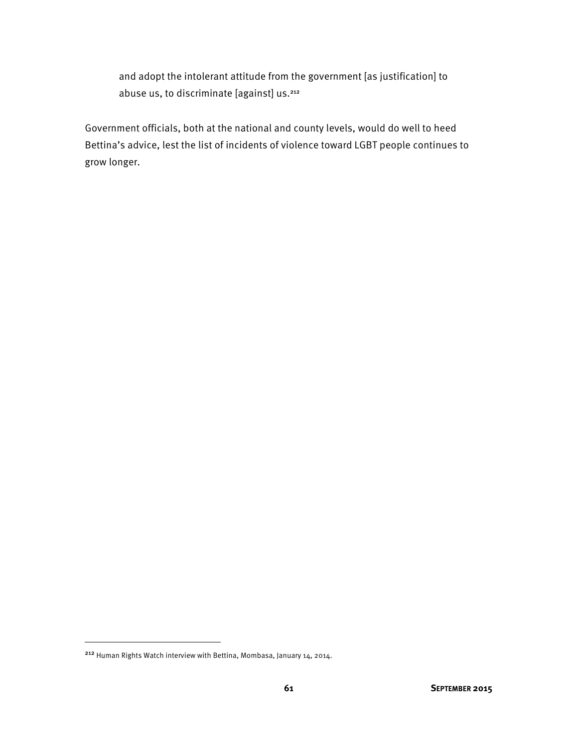> and adopt the intolerant attitude from the government [as justification] to abuse us, to discriminate [against] us.[212]

Government officials, both at the national and county levels, would do well to heed Bettina's advice, lest the list of incidents of violence toward LGBT people continues to grow longer.

---

[212] Human Rights Watch interview with Bettina, Mombasa, January 14, 2014.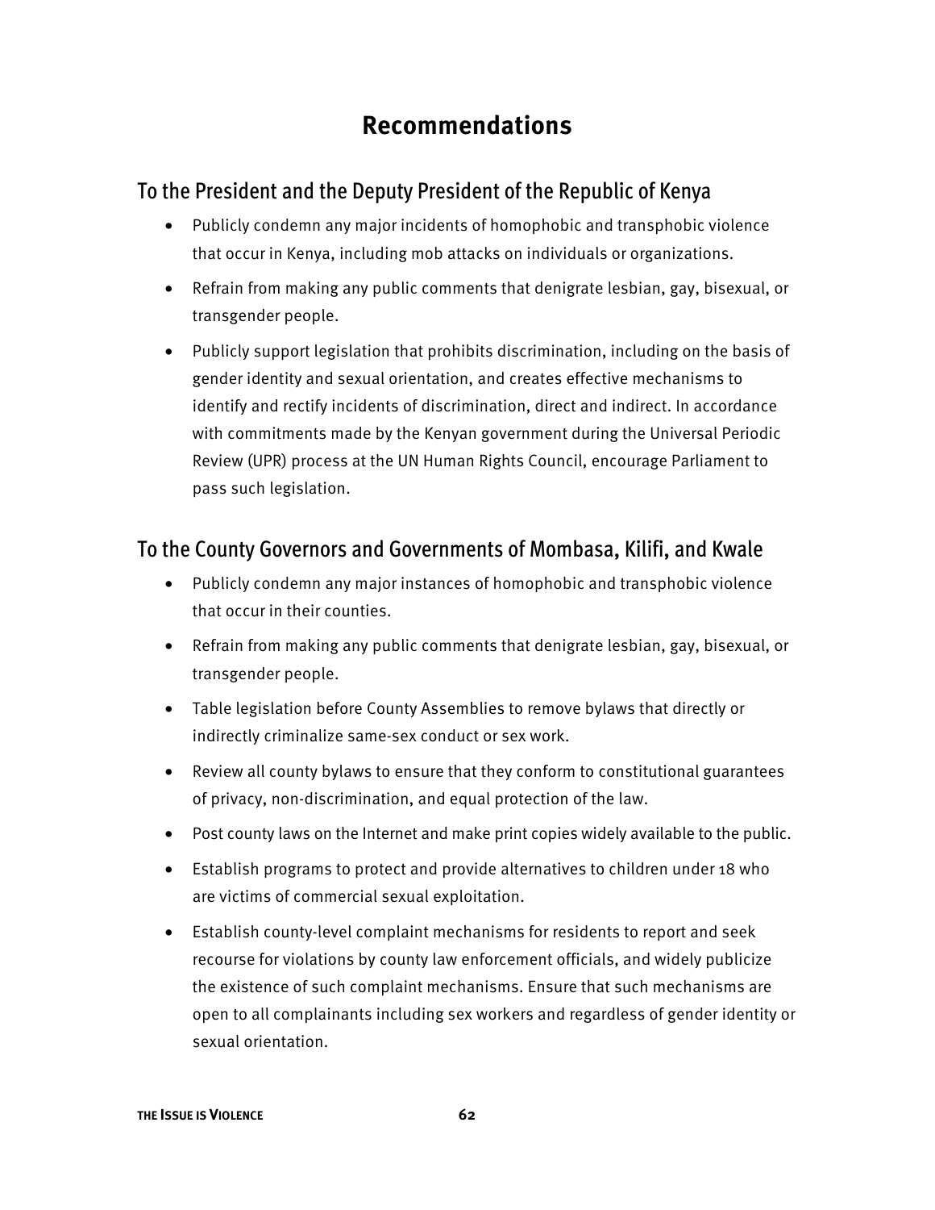# Recommendations

## To the President and the Deputy President of the Republic of Kenya

- Publicly condemn any major incidents of homophobic and transphobic violence that occur in Kenya, including mob attacks on individuals or organizations.
- Refrain from making any public comments that denigrate lesbian, gay, bisexual, or transgender people.
- Publicly support legislation that prohibits discrimination, including on the basis of gender identity and sexual orientation, and creates effective mechanisms to identify and rectify incidents of discrimination, direct and indirect. In accordance with commitments made by the Kenyan government during the Universal Periodic Review (UPR) process at the UN Human Rights Council, encourage Parliament to pass such legislation.

## To the County Governors and Governments of Mombasa, Kilifi, and Kwale

- Publicly condemn any major instances of homophobic and transphobic violence that occur in their counties.
- Refrain from making any public comments that denigrate lesbian, gay, bisexual, or transgender people.
- Table legislation before County Assemblies to remove bylaws that directly or indirectly criminalize same-sex conduct or sex work.
- Review all county bylaws to ensure that they conform to constitutional guarantees of privacy, non-discrimination, and equal protection of the law.
- Post county laws on the Internet and make print copies widely available to the public.
- Establish programs to protect and provide alternatives to children under 18 who are victims of commercial sexual exploitation.
- Establish county-level complaint mechanisms for residents to report and seek recourse for violations by county law enforcement officials, and widely publicize the existence of such complaint mechanisms. Ensure that such mechanisms are open to all complainants including sex workers and regardless of gender identity or sexual orientation.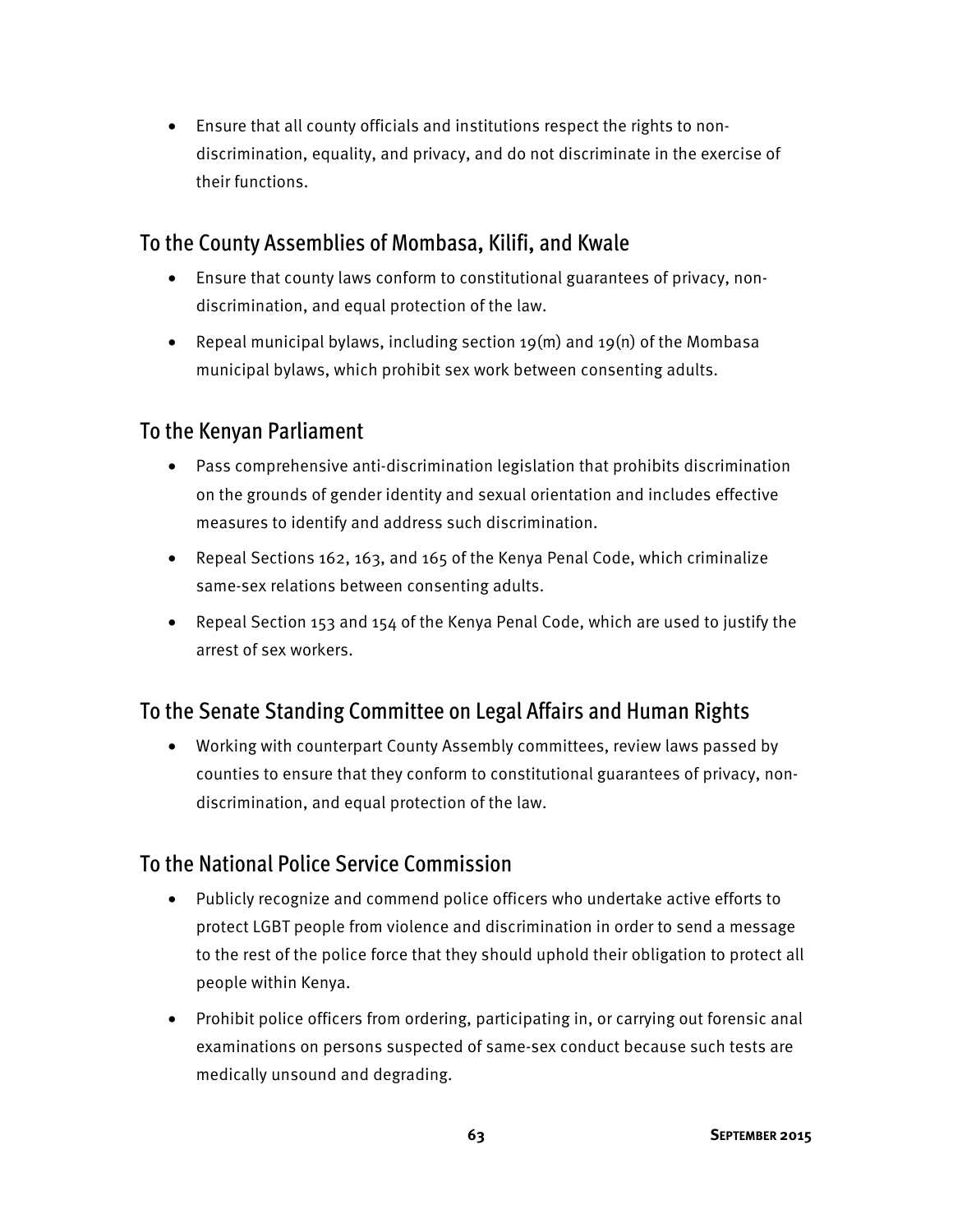- Ensure that all county officials and institutions respect the rights to non-discrimination, equality, and privacy, and do not discriminate in the exercise of their functions.

## To the County Assemblies of Mombasa, Kilifi, and Kwale

- Ensure that county laws conform to constitutional guarantees of privacy, non-discrimination, and equal protection of the law.
- Repeal municipal bylaws, including section 19(m) and 19(n) of the Mombasa municipal bylaws, which prohibit sex work between consenting adults.

## To the Kenyan Parliament

- Pass comprehensive anti-discrimination legislation that prohibits discrimination on the grounds of gender identity and sexual orientation and includes effective measures to identify and address such discrimination.
- Repeal Sections 162, 163, and 165 of the Kenya Penal Code, which criminalize same-sex relations between consenting adults.
- Repeal Section 153 and 154 of the Kenya Penal Code, which are used to justify the arrest of sex workers.

## To the Senate Standing Committee on Legal Affairs and Human Rights

- Working with counterpart County Assembly committees, review laws passed by counties to ensure that they conform to constitutional guarantees of privacy, non-discrimination, and equal protection of the law.

## To the National Police Service Commission

- Publicly recognize and commend police officers who undertake active efforts to protect LGBT people from violence and discrimination in order to send a message to the rest of the police force that they should uphold their obligation to protect all people within Kenya.
- Prohibit police officers from ordering, participating in, or carrying out forensic anal examinations on persons suspected of same-sex conduct because such tests are medically unsound and degrading.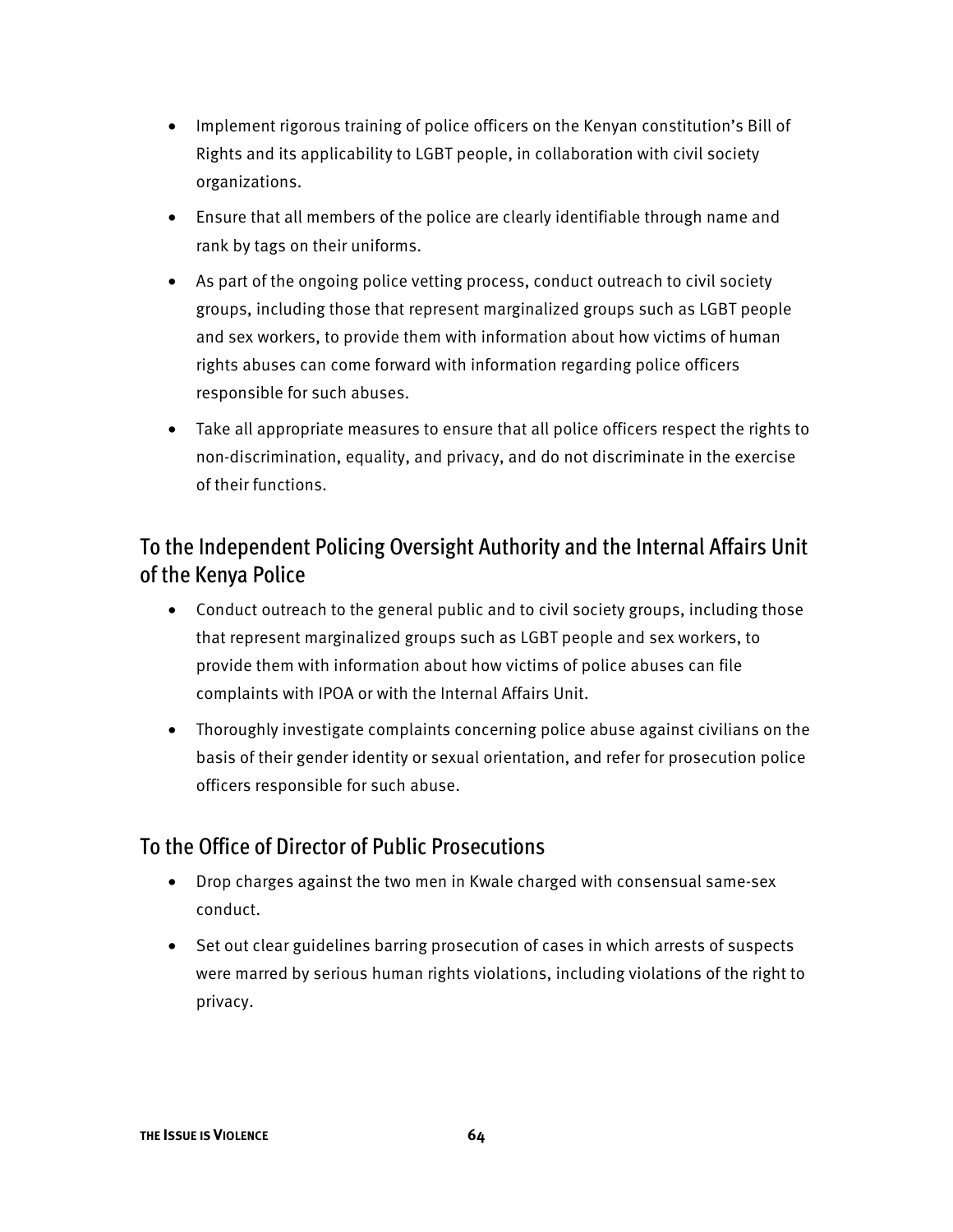- Implement rigorous training of police officers on the Kenyan constitution's Bill of Rights and its applicability to LGBT people, in collaboration with civil society organizations.
- Ensure that all members of the police are clearly identifiable through name and rank by tags on their uniforms.
- As part of the ongoing police vetting process, conduct outreach to civil society groups, including those that represent marginalized groups such as LGBT people and sex workers, to provide them with information about how victims of human rights abuses can come forward with information regarding police officers responsible for such abuses.
- Take all appropriate measures to ensure that all police officers respect the rights to non-discrimination, equality, and privacy, and do not discriminate in the exercise of their functions.

## To the Independent Policing Oversight Authority and the Internal Affairs Unit of the Kenya Police

- Conduct outreach to the general public and to civil society groups, including those that represent marginalized groups such as LGBT people and sex workers, to provide them with information about how victims of police abuses can file complaints with IPOA or with the Internal Affairs Unit.
- Thoroughly investigate complaints concerning police abuse against civilians on the basis of their gender identity or sexual orientation, and refer for prosecution police officers responsible for such abuse.

## To the Office of Director of Public Prosecutions

- Drop charges against the two men in Kwale charged with consensual same-sex conduct.
- Set out clear guidelines barring prosecution of cases in which arrests of suspects were marred by serious human rights violations, including violations of the right to privacy.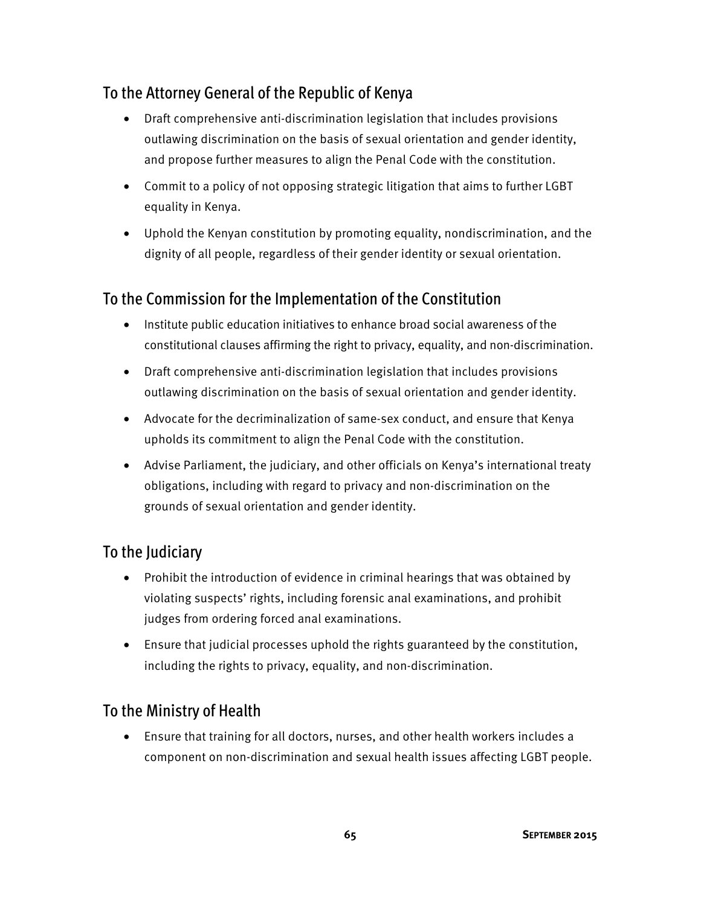## To the Attorney General of the Republic of Kenya

- Draft comprehensive anti-discrimination legislation that includes provisions outlawing discrimination on the basis of sexual orientation and gender identity, and propose further measures to align the Penal Code with the constitution.
- Commit to a policy of not opposing strategic litigation that aims to further LGBT equality in Kenya.
- Uphold the Kenyan constitution by promoting equality, nondiscrimination, and the dignity of all people, regardless of their gender identity or sexual orientation.

## To the Commission for the Implementation of the Constitution

- Institute public education initiatives to enhance broad social awareness of the constitutional clauses affirming the right to privacy, equality, and non-discrimination.
- Draft comprehensive anti-discrimination legislation that includes provisions outlawing discrimination on the basis of sexual orientation and gender identity.
- Advocate for the decriminalization of same-sex conduct, and ensure that Kenya upholds its commitment to align the Penal Code with the constitution.
- Advise Parliament, the judiciary, and other officials on Kenya's international treaty obligations, including with regard to privacy and non-discrimination on the grounds of sexual orientation and gender identity.

## To the Judiciary

- Prohibit the introduction of evidence in criminal hearings that was obtained by violating suspects' rights, including forensic anal examinations, and prohibit judges from ordering forced anal examinations.
- Ensure that judicial processes uphold the rights guaranteed by the constitution, including the rights to privacy, equality, and non-discrimination.

## To the Ministry of Health

- Ensure that training for all doctors, nurses, and other health workers includes a component on non-discrimination and sexual health issues affecting LGBT people.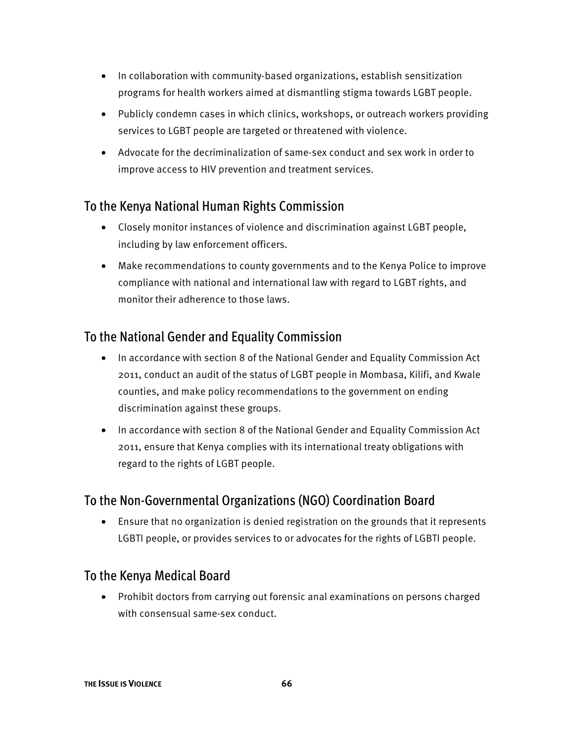- In collaboration with community-based organizations, establish sensitization programs for health workers aimed at dismantling stigma towards LGBT people.
- Publicly condemn cases in which clinics, workshops, or outreach workers providing services to LGBT people are targeted or threatened with violence.
- Advocate for the decriminalization of same-sex conduct and sex work in order to improve access to HIV prevention and treatment services.

## To the Kenya National Human Rights Commission

- Closely monitor instances of violence and discrimination against LGBT people, including by law enforcement officers.
- Make recommendations to county governments and to the Kenya Police to improve compliance with national and international law with regard to LGBT rights, and monitor their adherence to those laws.

## To the National Gender and Equality Commission

- In accordance with section 8 of the National Gender and Equality Commission Act 2011, conduct an audit of the status of LGBT people in Mombasa, Kilifi, and Kwale counties, and make policy recommendations to the government on ending discrimination against these groups.
- In accordance with section 8 of the National Gender and Equality Commission Act 2011, ensure that Kenya complies with its international treaty obligations with regard to the rights of LGBT people.

## To the Non-Governmental Organizations (NGO) Coordination Board

- Ensure that no organization is denied registration on the grounds that it represents LGBTI people, or provides services to or advocates for the rights of LGBTI people.

## To the Kenya Medical Board

- Prohibit doctors from carrying out forensic anal examinations on persons charged with consensual same-sex conduct.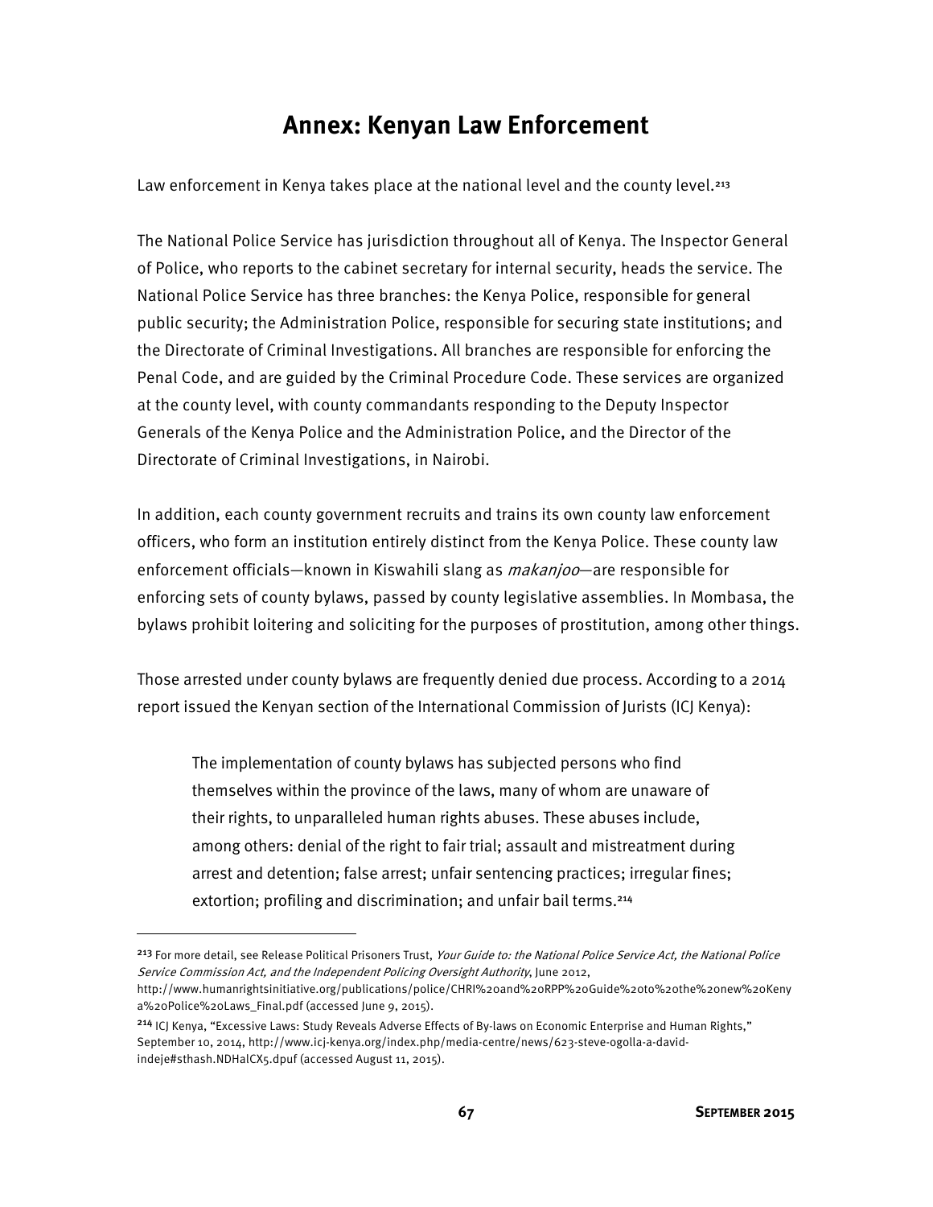# Annex: Kenyan Law Enforcement

Law enforcement in Kenya takes place at the national level and the county level.[213]

The National Police Service has jurisdiction throughout all of Kenya. The Inspector General of Police, who reports to the cabinet secretary for internal security, heads the service. The National Police Service has three branches: the Kenya Police, responsible for general public security; the Administration Police, responsible for securing state institutions; and the Directorate of Criminal Investigations. All branches are responsible for enforcing the Penal Code, and are guided by the Criminal Procedure Code. These services are organized at the county level, with county commandants responding to the Deputy Inspector Generals of the Kenya Police and the Administration Police, and the Director of the Directorate of Criminal Investigations, in Nairobi.

In addition, each county government recruits and trains its own county law enforcement officers, who form an institution entirely distinct from the Kenya Police. These county law enforcement officials—known in Kiswahili slang as *makanjoo*—are responsible for enforcing sets of county bylaws, passed by county legislative assemblies. In Mombasa, the bylaws prohibit loitering and soliciting for the purposes of prostitution, among other things.

Those arrested under county bylaws are frequently denied due process. According to a 2014 report issued the Kenyan section of the International Commission of Jurists (ICJ Kenya):

> The implementation of county bylaws has subjected persons who find themselves within the province of the laws, many of whom are unaware of their rights, to unparalleled human rights abuses. These abuses include, among others: denial of the right to fair trial; assault and mistreatment during arrest and detention; false arrest; unfair sentencing practices; irregular fines; extortion; profiling and discrimination; and unfair bail terms.[214]

---

[213] For more detail, see Release Political Prisoners Trust, *Your Guide to: the National Police Service Act, the National Police Service Commission Act, and the Independent Policing Oversight Authority*, June 2012, http://www.humanrightsinitiative.org/publications/police/CHRI%20and%20RPP%20Guide%20to%20the%20new%20Kenya%20Police%20Laws_Final.pdf (accessed June 9, 2015).

[214] ICJ Kenya, "Excessive Laws: Study Reveals Adverse Effects of By-laws on Economic Enterprise and Human Rights," September 10, 2014, http://www.icj-kenya.org/index.php/media-centre/news/623-steve-ogolla-a-david-indeje#sthash.NDHaICX5.dpuf (accessed August 11, 2015).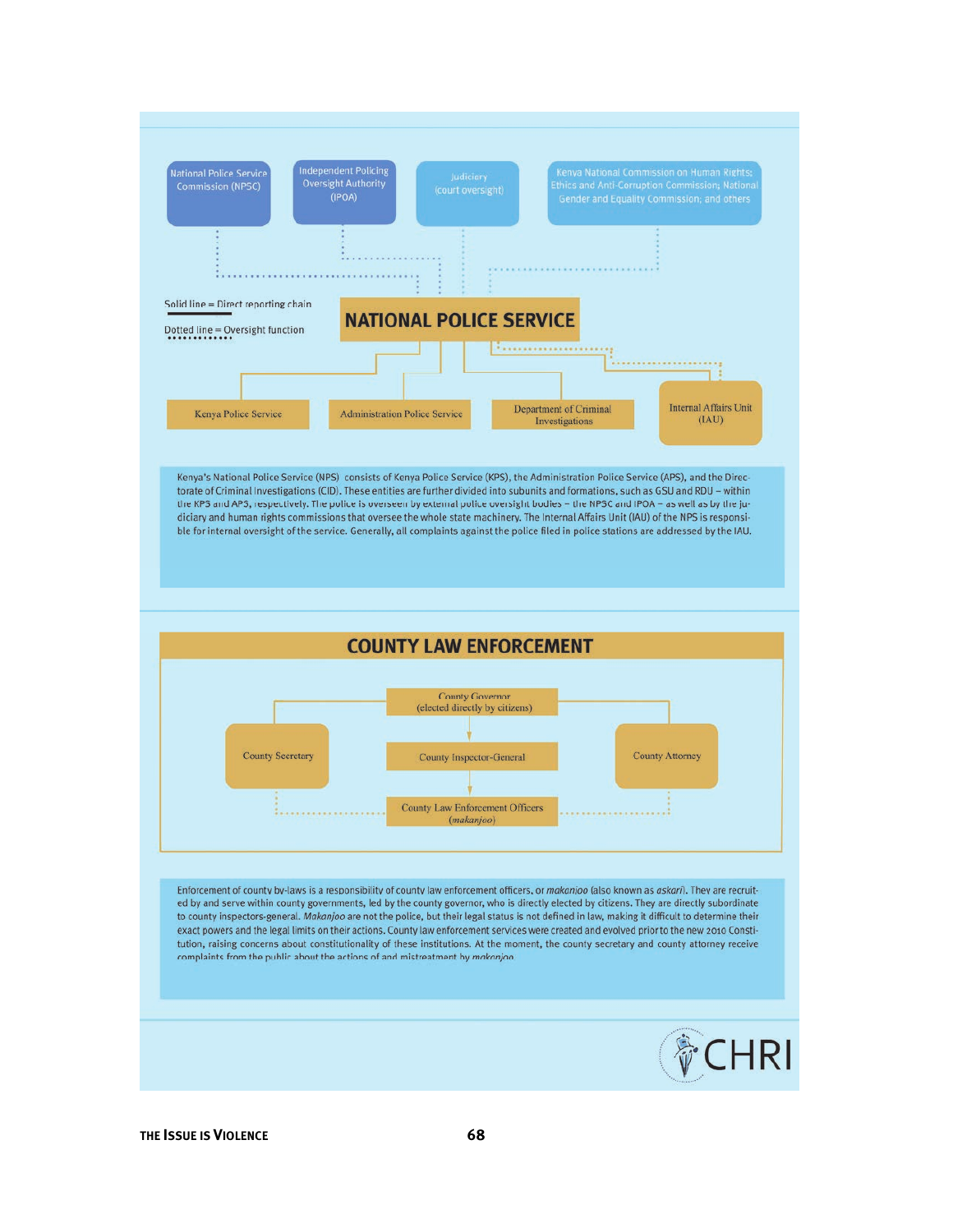National Police Service Commission (NPSC)

Independent Policing Oversight Authority (IPOA)

Judiciary (court oversight)

Kenya National Commission on Human Rights; Ethics and Anti-Corruption Commission; National Gender and Equality Commission; and others

Solid line = Direct reporting chain

Dotted line = Oversight function

## NATIONAL POLICE SERVICE

Kenya Police Service

Administration Police Service

Department of Criminal Investigations

Internal Affairs Unit (IAU)

Kenya's National Police Service (NPS) consists of Kenya Police Service (KPS), the Administration Police Service (APS), and the Directorate of Criminal Investigations (CID). These entities are further divided into subunits and formations, such as GSU and RDU – within the KPS and APS, respectively. The police is overseen by external police oversight bodies – the NPSC and IPOA – as well as by the judiciary and human rights commissions that oversee the whole state machinery. The Internal Affairs Unit (IAU) of the NPS is responsible for internal oversight of the service. Generally, all complaints against the police filed in police stations are addressed by the IAU.

## COUNTY LAW ENFORCEMENT

County Governor (elected directly by citizens)

County Secretary

County Inspector-General

County Attorney

County Law Enforcement Officers (*makanjoo*)

Enforcement of county by-laws is a responsibility of county law enforcement officers, or *makanjoo* (also known as *askari*). They are recruited by and serve within county governments, led by the county governor, who is directly elected by citizens. They are directly subordinate to county inspectors-general. *Makanjoo* are not the police, but their legal status is not defined in law, making it difficult to determine their exact powers and the legal limits on their actions. County law enforcement services were created and evolved prior to the new 2010 Constitution, raising concerns about constitutionality of these institutions. At the moment, the county secretary and county attorney receive complaints from the public about the actions of and mistreatment by *makanjoo*.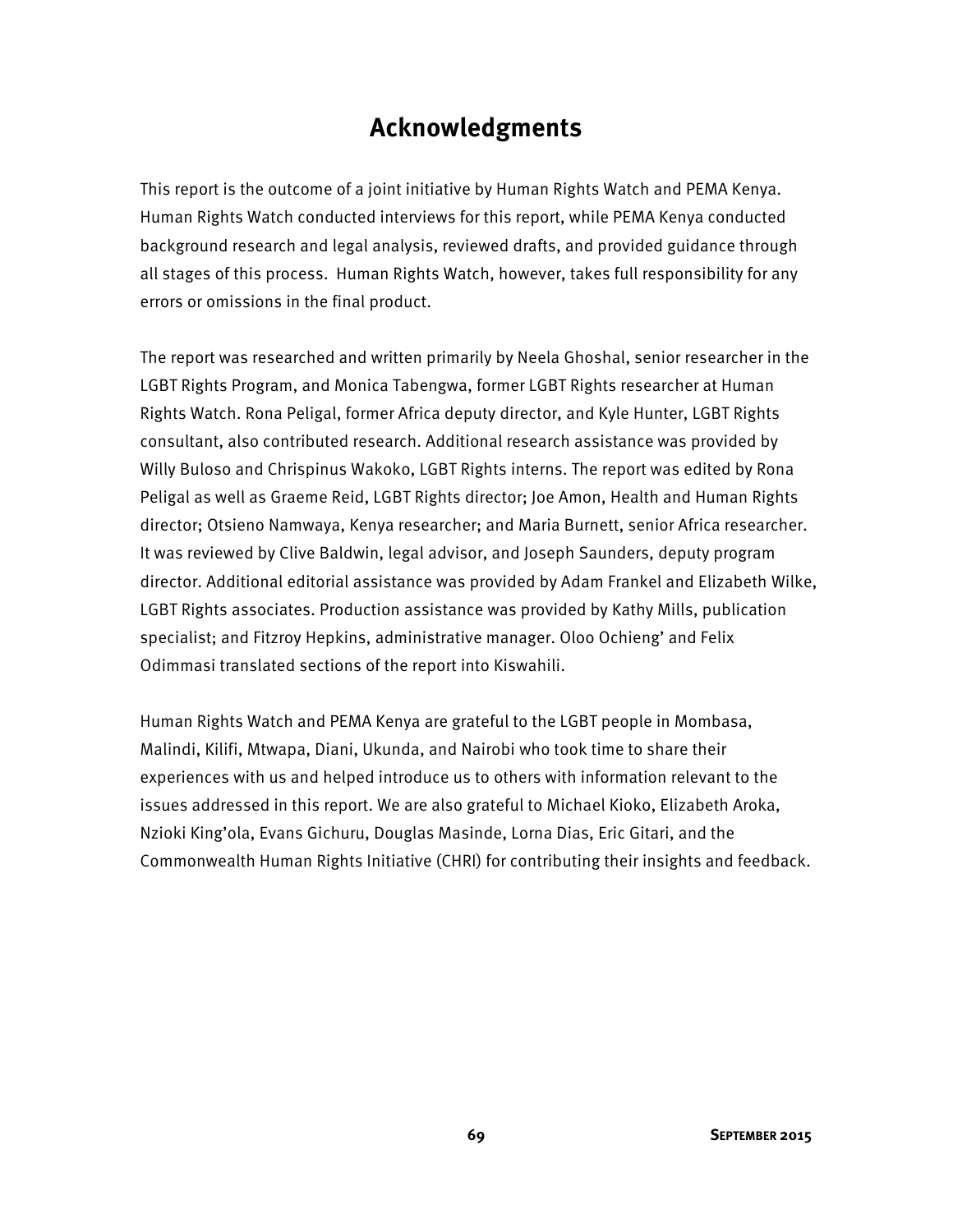# Acknowledgments

This report is the outcome of a joint initiative by Human Rights Watch and PEMA Kenya. Human Rights Watch conducted interviews for this report, while PEMA Kenya conducted background research and legal analysis, reviewed drafts, and provided guidance through all stages of this process. Human Rights Watch, however, takes full responsibility for any errors or omissions in the final product.

The report was researched and written primarily by Neela Ghoshal, senior researcher in the LGBT Rights Program, and Monica Tabengwa, former LGBT Rights researcher at Human Rights Watch. Rona Peligal, former Africa deputy director, and Kyle Hunter, LGBT Rights consultant, also contributed research. Additional research assistance was provided by Willy Buloso and Chrispinus Wakoko, LGBT Rights interns. The report was edited by Rona Peligal as well as Graeme Reid, LGBT Rights director; Joe Amon, Health and Human Rights director; Otsieno Namwaya, Kenya researcher; and Maria Burnett, senior Africa researcher. It was reviewed by Clive Baldwin, legal advisor, and Joseph Saunders, deputy program director. Additional editorial assistance was provided by Adam Frankel and Elizabeth Wilke, LGBT Rights associates. Production assistance was provided by Kathy Mills, publication specialist; and Fitzroy Hepkins, administrative manager. Oloo Ochieng' and Felix Odimmasi translated sections of the report into Kiswahili.

Human Rights Watch and PEMA Kenya are grateful to the LGBT people in Mombasa, Malindi, Kilifi, Mtwapa, Diani, Ukunda, and Nairobi who took time to share their experiences with us and helped introduce us to others with information relevant to the issues addressed in this report. We are also grateful to Michael Kioko, Elizabeth Aroka, Nzioki King'ola, Evans Gichuru, Douglas Masinde, Lorna Dias, Eric Gitari, and the Commonwealth Human Rights Initiative (CHRI) for contributing their insights and feedback.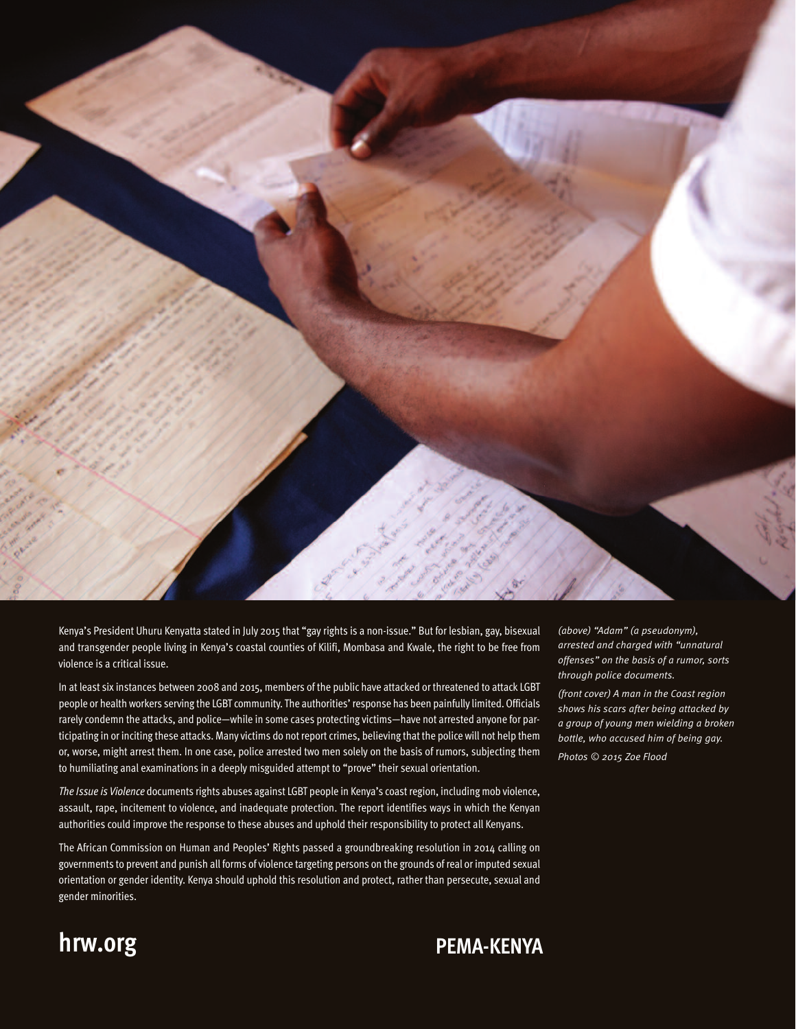Kenya's President Uhuru Kenyatta stated in July 2015 that "gay rights is a non-issue." But for lesbian, gay, bisexual and transgender people living in Kenya's coastal counties of Kilifi, Mombasa and Kwale, the right to be free from violence is a critical issue.

In at least six instances between 2008 and 2015, members of the public have attacked or threatened to attack LGBT people or health workers serving the LGBT community. The authorities' response has been painfully limited. Officials rarely condemn the attacks, and police—while in some cases protecting victims—have not arrested anyone for participating in or inciting these attacks. Many victims do not report crimes, believing that the police will not help them or, worse, might arrest them. In one case, police arrested two men solely on the basis of rumors, subjecting them to humiliating anal examinations in a deeply misguided attempt to "prove" their sexual orientation.

*The Issue is Violence* documents rights abuses against LGBT people in Kenya's coast region, including mob violence, assault, rape, incitement to violence, and inadequate protection. The report identifies ways in which the Kenyan authorities could improve the response to these abuses and uphold their responsibility to protect all Kenyans.

The African Commission on Human and Peoples' Rights passed a groundbreaking resolution in 2014 calling on governments to prevent and punish all forms of violence targeting persons on the grounds of real or imputed sexual orientation or gender identity. Kenya should uphold this resolution and protect, rather than persecute, sexual and gender minorities.

*(above) "Adam" (a pseudonym), arrested and charged with "unnatural offenses" on the basis of a rumor, sorts through police documents.*

*(front cover) A man in the Coast region shows his scars after being attacked by a group of young men wielding a broken bottle, who accused him of being gay.*

*Photos © 2015 Zoe Flood*

**hrw.org**

**PEMA-KENYA**